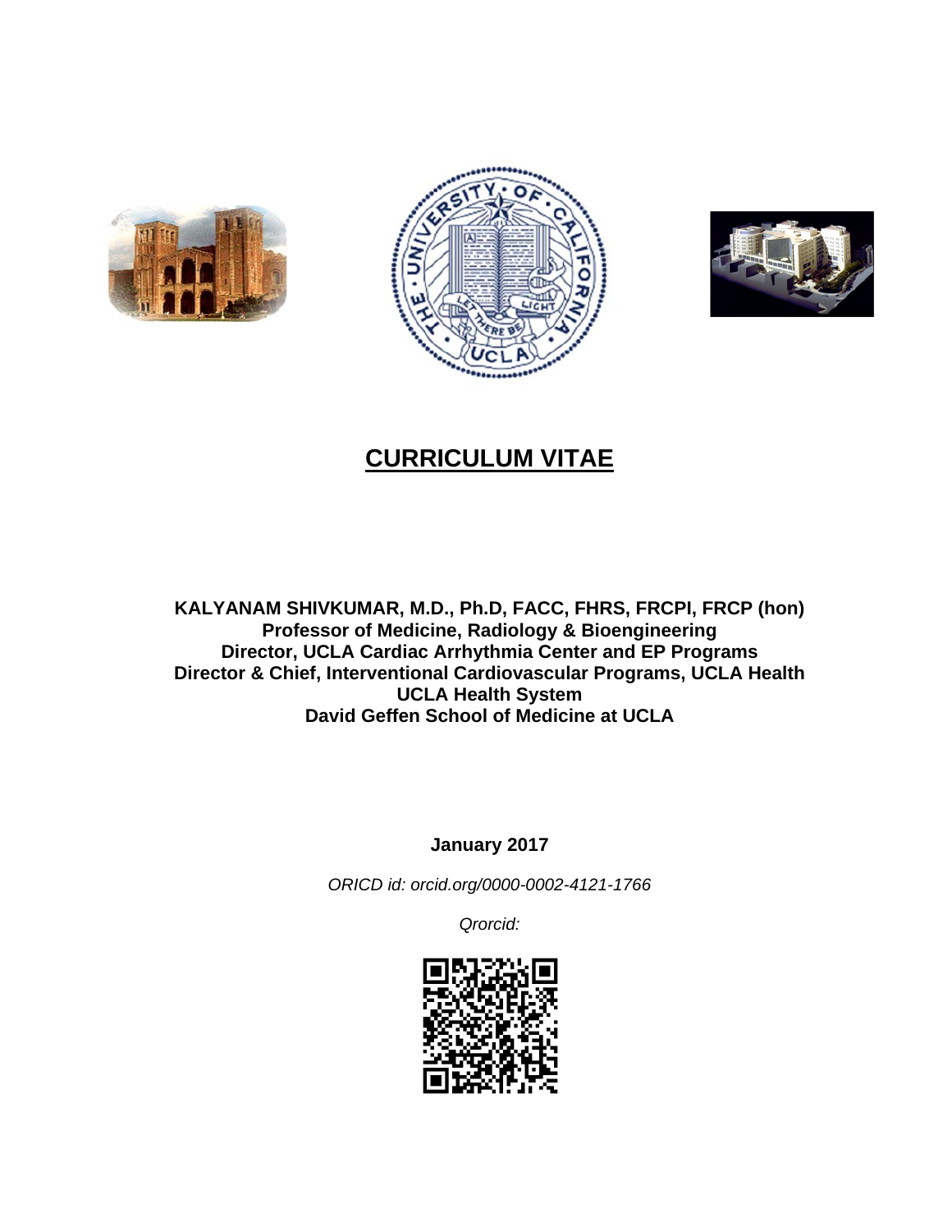# CURRICULUM VITAE

**KALYANAM SHIVKUMAR, M.D., Ph.D, FACC, FHRS, FRCPI, FRCP (hon)**
**Professor of Medicine, Radiology & Bioengineering**
**Director, UCLA Cardiac Arrhythmia Center and EP Programs**
**Director & Chief, Interventional Cardiovascular Programs, UCLA Health**
**UCLA Health System**
**David Geffen School of Medicine at UCLA**

**January 2017**

*ORICD id: orcid.org/0000-0002-4121-1766*

*Qrorcid:*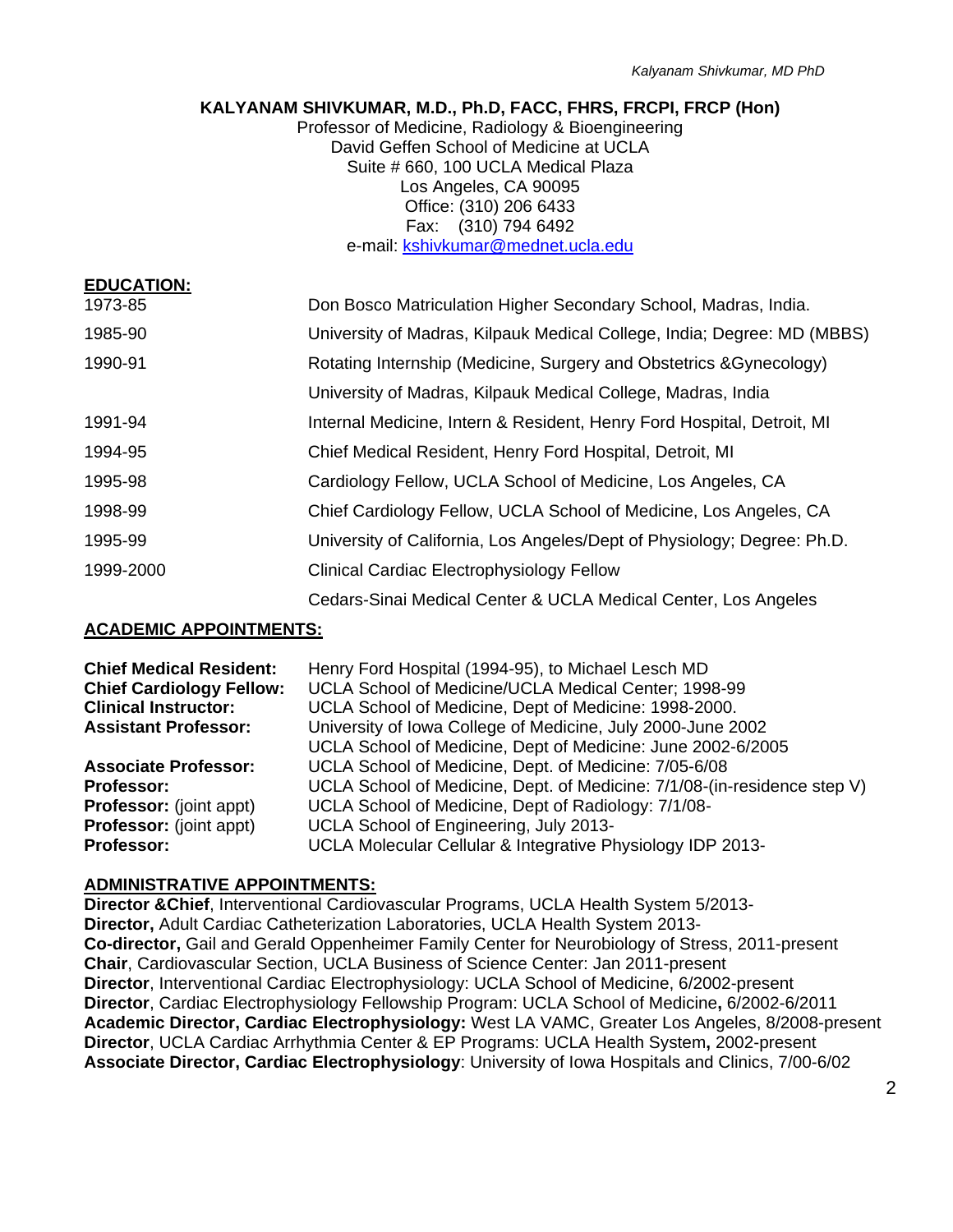**KALYANAM SHIVKUMAR, M.D., Ph.D, FACC, FHRS, FRCPI, FRCP (Hon)**
Professor of Medicine, Radiology & Bioengineering
David Geffen School of Medicine at UCLA
Suite # 660, 100 UCLA Medical Plaza
Los Angeles, CA 90095
Office: (310) 206 6433
Fax: (310) 794 6492
e-mail: kshivkumar@mednet.ucla.edu

## EDUCATION:

| | |
|---|---|
| 1973-85 | Don Bosco Matriculation Higher Secondary School, Madras, India. |
| 1985-90 | University of Madras, Kilpauk Medical College, India; Degree: MD (MBBS) |
| 1990-91 | Rotating Internship (Medicine, Surgery and Obstetrics &Gynecology) |
| | University of Madras, Kilpauk Medical College, Madras, India |
| 1991-94 | Internal Medicine, Intern & Resident, Henry Ford Hospital, Detroit, MI |
| 1994-95 | Chief Medical Resident, Henry Ford Hospital, Detroit, MI |
| 1995-98 | Cardiology Fellow, UCLA School of Medicine, Los Angeles, CA |
| 1998-99 | Chief Cardiology Fellow, UCLA School of Medicine, Los Angeles, CA |
| 1995-99 | University of California, Los Angeles/Dept of Physiology; Degree: Ph.D. |
| 1999-2000 | Clinical Cardiac Electrophysiology Fellow |
| | Cedars-Sinai Medical Center & UCLA Medical Center, Los Angeles |

## ACADEMIC APPOINTMENTS:

| | |
|---|---|
| **Chief Medical Resident:** | Henry Ford Hospital (1994-95), to Michael Lesch MD |
| **Chief Cardiology Fellow:** | UCLA School of Medicine/UCLA Medical Center; 1998-99 |
| **Clinical Instructor:** | UCLA School of Medicine, Dept of Medicine: 1998-2000. |
| **Assistant Professor:** | University of Iowa College of Medicine, July 2000-June 2002 |
| | UCLA School of Medicine, Dept of Medicine: June 2002-6/2005 |
| **Associate Professor:** | UCLA School of Medicine, Dept. of Medicine: 7/05-6/08 |
| **Professor:** | UCLA School of Medicine, Dept. of Medicine: 7/1/08-(in-residence step V) |
| **Professor:** (joint appt) | UCLA School of Medicine, Dept of Radiology: 7/1/08- |
| **Professor:** (joint appt) | UCLA School of Engineering, July 2013- |
| **Professor:** | UCLA Molecular Cellular & Integrative Physiology IDP 2013- |

## ADMINISTRATIVE APPOINTMENTS:

**Director &Chief**, Interventional Cardiovascular Programs, UCLA Health System 5/2013-
**Director,** Adult Cardiac Catheterization Laboratories, UCLA Health System 2013-
**Co-director,** Gail and Gerald Oppenheimer Family Center for Neurobiology of Stress, 2011-present
**Chair**, Cardiovascular Section, UCLA Business of Science Center: Jan 2011-present
**Director**, Interventional Cardiac Electrophysiology: UCLA School of Medicine, 6/2002-present
**Director**, Cardiac Electrophysiology Fellowship Program: UCLA School of Medicine**,** 6/2002-6/2011
**Academic Director, Cardiac Electrophysiology:** West LA VAMC, Greater Los Angeles, 8/2008-present
**Director**, UCLA Cardiac Arrhythmia Center & EP Programs: UCLA Health System**,** 2002-present
**Associate Director, Cardiac Electrophysiology**: University of Iowa Hospitals and Clinics, 7/00-6/02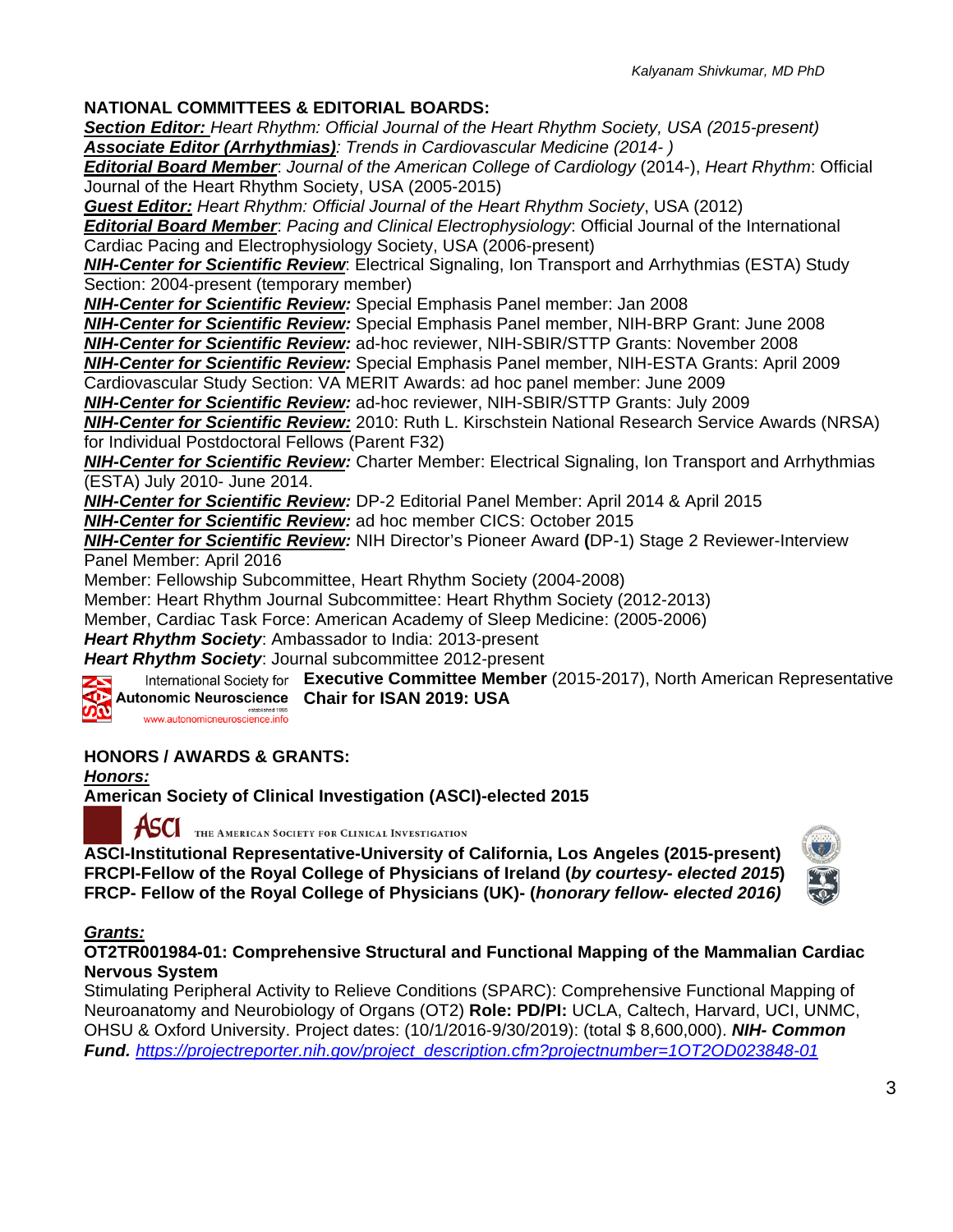## NATIONAL COMMITTEES & EDITORIAL BOARDS:

***Section Editor:*** *Heart Rhythm: Official Journal of the Heart Rhythm Society, USA (2015-present)*
***Associate Editor (Arrhythmias)***: *Trends in Cardiovascular Medicine (2014- )*
***Editorial Board Member***: *Journal of the American College of Cardiology* (2014-), *Heart Rhythm*: Official Journal of the Heart Rhythm Society, USA (2005-2015)
***Guest Editor:*** *Heart Rhythm: Official Journal of the Heart Rhythm Society*, USA (2012)
***Editorial Board Member***: *Pacing and Clinical Electrophysiology*: Official Journal of the International Cardiac Pacing and Electrophysiology Society, USA (2006-present)
***NIH-Center for Scientific Review***: Electrical Signaling, Ion Transport and Arrhythmias (ESTA) Study Section: 2004-present (temporary member)
***NIH-Center for Scientific Review:*** Special Emphasis Panel member: Jan 2008
***NIH-Center for Scientific Review:*** Special Emphasis Panel member, NIH-BRP Grant: June 2008
***NIH-Center for Scientific Review:*** ad-hoc reviewer, NIH-SBIR/STTP Grants: November 2008
***NIH-Center for Scientific Review:*** Special Emphasis Panel member, NIH-ESTA Grants: April 2009
Cardiovascular Study Section: VA MERIT Awards: ad hoc panel member: June 2009
***NIH-Center for Scientific Review:*** ad-hoc reviewer, NIH-SBIR/STTP Grants: July 2009
***NIH-Center for Scientific Review:*** 2010: Ruth L. Kirschstein National Research Service Awards (NRSA) for Individual Postdoctoral Fellows (Parent F32)
***NIH-Center for Scientific Review:*** Charter Member: Electrical Signaling, Ion Transport and Arrhythmias (ESTA) July 2010- June 2014.
***NIH-Center for Scientific Review:*** DP-2 Editorial Panel Member: April 2014 & April 2015
***NIH-Center for Scientific Review:*** ad hoc member CICS: October 2015
***NIH-Center for Scientific Review:*** NIH Director's Pioneer Award **(**DP-1) Stage 2 Reviewer-Interview Panel Member: April 2016
Member: Fellowship Subcommittee, Heart Rhythm Society (2004-2008)
Member: Heart Rhythm Journal Subcommittee: Heart Rhythm Society (2012-2013)
Member, Cardiac Task Force: American Academy of Sleep Medicine: (2005-2006)
***Heart Rhythm Society***: Ambassador to India: 2013-present
***Heart Rhythm Society***: Journal subcommittee 2012-present
International Society for Autonomic Neuroscience (established 1995, www.autonomicneuroscience.info) **Executive Committee Member** (2015-2017), North American Representative **Chair for ISAN 2019: USA**

## HONORS / AWARDS & GRANTS:

***Honors:***

**American Society of Clinical Investigation (ASCI)-elected 2015**

ASCI The American Society for Clinical Investigation

**ASCI-Institutional Representative-University of California, Los Angeles (2015-present)**
**FRCPI-Fellow of the Royal College of Physicians of Ireland (*by courtesy- elected 2015*)**
**FRCP- Fellow of the Royal College of Physicians (UK)- (*honorary fellow- elected 2016)***

***Grants:***

**OT2TR001984-01: Comprehensive Structural and Functional Mapping of the Mammalian Cardiac Nervous System**

Stimulating Peripheral Activity to Relieve Conditions (SPARC): Comprehensive Functional Mapping of Neuroanatomy and Neurobiology of Organs (OT2) **Role: PD/PI:** UCLA, Caltech, Harvard, UCI, UNMC, OHSU & Oxford University. Project dates: (10/1/2016-9/30/2019): (total $ 8,600,000). ***NIH- Common Fund.*** https://projectreporter.nih.gov/project_description.cfm?projectnumber=1OT2OD023848-01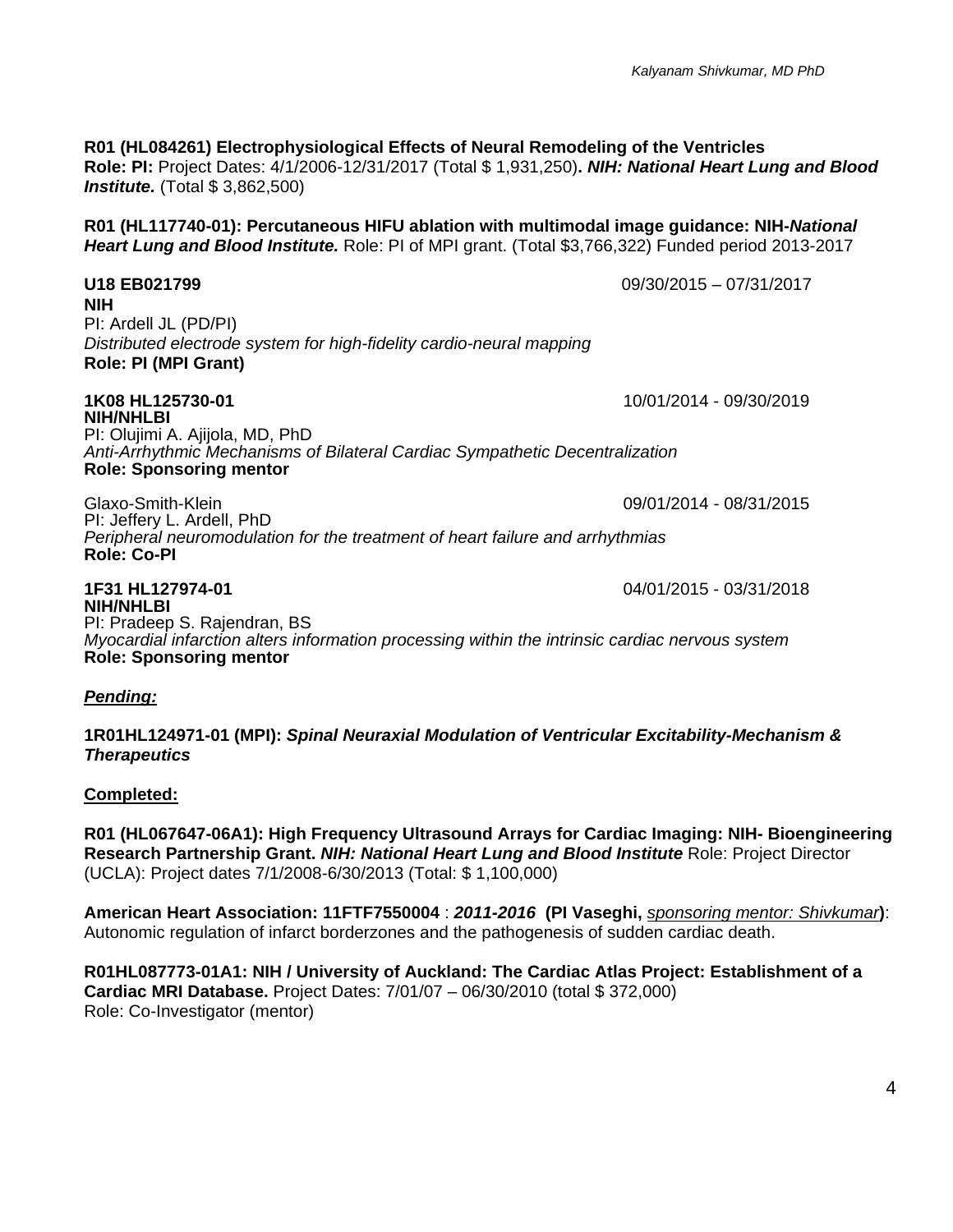**R01 (HL084261) Electrophysiological Effects of Neural Remodeling of the Ventricles**
**Role: PI:** Project Dates: 4/1/2006-12/31/2017 (Total $ 1,931,250)**. *NIH: National Heart Lung and Blood Institute.*** (Total $ 3,862,500)

**R01 (HL117740-01): Percutaneous HIFU ablation with multimodal image guidance: NIH-*National Heart Lung and Blood Institute.*** Role: PI of MPI grant. (Total $3,766,322) Funded period 2013-2017

**U18 EB021799** 09/30/2015 – 07/31/2017
**NIH**
PI: Ardell JL (PD/PI)
*Distributed electrode system for high-fidelity cardio-neural mapping*
**Role: PI (MPI Grant)**

**1K08 HL125730-01** 10/01/2014 - 09/30/2019
**NIH/NHLBI**
PI: Olujimi A. Ajijola, MD, PhD
*Anti-Arrhythmic Mechanisms of Bilateral Cardiac Sympathetic Decentralization*
**Role: Sponsoring mentor**

Glaxo-Smith-Klein 09/01/2014 - 08/31/2015
PI: Jeffery L. Ardell, PhD
*Peripheral neuromodulation for the treatment of heart failure and arrhythmias*
**Role: Co-PI**

**1F31 HL127974-01** 04/01/2015 - 03/31/2018
**NIH/NHLBI**
PI: Pradeep S. Rajendran, BS
*Myocardial infarction alters information processing within the intrinsic cardiac nervous system*
**Role: Sponsoring mentor**

***Pending:***

**1R01HL124971-01 (MPI): *Spinal Neuraxial Modulation of Ventricular Excitability-Mechanism & Therapeutics***

**Completed:**

**R01 (HL067647-06A1): High Frequency Ultrasound Arrays for Cardiac Imaging: NIH- Bioengineering Research Partnership Grant. *NIH: National Heart Lung and Blood Institute*** Role: Project Director (UCLA): Project dates 7/1/2008-6/30/2013 (Total: $ 1,100,000)

**American Heart Association: 11FTF7550004** : ***2011-2016* (PI Vaseghi,** *sponsoring mentor: Shivkumar***)**: Autonomic regulation of infarct borderzones and the pathogenesis of sudden cardiac death.

**R01HL087773-01A1: NIH / University of Auckland: The Cardiac Atlas Project: Establishment of a Cardiac MRI Database.** Project Dates: 7/01/07 – 06/30/2010 (total $ 372,000)
Role: Co-Investigator (mentor)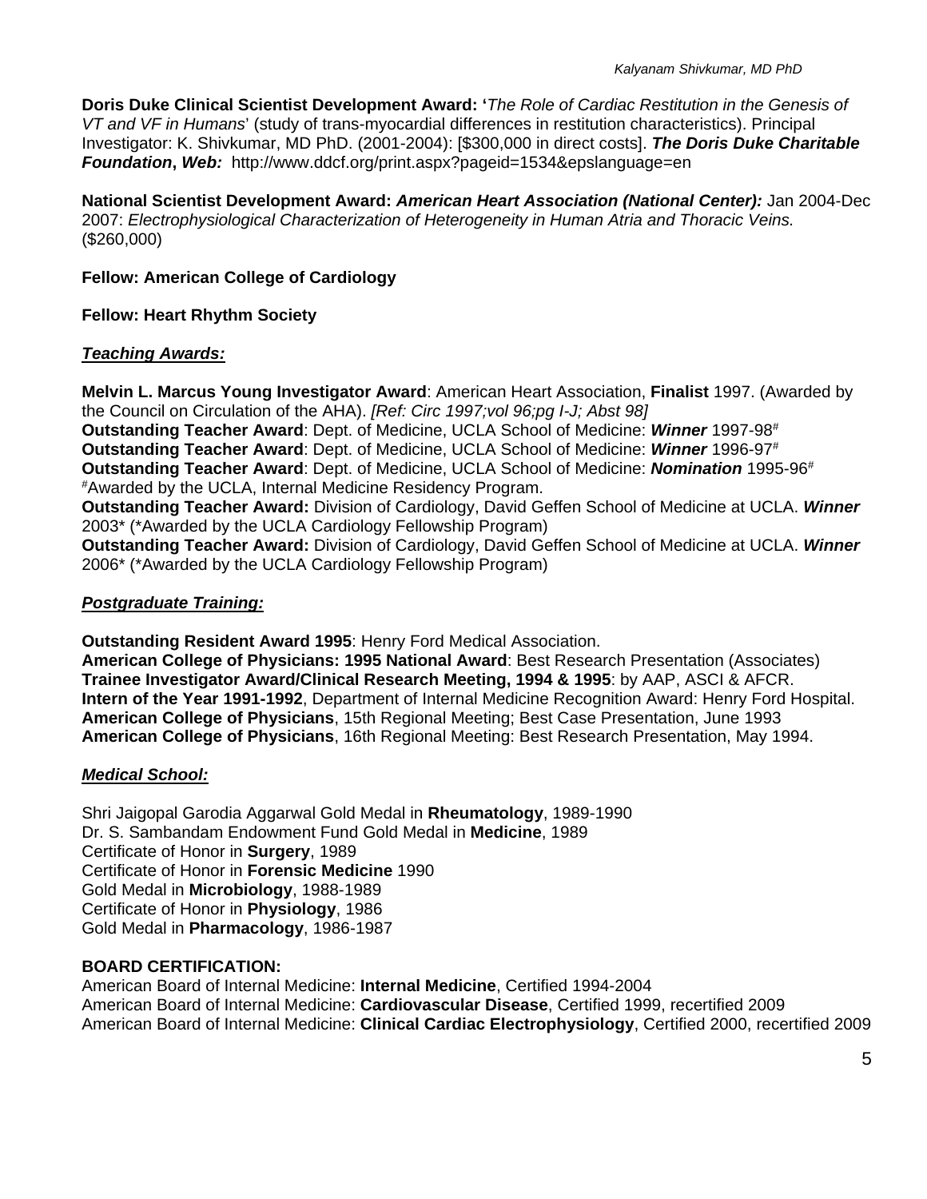**Doris Duke Clinical Scientist Development Award: '***The Role of Cardiac Restitution in the Genesis of VT and VF in Humans*' (study of trans-myocardial differences in restitution characteristics). Principal Investigator: K. Shivkumar, MD PhD. (2001-2004): [$300,000 in direct costs]. ***The Doris Duke Charitable Foundation*****, *Web:*** http://www.ddcf.org/print.aspx?pageid=1534&epslanguage=en

**National Scientist Development Award: *American Heart Association (National Center):*** Jan 2004-Dec 2007: *Electrophysiological Characterization of Heterogeneity in Human Atria and Thoracic Veins.* ($260,000)

**Fellow: American College of Cardiology**

**Fellow: Heart Rhythm Society**

***Teaching Awards:***

**Melvin L. Marcus Young Investigator Award**: American Heart Association, **Finalist** 1997. (Awarded by the Council on Circulation of the AHA). *[Ref: Circ 1997;vol 96;pg I-J; Abst 98]*
**Outstanding Teacher Award**: Dept. of Medicine, UCLA School of Medicine: ***Winner*** 1997-98#
**Outstanding Teacher Award**: Dept. of Medicine, UCLA School of Medicine: ***Winner*** 1996-97#
**Outstanding Teacher Award**: Dept. of Medicine, UCLA School of Medicine: ***Nomination*** 1995-96#
#Awarded by the UCLA, Internal Medicine Residency Program.
**Outstanding Teacher Award:** Division of Cardiology, David Geffen School of Medicine at UCLA. ***Winner*** 2003* (*Awarded by the UCLA Cardiology Fellowship Program)
**Outstanding Teacher Award:** Division of Cardiology, David Geffen School of Medicine at UCLA. ***Winner*** 2006* (*Awarded by the UCLA Cardiology Fellowship Program)

***Postgraduate Training:***

**Outstanding Resident Award 1995**: Henry Ford Medical Association.
**American College of Physicians: 1995 National Award**: Best Research Presentation (Associates)
**Trainee Investigator Award/Clinical Research Meeting, 1994 & 1995**: by AAP, ASCI & AFCR.
**Intern of the Year 1991-1992**, Department of Internal Medicine Recognition Award: Henry Ford Hospital.
**American College of Physicians**, 15th Regional Meeting; Best Case Presentation, June 1993
**American College of Physicians**, 16th Regional Meeting: Best Research Presentation, May 1994.

***Medical School:***

Shri Jaigopal Garodia Aggarwal Gold Medal in **Rheumatology**, 1989-1990
Dr. S. Sambandam Endowment Fund Gold Medal in **Medicine**, 1989
Certificate of Honor in **Surgery**, 1989
Certificate of Honor in **Forensic Medicine** 1990
Gold Medal in **Microbiology**, 1988-1989
Certificate of Honor in **Physiology**, 1986
Gold Medal in **Pharmacology**, 1986-1987

**BOARD CERTIFICATION:**
American Board of Internal Medicine: **Internal Medicine**, Certified 1994-2004
American Board of Internal Medicine: **Cardiovascular Disease**, Certified 1999, recertified 2009
American Board of Internal Medicine: **Clinical Cardiac Electrophysiology**, Certified 2000, recertified 2009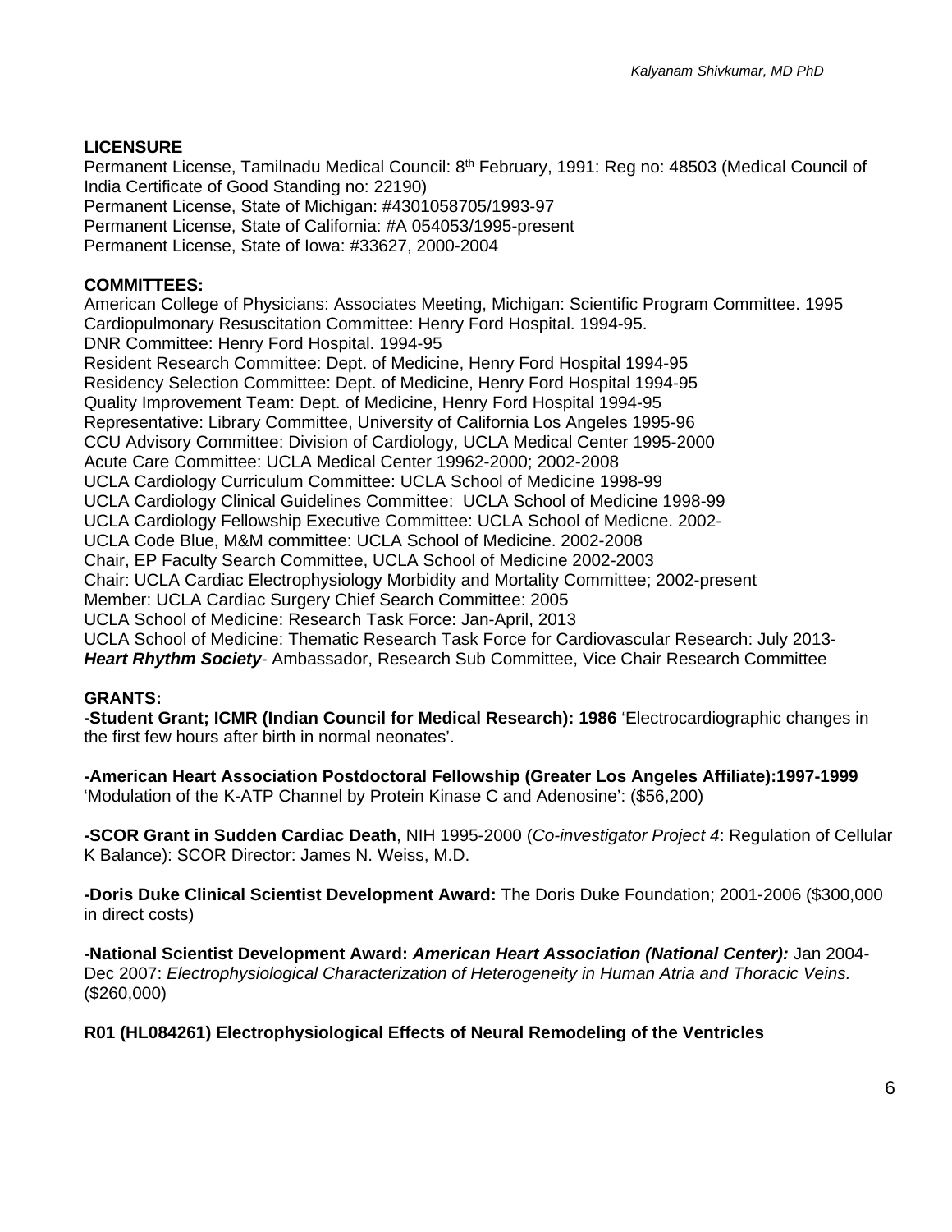**LICENSURE**

Permanent License, Tamilnadu Medical Council: 8th February, 1991: Reg no: 48503 (Medical Council of India Certificate of Good Standing no: 22190)
Permanent License, State of Michigan: #4301058705/1993-97
Permanent License, State of California: #A 054053/1995-present
Permanent License, State of Iowa: #33627, 2000-2004

**COMMITTEES:**

American College of Physicians: Associates Meeting, Michigan: Scientific Program Committee. 1995
Cardiopulmonary Resuscitation Committee: Henry Ford Hospital. 1994-95.
DNR Committee: Henry Ford Hospital. 1994-95
Resident Research Committee: Dept. of Medicine, Henry Ford Hospital 1994-95
Residency Selection Committee: Dept. of Medicine, Henry Ford Hospital 1994-95
Quality Improvement Team: Dept. of Medicine, Henry Ford Hospital 1994-95
Representative: Library Committee, University of California Los Angeles 1995-96
CCU Advisory Committee: Division of Cardiology, UCLA Medical Center 1995-2000
Acute Care Committee: UCLA Medical Center 19962-2000; 2002-2008
UCLA Cardiology Curriculum Committee: UCLA School of Medicine 1998-99
UCLA Cardiology Clinical Guidelines Committee: UCLA School of Medicine 1998-99
UCLA Cardiology Fellowship Executive Committee: UCLA School of Medicne. 2002-
UCLA Code Blue, M&M committee: UCLA School of Medicine. 2002-2008
Chair, EP Faculty Search Committee, UCLA School of Medicine 2002-2003
Chair: UCLA Cardiac Electrophysiology Morbidity and Mortality Committee; 2002-present
Member: UCLA Cardiac Surgery Chief Search Committee: 2005
UCLA School of Medicine: Research Task Force: Jan-April, 2013
UCLA School of Medicine: Thematic Research Task Force for Cardiovascular Research: July 2013-
***Heart Rhythm Society***- Ambassador, Research Sub Committee, Vice Chair Research Committee

**GRANTS:**

**-Student Grant; ICMR (Indian Council for Medical Research): 1986** 'Electrocardiographic changes in the first few hours after birth in normal neonates'.

**-American Heart Association Postdoctoral Fellowship (Greater Los Angeles Affiliate):1997-1999** 'Modulation of the K-ATP Channel by Protein Kinase C and Adenosine': ($56,200)

**-SCOR Grant in Sudden Cardiac Death**, NIH 1995-2000 (*Co-investigator Project 4*: Regulation of Cellular K Balance): SCOR Director: James N. Weiss, M.D.

**-Doris Duke Clinical Scientist Development Award:** The Doris Duke Foundation; 2001-2006 ($300,000 in direct costs)

**-National Scientist Development Award: *American Heart Association (National Center):*** Jan 2004-Dec 2007: *Electrophysiological Characterization of Heterogeneity in Human Atria and Thoracic Veins.* ($260,000)

**R01 (HL084261) Electrophysiological Effects of Neural Remodeling of the Ventricles**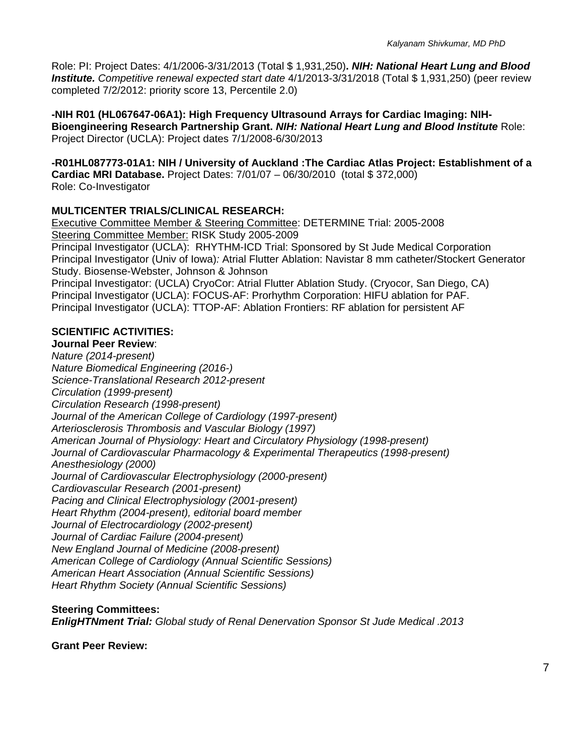Role: PI: Project Dates: 4/1/2006-3/31/2013 (Total $ 1,931,250)**. *NIH: National Heart Lung and Blood Institute.*** *Competitive renewal expected start date* 4/1/2013-3/31/2018 (Total $ 1,931,250) (peer review completed 7/2/2012: priority score 13, Percentile 2.0)

**-NIH R01 (HL067647-06A1): High Frequency Ultrasound Arrays for Cardiac Imaging: NIH-Bioengineering Research Partnership Grant.** ***NIH: National Heart Lung and Blood Institute*** Role: Project Director (UCLA): Project dates 7/1/2008-6/30/2013

**-R01HL087773-01A1: NIH / University of Auckland :The Cardiac Atlas Project: Establishment of a Cardiac MRI Database.** Project Dates: 7/01/07 – 06/30/2010 (total $ 372,000)
Role: Co-Investigator

**MULTICENTER TRIALS/CLINICAL RESEARCH:**
Executive Committee Member & Steering Committee: DETERMINE Trial: 2005-2008
Steering Committee Member: RISK Study 2005-2009
Principal Investigator (UCLA): RHYTHM-ICD Trial: Sponsored by St Jude Medical Corporation
Principal Investigator (Univ of Iowa)*:* Atrial Flutter Ablation: Navistar 8 mm catheter/Stockert Generator Study. Biosense-Webster, Johnson & Johnson
Principal Investigator: (UCLA) CryoCor: Atrial Flutter Ablation Study. (Cryocor, San Diego, CA)
Principal Investigator (UCLA): FOCUS-AF: Prorhythm Corporation: HIFU ablation for PAF.
Principal Investigator (UCLA): TTOP-AF: Ablation Frontiers: RF ablation for persistent AF

**SCIENTIFIC ACTIVITIES:**

**Journal Peer Review**:
*Nature (2014-present)*
*Nature Biomedical Engineering (2016-)*
*Science-Translational Research 2012-present*
*Circulation (1999-present)*
*Circulation Research (1998-present)*
*Journal of the American College of Cardiology (1997-present)*
*Arteriosclerosis Thrombosis and Vascular Biology (1997)*
*American Journal of Physiology: Heart and Circulatory Physiology (1998-present)*
*Journal of Cardiovascular Pharmacology & Experimental Therapeutics (1998-present)*
*Anesthesiology (2000)*
*Journal of Cardiovascular Electrophysiology (2000-present)*
*Cardiovascular Research (2001-present)*
*Pacing and Clinical Electrophysiology (2001-present)*
*Heart Rhythm (2004-present), editorial board member*
*Journal of Electrocardiology (2002-present)*
*Journal of Cardiac Failure (2004-present)*
*New England Journal of Medicine (2008-present)*
*American College of Cardiology (Annual Scientific Sessions)*
*American Heart Association (Annual Scientific Sessions)*
*Heart Rhythm Society (Annual Scientific Sessions)*

**Steering Committees:**
***EnligHTNment Trial:*** *Global study of Renal Denervation Sponsor St Jude Medical .2013*

**Grant Peer Review:**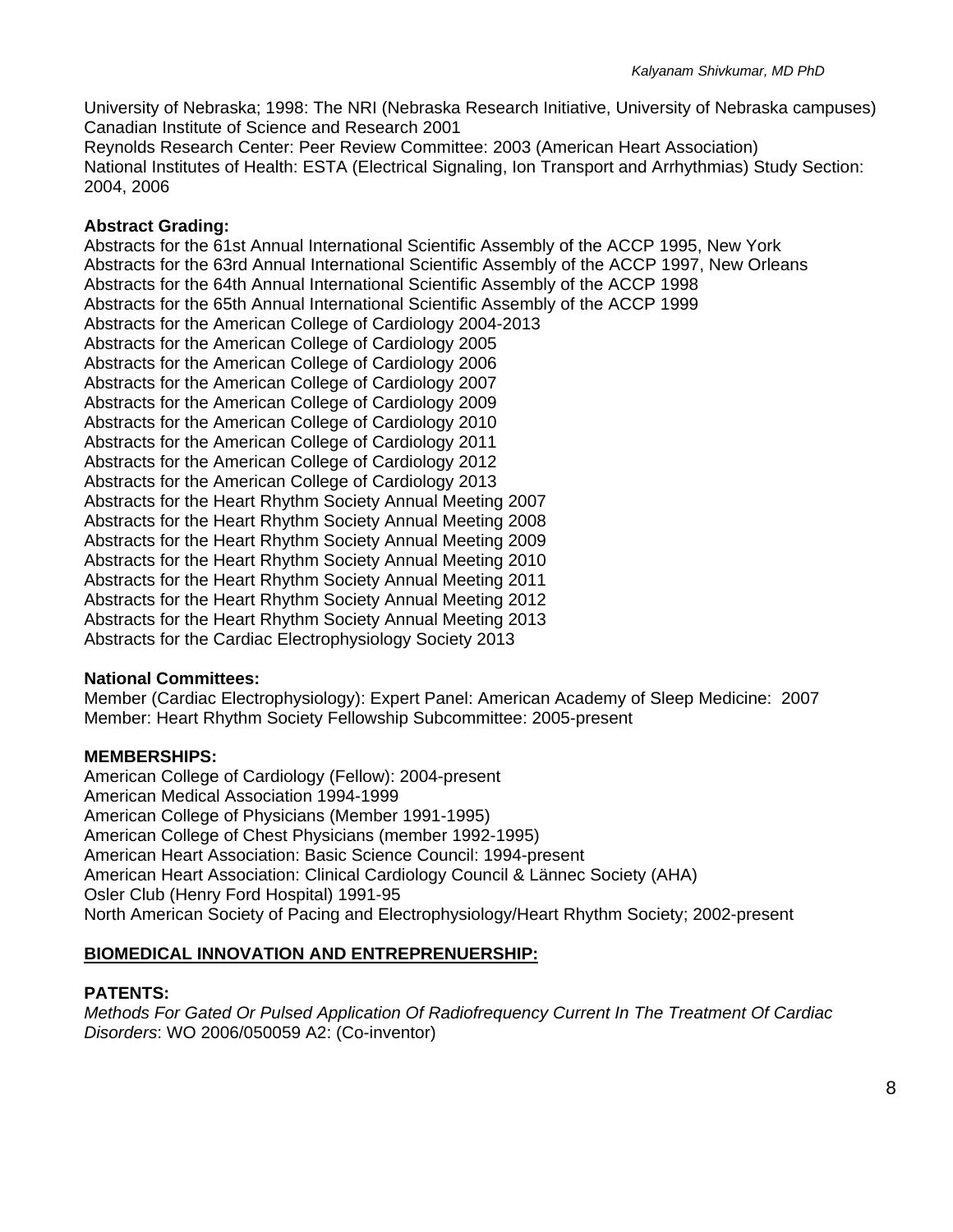University of Nebraska; 1998: The NRI (Nebraska Research Initiative, University of Nebraska campuses)
Canadian Institute of Science and Research 2001
Reynolds Research Center: Peer Review Committee: 2003 (American Heart Association)
National Institutes of Health: ESTA (Electrical Signaling, Ion Transport and Arrhythmias) Study Section: 2004, 2006

**Abstract Grading:**

Abstracts for the 61st Annual International Scientific Assembly of the ACCP 1995, New York
Abstracts for the 63rd Annual International Scientific Assembly of the ACCP 1997, New Orleans
Abstracts for the 64th Annual International Scientific Assembly of the ACCP 1998
Abstracts for the 65th Annual International Scientific Assembly of the ACCP 1999
Abstracts for the American College of Cardiology 2004-2013
Abstracts for the American College of Cardiology 2005
Abstracts for the American College of Cardiology 2006
Abstracts for the American College of Cardiology 2007
Abstracts for the American College of Cardiology 2009
Abstracts for the American College of Cardiology 2010
Abstracts for the American College of Cardiology 2011
Abstracts for the American College of Cardiology 2012
Abstracts for the American College of Cardiology 2013
Abstracts for the Heart Rhythm Society Annual Meeting 2007
Abstracts for the Heart Rhythm Society Annual Meeting 2008
Abstracts for the Heart Rhythm Society Annual Meeting 2009
Abstracts for the Heart Rhythm Society Annual Meeting 2010
Abstracts for the Heart Rhythm Society Annual Meeting 2011
Abstracts for the Heart Rhythm Society Annual Meeting 2012
Abstracts for the Heart Rhythm Society Annual Meeting 2013
Abstracts for the Cardiac Electrophysiology Society 2013

**National Committees:**

Member (Cardiac Electrophysiology): Expert Panel: American Academy of Sleep Medicine: 2007
Member: Heart Rhythm Society Fellowship Subcommittee: 2005-present

**MEMBERSHIPS:**

American College of Cardiology (Fellow): 2004-present
American Medical Association 1994-1999
American College of Physicians (Member 1991-1995)
American College of Chest Physicians (member 1992-1995)
American Heart Association: Basic Science Council: 1994-present
American Heart Association: Clinical Cardiology Council & Lännec Society (AHA)
Osler Club (Henry Ford Hospital) 1991-95
North American Society of Pacing and Electrophysiology/Heart Rhythm Society; 2002-present

## BIOMEDICAL INNOVATION AND ENTREPRENUERSHIP:

**PATENTS:**

*Methods For Gated Or Pulsed Application Of Radiofrequency Current In The Treatment Of Cardiac Disorders*: WO 2006/050059 A2: (Co-inventor)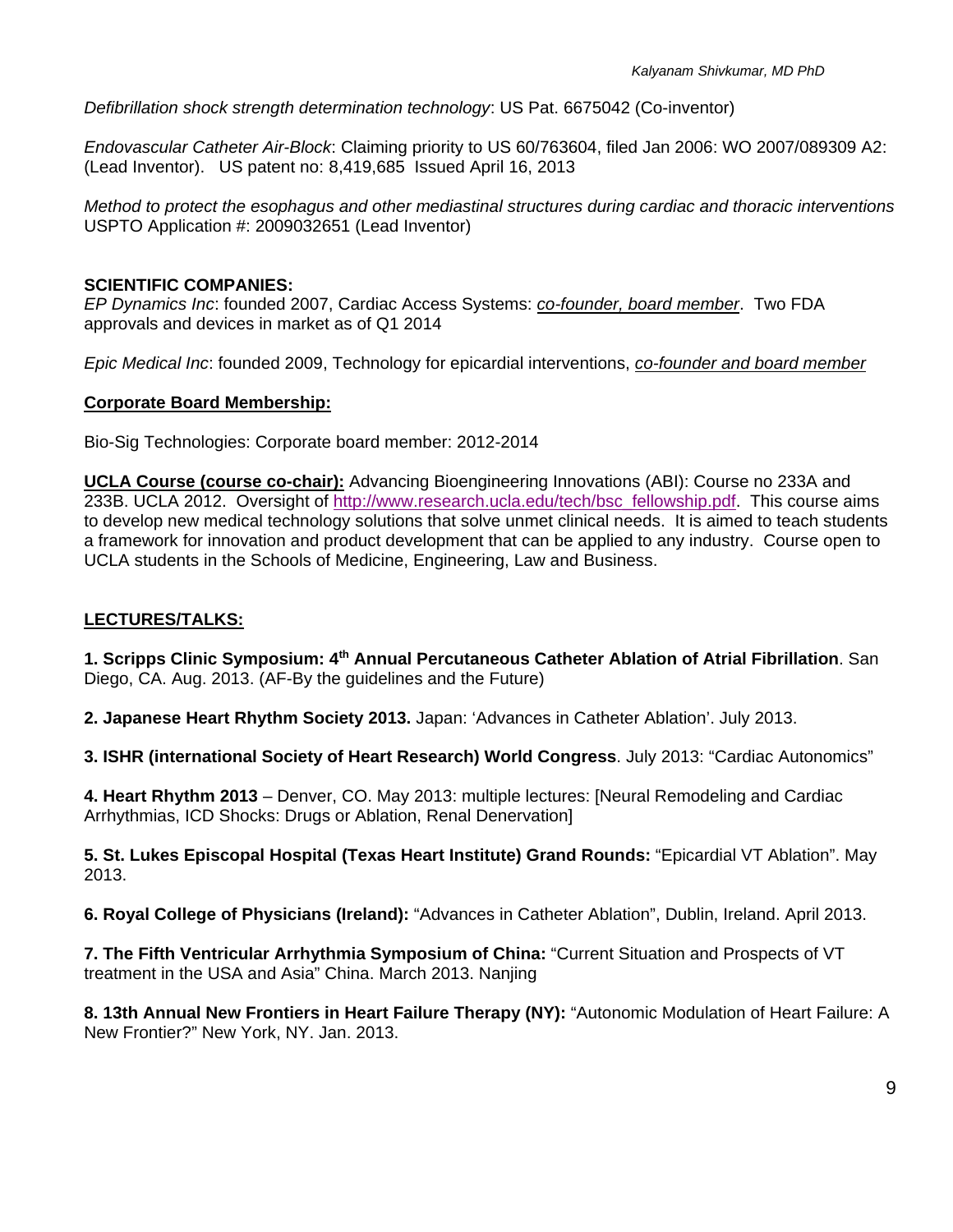*Defibrillation shock strength determination technology*: US Pat. 6675042 (Co-inventor)

*Endovascular Catheter Air-Block*: Claiming priority to US 60/763604, filed Jan 2006: WO 2007/089309 A2: (Lead Inventor). US patent no: 8,419,685 Issued April 16, 2013

*Method to protect the esophagus and other mediastinal structures during cardiac and thoracic interventions* USPTO Application #: 2009032651 (Lead Inventor)

**SCIENTIFIC COMPANIES:**

*EP Dynamics Inc*: founded 2007, Cardiac Access Systems: *co-founder, board member*. Two FDA approvals and devices in market as of Q1 2014

*Epic Medical Inc*: founded 2009, Technology for epicardial interventions, *co-founder and board member*

**Corporate Board Membership:**

Bio-Sig Technologies: Corporate board member: 2012-2014

**UCLA Course (course co-chair):** Advancing Bioengineering Innovations (ABI): Course no 233A and 233B. UCLA 2012. Oversight of http://www.research.ucla.edu/tech/bsc_fellowship.pdf. This course aims to develop new medical technology solutions that solve unmet clinical needs. It is aimed to teach students a framework for innovation and product development that can be applied to any industry. Course open to UCLA students in the Schools of Medicine, Engineering, Law and Business.

**LECTURES/TALKS:**

**1. Scripps Clinic Symposium: 4th Annual Percutaneous Catheter Ablation of Atrial Fibrillation**. San Diego, CA. Aug. 2013. (AF-By the guidelines and the Future)

**2. Japanese Heart Rhythm Society 2013.** Japan: 'Advances in Catheter Ablation'. July 2013.

**3. ISHR (international Society of Heart Research) World Congress**. July 2013: "Cardiac Autonomics"

**4. Heart Rhythm 2013** – Denver, CO. May 2013: multiple lectures: [Neural Remodeling and Cardiac Arrhythmias, ICD Shocks: Drugs or Ablation, Renal Denervation]

**5. St. Lukes Episcopal Hospital (Texas Heart Institute) Grand Rounds:** "Epicardial VT Ablation". May 2013.

**6. Royal College of Physicians (Ireland):** "Advances in Catheter Ablation", Dublin, Ireland. April 2013.

**7. The Fifth Ventricular Arrhythmia Symposium of China:** "Current Situation and Prospects of VT treatment in the USA and Asia" China. March 2013. Nanjing

**8. 13th Annual New Frontiers in Heart Failure Therapy (NY):** "Autonomic Modulation of Heart Failure: A New Frontier?" New York, NY. Jan. 2013.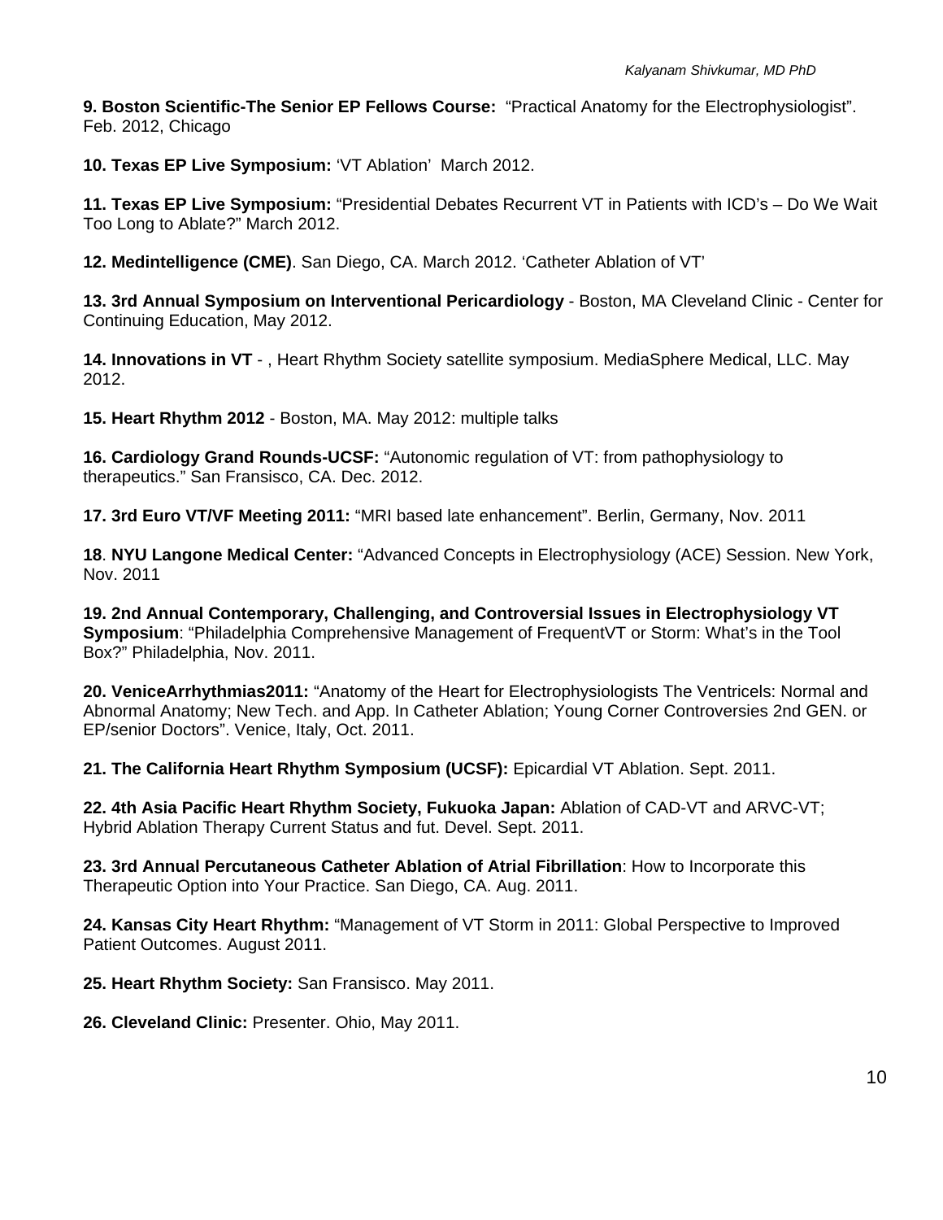**9. Boston Scientific-The Senior EP Fellows Course:** "Practical Anatomy for the Electrophysiologist". Feb. 2012, Chicago

**10. Texas EP Live Symposium:** 'VT Ablation' March 2012.

**11. Texas EP Live Symposium:** "Presidential Debates Recurrent VT in Patients with ICD's – Do We Wait Too Long to Ablate?" March 2012.

**12. Medintelligence (CME)**. San Diego, CA. March 2012. 'Catheter Ablation of VT'

**13. 3rd Annual Symposium on Interventional Pericardiology** - Boston, MA Cleveland Clinic - Center for Continuing Education, May 2012.

**14. Innovations in VT** - , Heart Rhythm Society satellite symposium. MediaSphere Medical, LLC. May 2012.

**15. Heart Rhythm 2012** - Boston, MA. May 2012: multiple talks

**16. Cardiology Grand Rounds-UCSF:** "Autonomic regulation of VT: from pathophysiology to therapeutics." San Fransisco, CA. Dec. 2012.

**17. 3rd Euro VT/VF Meeting 2011:** "MRI based late enhancement". Berlin, Germany, Nov. 2011

**18**. **NYU Langone Medical Center:** "Advanced Concepts in Electrophysiology (ACE) Session. New York, Nov. 2011

**19. 2nd Annual Contemporary, Challenging, and Controversial Issues in Electrophysiology VT Symposium**: "Philadelphia Comprehensive Management of FrequentVT or Storm: What's in the Tool Box?" Philadelphia, Nov. 2011.

**20. VeniceArrhythmias2011:** "Anatomy of the Heart for Electrophysiologists The Ventricels: Normal and Abnormal Anatomy; New Tech. and App. In Catheter Ablation; Young Corner Controversies 2nd GEN. or EP/senior Doctors". Venice, Italy, Oct. 2011.

**21. The California Heart Rhythm Symposium (UCSF):** Epicardial VT Ablation. Sept. 2011.

**22. 4th Asia Pacific Heart Rhythm Society, Fukuoka Japan:** Ablation of CAD-VT and ARVC-VT; Hybrid Ablation Therapy Current Status and fut. Devel. Sept. 2011.

**23. 3rd Annual Percutaneous Catheter Ablation of Atrial Fibrillation**: How to Incorporate this Therapeutic Option into Your Practice. San Diego, CA. Aug. 2011.

**24. Kansas City Heart Rhythm:** "Management of VT Storm in 2011: Global Perspective to Improved Patient Outcomes. August 2011.

**25. Heart Rhythm Society:** San Fransisco. May 2011.

**26. Cleveland Clinic:** Presenter. Ohio, May 2011.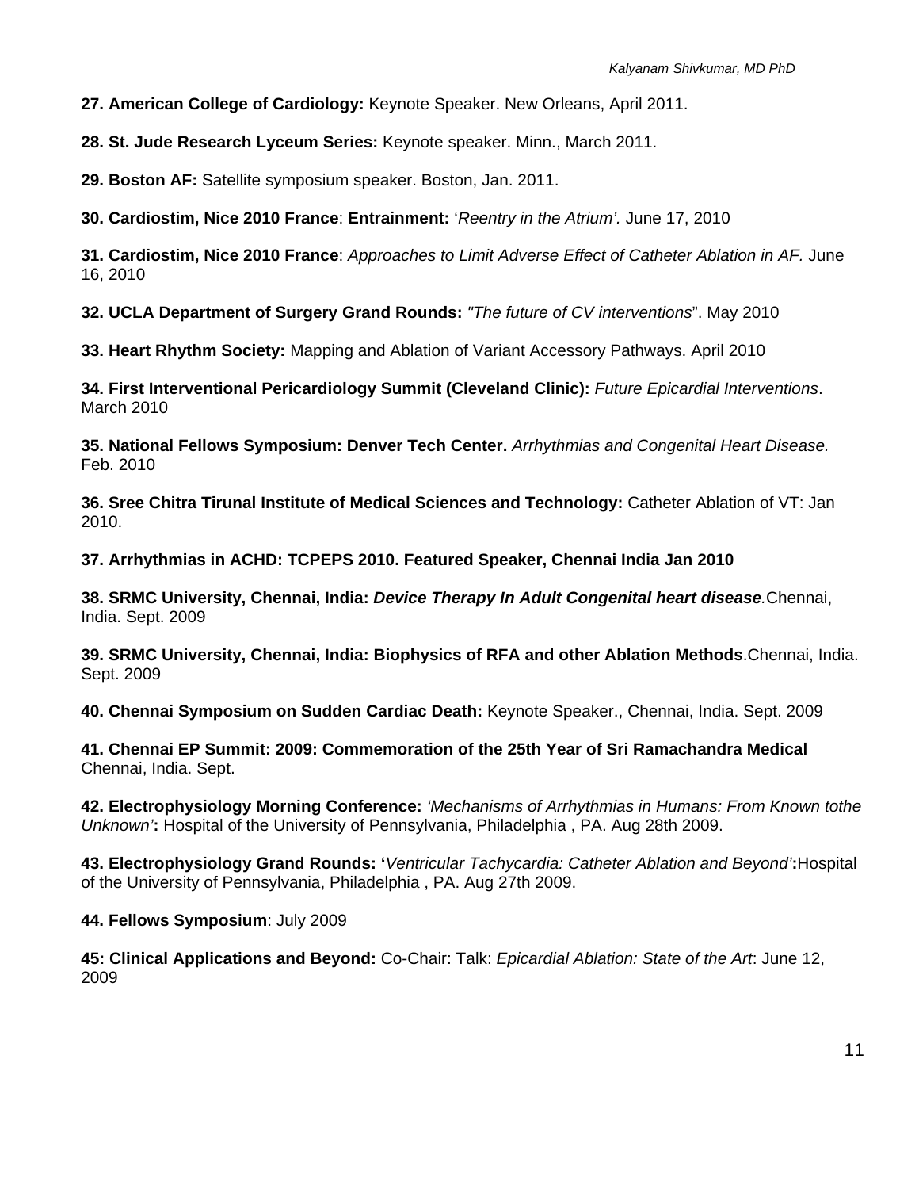**27. American College of Cardiology:** Keynote Speaker. New Orleans, April 2011.

**28. St. Jude Research Lyceum Series:** Keynote speaker. Minn., March 2011.

**29. Boston AF:** Satellite symposium speaker. Boston, Jan. 2011.

**30. Cardiostim, Nice 2010 France**: **Entrainment:** '*Reentry in the Atrium'*. June 17, 2010

**31. Cardiostim, Nice 2010 France**: *Approaches to Limit Adverse Effect of Catheter Ablation in AF.* June 16, 2010

**32. UCLA Department of Surgery Grand Rounds:** *"The future of CV interventions*". May 2010

**33. Heart Rhythm Society:** Mapping and Ablation of Variant Accessory Pathways. April 2010

**34. First Interventional Pericardiology Summit (Cleveland Clinic):** *Future Epicardial Interventions*. March 2010

**35. National Fellows Symposium: Denver Tech Center.** *Arrhythmias and Congenital Heart Disease.* Feb. 2010

**36. Sree Chitra Tirunal Institute of Medical Sciences and Technology:** Catheter Ablation of VT: Jan 2010.

**37. Arrhythmias in ACHD: TCPEPS 2010. Featured Speaker, Chennai India Jan 2010**

**38. SRMC University, Chennai, India:** ***Device Therapy In Adult Congenital heart disease***.Chennai, India. Sept. 2009

**39. SRMC University, Chennai, India: Biophysics of RFA and other Ablation Methods**.Chennai, India. Sept. 2009

**40. Chennai Symposium on Sudden Cardiac Death:** Keynote Speaker., Chennai, India. Sept. 2009

**41. Chennai EP Summit: 2009: Commemoration of the 25th Year of Sri Ramachandra Medical** Chennai, India. Sept.

**42. Electrophysiology Morning Conference:** *'Mechanisms of Arrhythmias in Humans: From Known tothe Unknown'***:** Hospital of the University of Pennsylvania, Philadelphia , PA. Aug 28th 2009.

**43. Electrophysiology Grand Rounds: '***Ventricular Tachycardia: Catheter Ablation and Beyond'***:**Hospital of the University of Pennsylvania, Philadelphia , PA. Aug 27th 2009.

**44. Fellows Symposium**: July 2009

**45: Clinical Applications and Beyond:** Co-Chair: Talk: *Epicardial Ablation: State of the Art*: June 12, 2009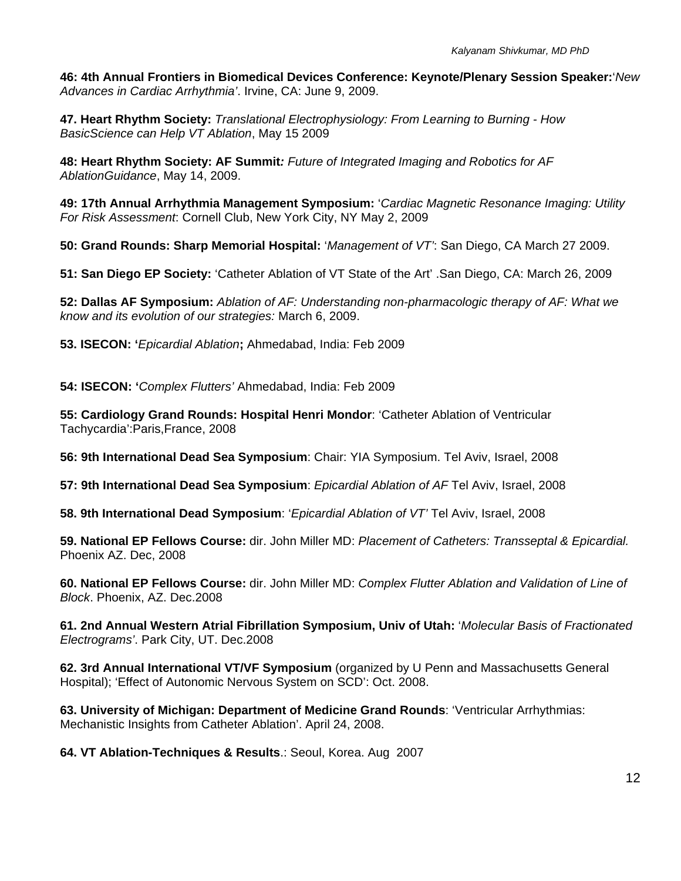**46: 4th Annual Frontiers in Biomedical Devices Conference: Keynote/Plenary Session Speaker:**'*New Advances in Cardiac Arrhythmia'*. Irvine, CA: June 9, 2009.

**47. Heart Rhythm Society:** *Translational Electrophysiology: From Learning to Burning - How BasicScience can Help VT Ablation*, May 15 2009

**48: Heart Rhythm Society: AF Summit***: Future of Integrated Imaging and Robotics for AF AblationGuidance*, May 14, 2009.

**49: 17th Annual Arrhythmia Management Symposium:** '*Cardiac Magnetic Resonance Imaging: Utility For Risk Assessment*: Cornell Club, New York City, NY May 2, 2009

**50: Grand Rounds: Sharp Memorial Hospital:** '*Management of VT'*: San Diego, CA March 27 2009.

**51: San Diego EP Society:** 'Catheter Ablation of VT State of the Art' .San Diego, CA: March 26, 2009

**52: Dallas AF Symposium:** *Ablation of AF: Understanding non-pharmacologic therapy of AF: What we know and its evolution of our strategies:* March 6, 2009.

**53. ISECON: '***Epicardial Ablation***;** Ahmedabad, India: Feb 2009

**54: ISECON: '***Complex Flutters'* Ahmedabad, India: Feb 2009

**55: Cardiology Grand Rounds: Hospital Henri Mondor**: 'Catheter Ablation of Ventricular Tachycardia':Paris,France, 2008

**56: 9th International Dead Sea Symposium**: Chair: YIA Symposium. Tel Aviv, Israel, 2008

**57: 9th International Dead Sea Symposium**: *Epicardial Ablation of AF* Tel Aviv, Israel, 2008

**58. 9th International Dead Symposium**: '*Epicardial Ablation of VT'* Tel Aviv, Israel, 2008

**59. National EP Fellows Course:** dir. John Miller MD: *Placement of Catheters: Transseptal & Epicardial.* Phoenix AZ. Dec, 2008

**60. National EP Fellows Course:** dir. John Miller MD: *Complex Flutter Ablation and Validation of Line of Block*. Phoenix, AZ. Dec.2008

**61. 2nd Annual Western Atrial Fibrillation Symposium, Univ of Utah:** '*Molecular Basis of Fractionated Electrograms'*. Park City, UT. Dec.2008

**62. 3rd Annual International VT/VF Symposium** (organized by U Penn and Massachusetts General Hospital); 'Effect of Autonomic Nervous System on SCD': Oct. 2008.

**63. University of Michigan: Department of Medicine Grand Rounds**: 'Ventricular Arrhythmias: Mechanistic Insights from Catheter Ablation'. April 24, 2008.

**64. VT Ablation-Techniques & Results**.: Seoul, Korea. Aug 2007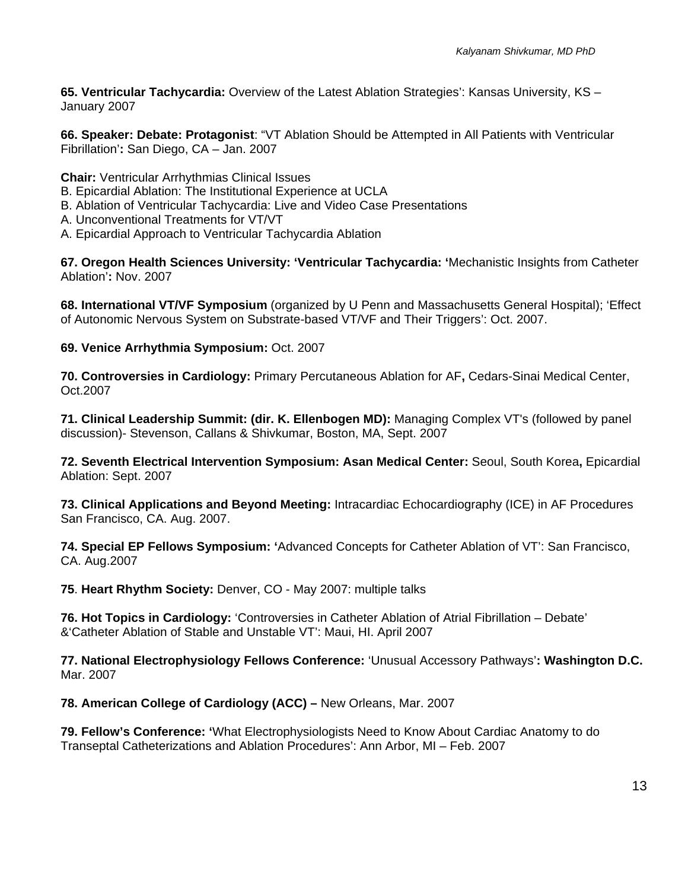**65. Ventricular Tachycardia:** Overview of the Latest Ablation Strategies': Kansas University, KS – January 2007

**66. Speaker: Debate: Protagonist**: "VT Ablation Should be Attempted in All Patients with Ventricular Fibrillation'**:** San Diego, CA – Jan. 2007

**Chair:** Ventricular Arrhythmias Clinical Issues
B. Epicardial Ablation: The Institutional Experience at UCLA
B. Ablation of Ventricular Tachycardia: Live and Video Case Presentations
A. Unconventional Treatments for VT/VT
A. Epicardial Approach to Ventricular Tachycardia Ablation

**67. Oregon Health Sciences University: 'Ventricular Tachycardia: '**Mechanistic Insights from Catheter Ablation'**:** Nov. 2007

**68. International VT/VF Symposium** (organized by U Penn and Massachusetts General Hospital); 'Effect of Autonomic Nervous System on Substrate-based VT/VF and Their Triggers': Oct. 2007.

**69. Venice Arrhythmia Symposium:** Oct. 2007

**70. Controversies in Cardiology:** Primary Percutaneous Ablation for AF**,** Cedars-Sinai Medical Center, Oct.2007

**71. Clinical Leadership Summit: (dir. K. Ellenbogen MD):** Managing Complex VT's (followed by panel discussion)- Stevenson, Callans & Shivkumar, Boston, MA, Sept. 2007

**72. Seventh Electrical Intervention Symposium: Asan Medical Center:** Seoul, South Korea**,** Epicardial Ablation: Sept. 2007

**73. Clinical Applications and Beyond Meeting:** Intracardiac Echocardiography (ICE) in AF Procedures San Francisco, CA. Aug. 2007.

**74. Special EP Fellows Symposium: '**Advanced Concepts for Catheter Ablation of VT': San Francisco, CA. Aug.2007

**75**. **Heart Rhythm Society:** Denver, CO - May 2007: multiple talks

**76. Hot Topics in Cardiology:** 'Controversies in Catheter Ablation of Atrial Fibrillation – Debate' &'Catheter Ablation of Stable and Unstable VT': Maui, HI. April 2007

**77. National Electrophysiology Fellows Conference:** 'Unusual Accessory Pathways'**: Washington D.C.** Mar. 2007

**78. American College of Cardiology (ACC) –** New Orleans, Mar. 2007

**79. Fellow's Conference: '**What Electrophysiologists Need to Know About Cardiac Anatomy to do Transeptal Catheterizations and Ablation Procedures': Ann Arbor, MI – Feb. 2007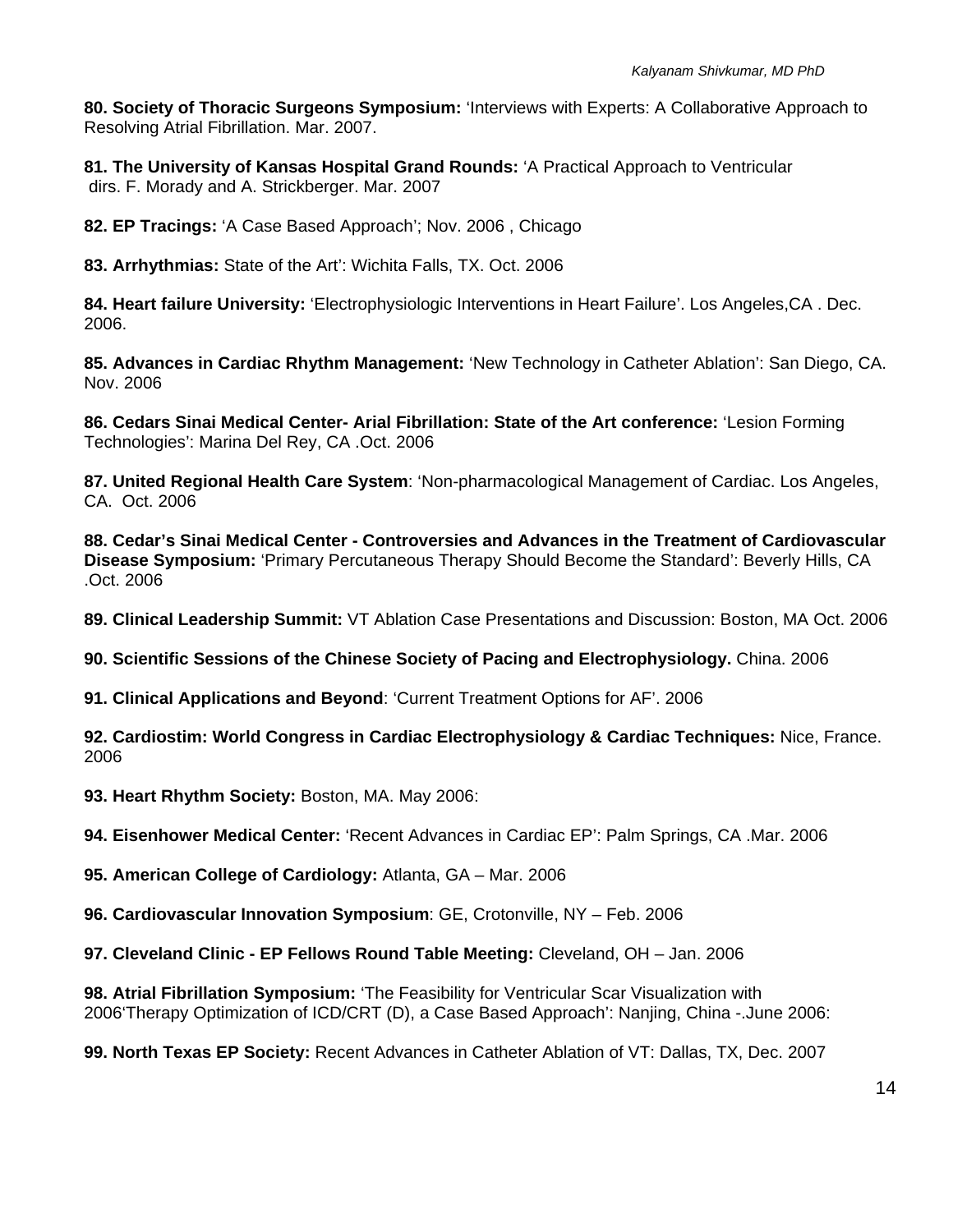**80. Society of Thoracic Surgeons Symposium:** 'Interviews with Experts: A Collaborative Approach to Resolving Atrial Fibrillation. Mar. 2007.

**81. The University of Kansas Hospital Grand Rounds:** 'A Practical Approach to Ventricular dirs. F. Morady and A. Strickberger. Mar. 2007

**82. EP Tracings:** 'A Case Based Approach'; Nov. 2006 , Chicago

**83. Arrhythmias:** State of the Art': Wichita Falls, TX. Oct. 2006

**84. Heart failure University:** 'Electrophysiologic Interventions in Heart Failure'. Los Angeles,CA . Dec. 2006.

**85. Advances in Cardiac Rhythm Management:** 'New Technology in Catheter Ablation': San Diego, CA. Nov. 2006

**86. Cedars Sinai Medical Center- Arial Fibrillation: State of the Art conference:** 'Lesion Forming Technologies': Marina Del Rey, CA .Oct. 2006

**87. United Regional Health Care System**: 'Non-pharmacological Management of Cardiac. Los Angeles, CA. Oct. 2006

**88. Cedar's Sinai Medical Center - Controversies and Advances in the Treatment of Cardiovascular Disease Symposium:** 'Primary Percutaneous Therapy Should Become the Standard': Beverly Hills, CA .Oct. 2006

**89. Clinical Leadership Summit:** VT Ablation Case Presentations and Discussion: Boston, MA Oct. 2006

**90. Scientific Sessions of the Chinese Society of Pacing and Electrophysiology.** China. 2006

**91. Clinical Applications and Beyond**: 'Current Treatment Options for AF'. 2006

**92. Cardiostim: World Congress in Cardiac Electrophysiology & Cardiac Techniques:** Nice, France. 2006

**93. Heart Rhythm Society:** Boston, MA. May 2006:

**94. Eisenhower Medical Center:** 'Recent Advances in Cardiac EP': Palm Springs, CA .Mar. 2006

**95. American College of Cardiology:** Atlanta, GA – Mar. 2006

**96. Cardiovascular Innovation Symposium**: GE, Crotonville, NY – Feb. 2006

**97. Cleveland Clinic - EP Fellows Round Table Meeting:** Cleveland, OH – Jan. 2006

**98. Atrial Fibrillation Symposium:** 'The Feasibility for Ventricular Scar Visualization with 2006'Therapy Optimization of ICD/CRT (D), a Case Based Approach': Nanjing, China -.June 2006:

**99. North Texas EP Society:** Recent Advances in Catheter Ablation of VT: Dallas, TX, Dec. 2007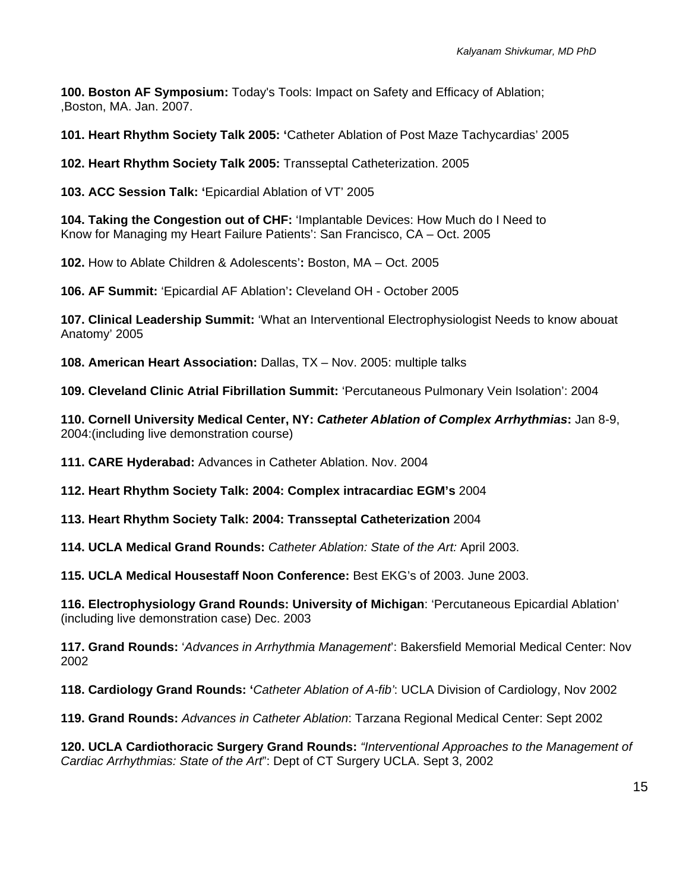**100. Boston AF Symposium:** Today's Tools: Impact on Safety and Efficacy of Ablation; ,Boston, MA. Jan. 2007.

**101. Heart Rhythm Society Talk 2005: '**Catheter Ablation of Post Maze Tachycardias' 2005

**102. Heart Rhythm Society Talk 2005:** Transseptal Catheterization. 2005

**103. ACC Session Talk: '**Epicardial Ablation of VT' 2005

**104. Taking the Congestion out of CHF:** 'Implantable Devices: How Much do I Need to Know for Managing my Heart Failure Patients': San Francisco, CA – Oct. 2005

**102.** How to Ablate Children & Adolescents'**:** Boston, MA – Oct. 2005

**106. AF Summit:** 'Epicardial AF Ablation'**:** Cleveland OH - October 2005

**107. Clinical Leadership Summit:** 'What an Interventional Electrophysiologist Needs to know abouat Anatomy' 2005

**108. American Heart Association:** Dallas, TX – Nov. 2005: multiple talks

**109. Cleveland Clinic Atrial Fibrillation Summit:** 'Percutaneous Pulmonary Vein Isolation': 2004

**110. Cornell University Medical Center, NY:** ***Catheter Ablation of Complex Arrhythmias*****:** Jan 8-9, 2004:(including live demonstration course)

**111. CARE Hyderabad:** Advances in Catheter Ablation. Nov. 2004

**112. Heart Rhythm Society Talk: 2004: Complex intracardiac EGM's** 2004

**113. Heart Rhythm Society Talk: 2004: Transseptal Catheterization** 2004

**114. UCLA Medical Grand Rounds:** *Catheter Ablation: State of the Art:* April 2003.

**115. UCLA Medical Housestaff Noon Conference:** Best EKG's of 2003. June 2003.

**116. Electrophysiology Grand Rounds: University of Michigan**: 'Percutaneous Epicardial Ablation' (including live demonstration case) Dec. 2003

**117. Grand Rounds:** '*Advances in Arrhythmia Management*': Bakersfield Memorial Medical Center: Nov 2002

**118. Cardiology Grand Rounds: '***Catheter Ablation of A-fib'*: UCLA Division of Cardiology, Nov 2002

**119. Grand Rounds:** *Advances in Catheter Ablation*: Tarzana Regional Medical Center: Sept 2002

**120. UCLA Cardiothoracic Surgery Grand Rounds:** *"Interventional Approaches to the Management of Cardiac Arrhythmias: State of the Art*": Dept of CT Surgery UCLA. Sept 3, 2002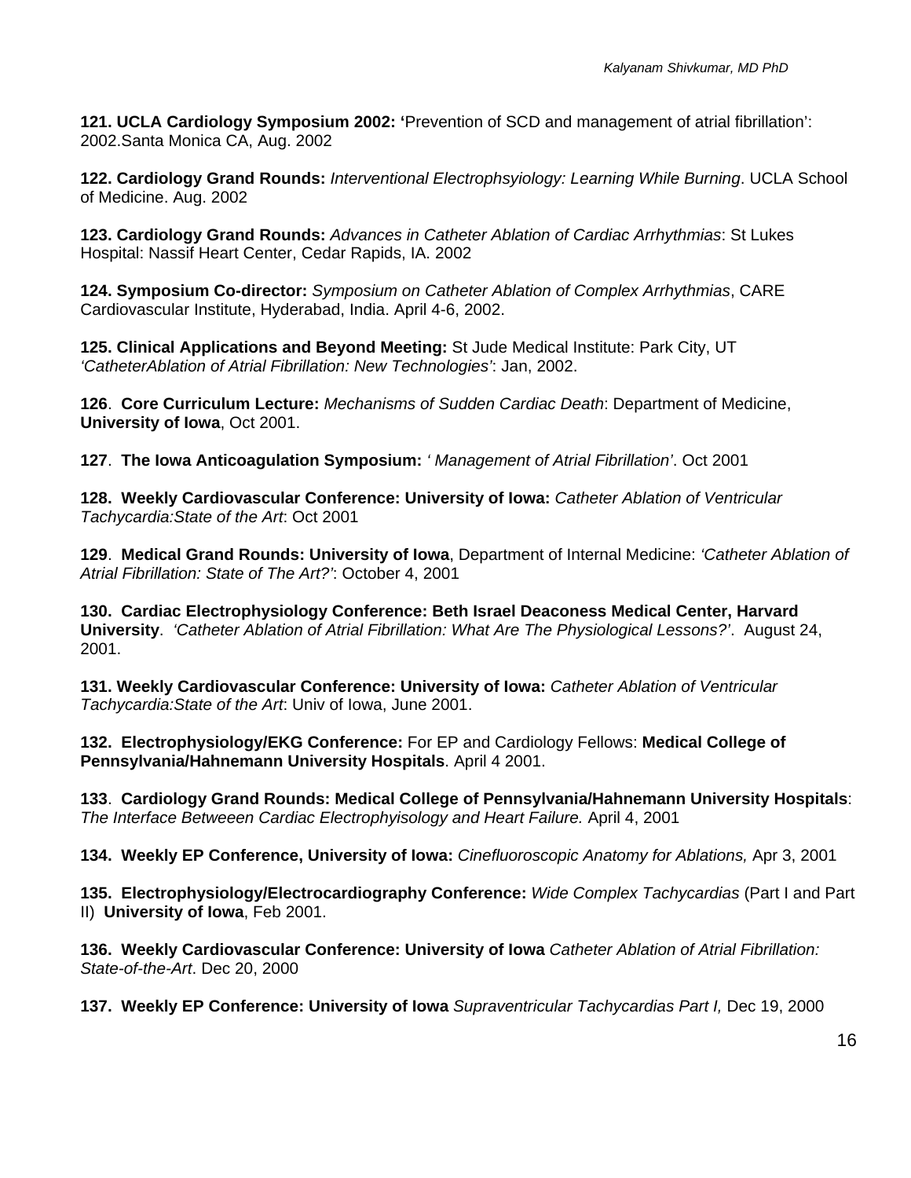**121. UCLA Cardiology Symposium 2002: '**Prevention of SCD and management of atrial fibrillation': 2002.Santa Monica CA, Aug. 2002

**122. Cardiology Grand Rounds:** *Interventional Electrophsyiology: Learning While Burning*. UCLA School of Medicine. Aug. 2002

**123. Cardiology Grand Rounds:** *Advances in Catheter Ablation of Cardiac Arrhythmias*: St Lukes Hospital: Nassif Heart Center, Cedar Rapids, IA. 2002

**124. Symposium Co-director:** *Symposium on Catheter Ablation of Complex Arrhythmias*, CARE Cardiovascular Institute, Hyderabad, India. April 4-6, 2002.

**125. Clinical Applications and Beyond Meeting:** St Jude Medical Institute: Park City, UT *'CatheterAblation of Atrial Fibrillation: New Technologies'*: Jan, 2002.

**126**. **Core Curriculum Lecture:** *Mechanisms of Sudden Cardiac Death*: Department of Medicine, **University of Iowa**, Oct 2001.

**127**. **The Iowa Anticoagulation Symposium:** *' Management of Atrial Fibrillation'*. Oct 2001

**128. Weekly Cardiovascular Conference: University of Iowa:** *Catheter Ablation of Ventricular Tachycardia:State of the Art*: Oct 2001

**129**. **Medical Grand Rounds: University of Iowa**, Department of Internal Medicine: *'Catheter Ablation of Atrial Fibrillation: State of The Art?'*: October 4, 2001

**130. Cardiac Electrophysiology Conference: Beth Israel Deaconess Medical Center, Harvard University**. *'Catheter Ablation of Atrial Fibrillation: What Are The Physiological Lessons?'*. August 24, 2001.

**131. Weekly Cardiovascular Conference: University of Iowa:** *Catheter Ablation of Ventricular Tachycardia:State of the Art*: Univ of Iowa, June 2001.

**132. Electrophysiology/EKG Conference:** For EP and Cardiology Fellows: **Medical College of Pennsylvania/Hahnemann University Hospitals**. April 4 2001.

**133**. **Cardiology Grand Rounds: Medical College of Pennsylvania/Hahnemann University Hospitals**: *The Interface Betweeen Cardiac Electrophyisology and Heart Failure.* April 4, 2001

**134. Weekly EP Conference, University of Iowa:** *Cinefluoroscopic Anatomy for Ablations,* Apr 3, 2001

**135. Electrophysiology/Electrocardiography Conference:** *Wide Complex Tachycardias* (Part I and Part II) **University of Iowa**, Feb 2001.

**136. Weekly Cardiovascular Conference: University of Iowa** *Catheter Ablation of Atrial Fibrillation: State-of-the-Art*. Dec 20, 2000

**137. Weekly EP Conference: University of Iowa** *Supraventricular Tachycardias Part I,* Dec 19, 2000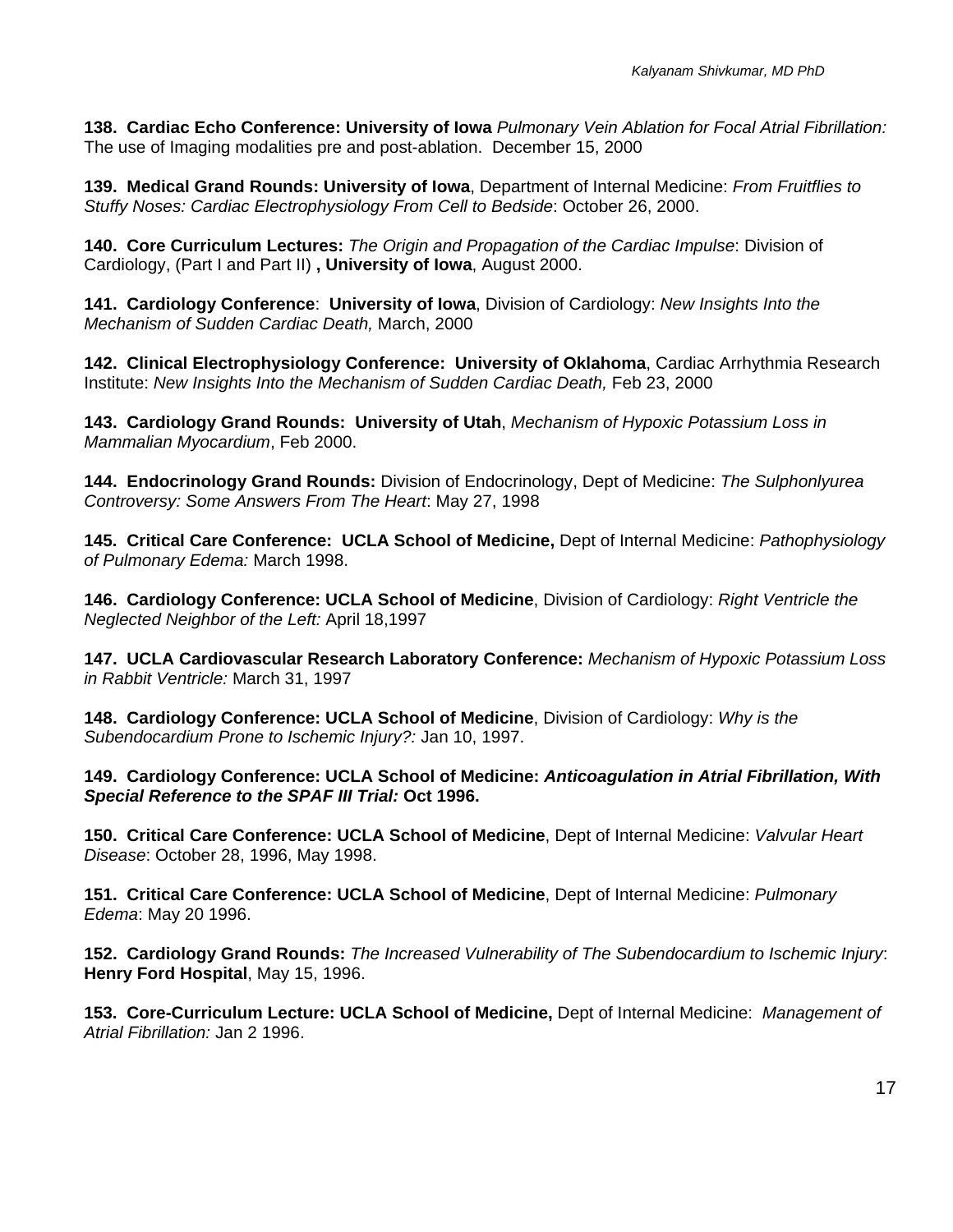**138. Cardiac Echo Conference: University of Iowa** *Pulmonary Vein Ablation for Focal Atrial Fibrillation:* The use of Imaging modalities pre and post-ablation. December 15, 2000

**139. Medical Grand Rounds: University of Iowa**, Department of Internal Medicine: *From Fruitflies to Stuffy Noses: Cardiac Electrophysiology From Cell to Bedside*: October 26, 2000.

**140. Core Curriculum Lectures:** *The Origin and Propagation of the Cardiac Impulse*: Division of Cardiology, (Part I and Part II) **, University of Iowa**, August 2000.

**141. Cardiology Conference**: **University of Iowa**, Division of Cardiology: *New Insights Into the Mechanism of Sudden Cardiac Death,* March, 2000

**142. Clinical Electrophysiology Conference: University of Oklahoma**, Cardiac Arrhythmia Research Institute: *New Insights Into the Mechanism of Sudden Cardiac Death,* Feb 23, 2000

**143. Cardiology Grand Rounds: University of Utah**, *Mechanism of Hypoxic Potassium Loss in Mammalian Myocardium*, Feb 2000.

**144. Endocrinology Grand Rounds:** Division of Endocrinology, Dept of Medicine: *The Sulphonlyurea Controversy: Some Answers From The Heart*: May 27, 1998

**145. Critical Care Conference: UCLA School of Medicine,** Dept of Internal Medicine: *Pathophysiology of Pulmonary Edema:* March 1998.

**146. Cardiology Conference: UCLA School of Medicine**, Division of Cardiology: *Right Ventricle the Neglected Neighbor of the Left:* April 18,1997

**147. UCLA Cardiovascular Research Laboratory Conference:** *Mechanism of Hypoxic Potassium Loss in Rabbit Ventricle:* March 31, 1997

**148. Cardiology Conference: UCLA School of Medicine**, Division of Cardiology: *Why is the Subendocardium Prone to Ischemic Injury?:* Jan 10, 1997.

**149. Cardiology Conference: UCLA School of Medicine:** ***Anticoagulation in Atrial Fibrillation, With Special Reference to the SPAF III Trial:*** **Oct 1996.**

**150. Critical Care Conference: UCLA School of Medicine**, Dept of Internal Medicine: *Valvular Heart Disease*: October 28, 1996, May 1998.

**151. Critical Care Conference: UCLA School of Medicine**, Dept of Internal Medicine: *Pulmonary Edema*: May 20 1996.

**152. Cardiology Grand Rounds:** *The Increased Vulnerability of The Subendocardium to Ischemic Injury*: **Henry Ford Hospital**, May 15, 1996.

**153. Core-Curriculum Lecture: UCLA School of Medicine,** Dept of Internal Medicine: *Management of Atrial Fibrillation:* Jan 2 1996.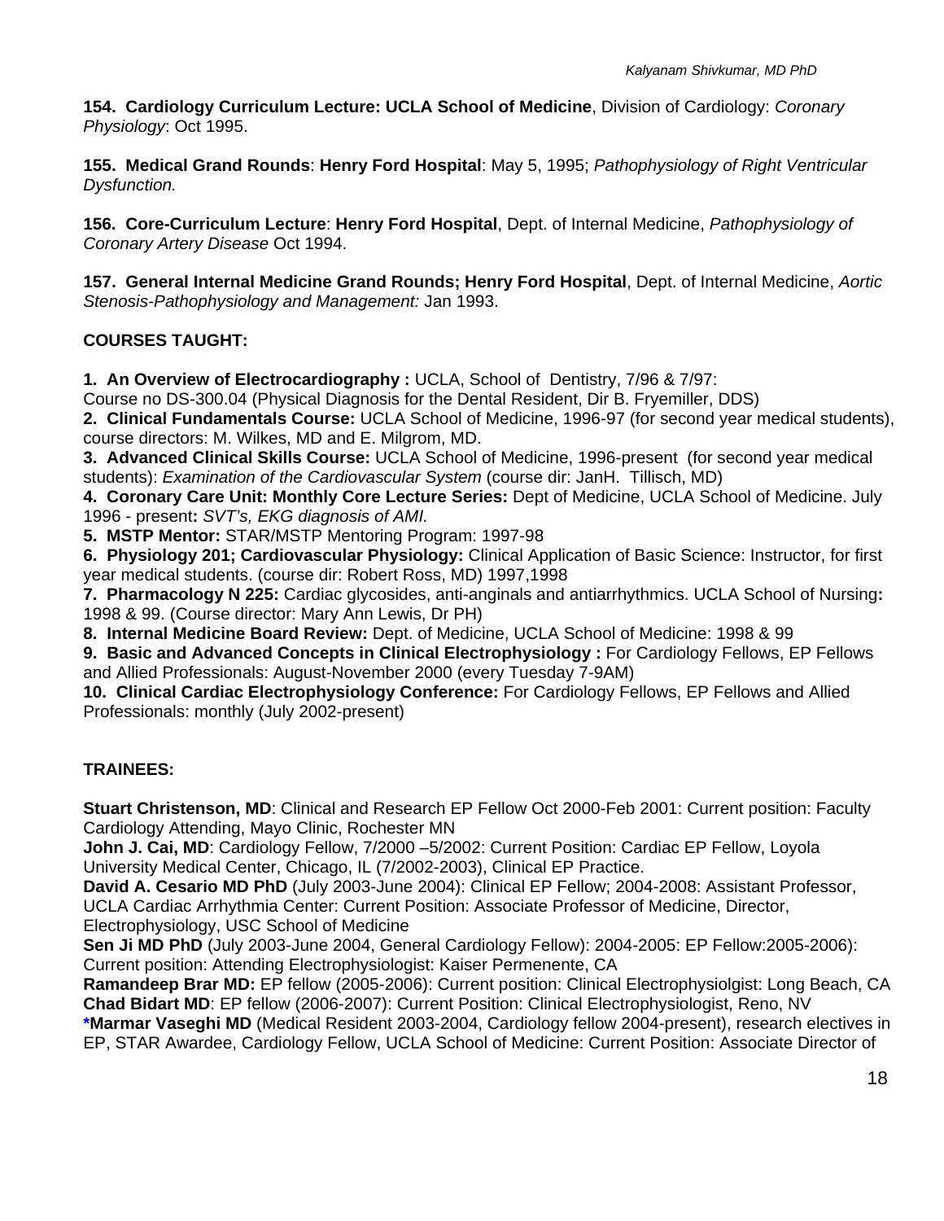**154. Cardiology Curriculum Lecture: UCLA School of Medicine**, Division of Cardiology: *Coronary Physiology*: Oct 1995.

**155. Medical Grand Rounds**: **Henry Ford Hospital**: May 5, 1995; *Pathophysiology of Right Ventricular Dysfunction.*

**156. Core-Curriculum Lecture**: **Henry Ford Hospital**, Dept. of Internal Medicine, *Pathophysiology of Coronary Artery Disease* Oct 1994.

**157. General Internal Medicine Grand Rounds; Henry Ford Hospital**, Dept. of Internal Medicine, *Aortic Stenosis-Pathophysiology and Management:* Jan 1993.

**COURSES TAUGHT:**

**1. An Overview of Electrocardiography :** UCLA, School of Dentistry, 7/96 & 7/97:
Course no DS-300.04 (Physical Diagnosis for the Dental Resident, Dir B. Fryemiller, DDS)
**2. Clinical Fundamentals Course:** UCLA School of Medicine, 1996-97 (for second year medical students), course directors: M. Wilkes, MD and E. Milgrom, MD.
**3. Advanced Clinical Skills Course:** UCLA School of Medicine, 1996-present (for second year medical students): *Examination of the Cardiovascular System* (course dir: JanH. Tillisch, MD)
**4. Coronary Care Unit: Monthly Core Lecture Series:** Dept of Medicine, UCLA School of Medicine. July 1996 - present**:** *SVT's, EKG diagnosis of AMI.*
**5. MSTP Mentor:** STAR/MSTP Mentoring Program: 1997-98
**6. Physiology 201; Cardiovascular Physiology:** Clinical Application of Basic Science: Instructor, for first year medical students. (course dir: Robert Ross, MD) 1997,1998
**7. Pharmacology N 225:** Cardiac glycosides, anti-anginals and antiarrhythmics. UCLA School of Nursing**:** 1998 & 99. (Course director: Mary Ann Lewis, Dr PH)
**8. Internal Medicine Board Review:** Dept. of Medicine, UCLA School of Medicine: 1998 & 99
**9. Basic and Advanced Concepts in Clinical Electrophysiology :** For Cardiology Fellows, EP Fellows and Allied Professionals: August-November 2000 (every Tuesday 7-9AM)
**10. Clinical Cardiac Electrophysiology Conference:** For Cardiology Fellows, EP Fellows and Allied Professionals: monthly (July 2002-present)

**TRAINEES:**

**Stuart Christenson, MD**: Clinical and Research EP Fellow Oct 2000-Feb 2001: Current position: Faculty Cardiology Attending, Mayo Clinic, Rochester MN
**John J. Cai, MD**: Cardiology Fellow, 7/2000 –5/2002: Current Position: Cardiac EP Fellow, Loyola University Medical Center, Chicago, IL (7/2002-2003), Clinical EP Practice.
**David A. Cesario MD PhD** (July 2003-June 2004): Clinical EP Fellow; 2004-2008: Assistant Professor, UCLA Cardiac Arrhythmia Center: Current Position: Associate Professor of Medicine, Director, Electrophysiology, USC School of Medicine
**Sen Ji MD PhD** (July 2003-June 2004, General Cardiology Fellow): 2004-2005: EP Fellow:2005-2006): Current position: Attending Electrophysiologist: Kaiser Permenente, CA
**Ramandeep Brar MD:** EP fellow (2005-2006): Current position: Clinical Electrophysiolgist: Long Beach, CA
**Chad Bidart MD**: EP fellow (2006-2007): Current Position: Clinical Electrophysiologist, Reno, NV
**\*Marmar Vaseghi MD** (Medical Resident 2003-2004, Cardiology fellow 2004-present), research electives in EP, STAR Awardee, Cardiology Fellow, UCLA School of Medicine: Current Position: Associate Director of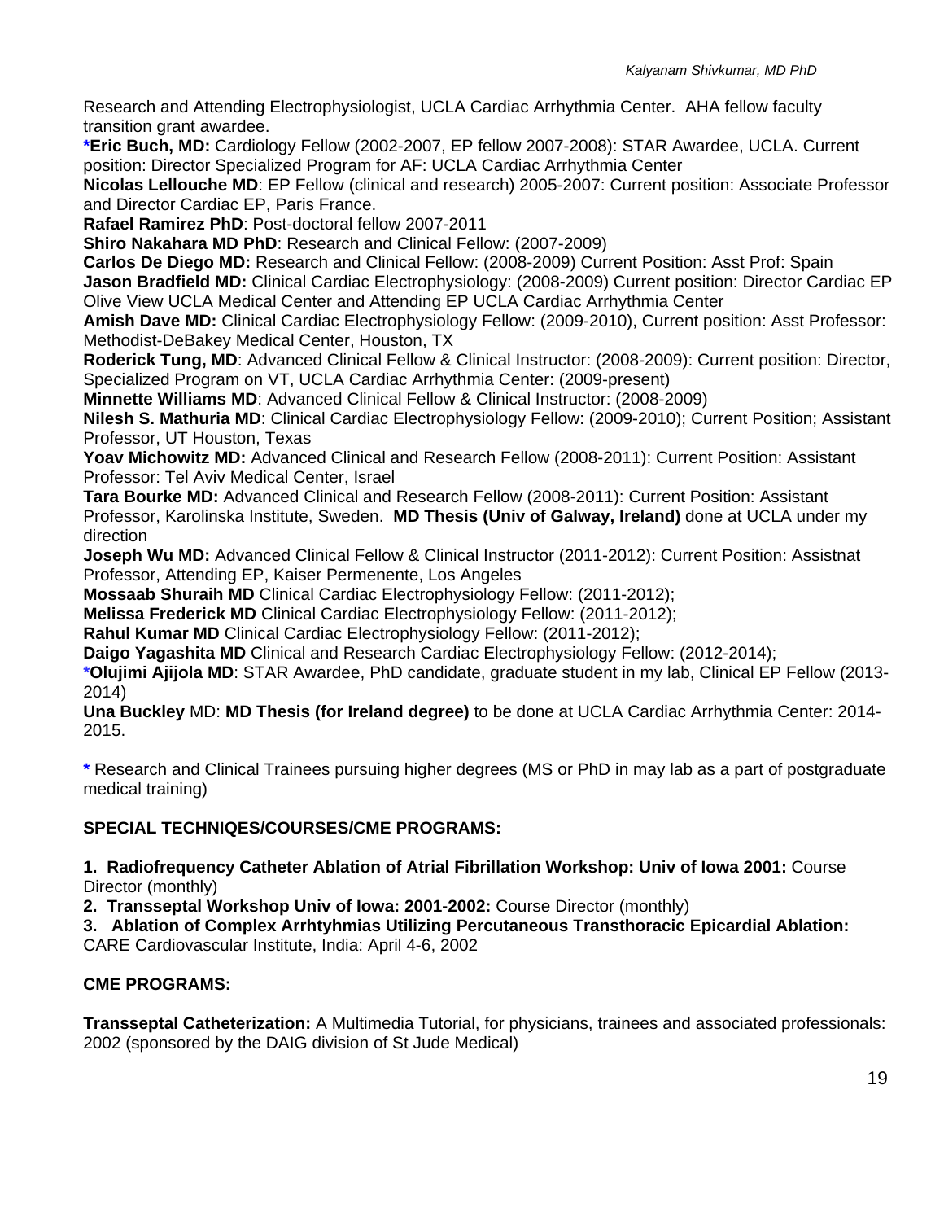Research and Attending Electrophysiologist, UCLA Cardiac Arrhythmia Center. AHA fellow faculty transition grant awardee.

***Eric Buch, MD:** Cardiology Fellow (2002-2007, EP fellow 2007-2008): STAR Awardee, UCLA. Current position: Director Specialized Program for AF: UCLA Cardiac Arrhythmia Center

**Nicolas Lellouche MD**: EP Fellow (clinical and research) 2005-2007: Current position: Associate Professor and Director Cardiac EP, Paris France.

**Rafael Ramirez PhD**: Post-doctoral fellow 2007-2011

**Shiro Nakahara MD PhD**: Research and Clinical Fellow: (2007-2009)

**Carlos De Diego MD:** Research and Clinical Fellow: (2008-2009) Current Position: Asst Prof: Spain

**Jason Bradfield MD:** Clinical Cardiac Electrophysiology: (2008-2009) Current position: Director Cardiac EP Olive View UCLA Medical Center and Attending EP UCLA Cardiac Arrhythmia Center

**Amish Dave MD:** Clinical Cardiac Electrophysiology Fellow: (2009-2010), Current position: Asst Professor: Methodist-DeBakey Medical Center, Houston, TX

**Roderick Tung, MD**: Advanced Clinical Fellow & Clinical Instructor: (2008-2009): Current position: Director, Specialized Program on VT, UCLA Cardiac Arrhythmia Center: (2009-present)

**Minnette Williams MD**: Advanced Clinical Fellow & Clinical Instructor: (2008-2009)

**Nilesh S. Mathuria MD**: Clinical Cardiac Electrophysiology Fellow: (2009-2010); Current Position; Assistant Professor, UT Houston, Texas

**Yoav Michowitz MD:** Advanced Clinical and Research Fellow (2008-2011): Current Position: Assistant Professor: Tel Aviv Medical Center, Israel

**Tara Bourke MD:** Advanced Clinical and Research Fellow (2008-2011): Current Position: Assistant Professor, Karolinska Institute, Sweden. **MD Thesis (Univ of Galway, Ireland)** done at UCLA under my direction

**Joseph Wu MD:** Advanced Clinical Fellow & Clinical Instructor (2011-2012): Current Position: Assistnat Professor, Attending EP, Kaiser Permenente, Los Angeles

**Mossaab Shuraih MD** Clinical Cardiac Electrophysiology Fellow: (2011-2012);

**Melissa Frederick MD** Clinical Cardiac Electrophysiology Fellow: (2011-2012);

**Rahul Kumar MD** Clinical Cardiac Electrophysiology Fellow: (2011-2012);

**Daigo Yagashita MD** Clinical and Research Cardiac Electrophysiology Fellow: (2012-2014);

***Olujimi Ajijola MD**: STAR Awardee, PhD candidate, graduate student in my lab, Clinical EP Fellow (2013-2014)

**Una Buckley** MD: **MD Thesis (for Ireland degree)** to be done at UCLA Cardiac Arrhythmia Center: 2014-2015.

**\*** Research and Clinical Trainees pursuing higher degrees (MS or PhD in may lab as a part of postgraduate medical training)

**SPECIAL TECHNIQES/COURSES/CME PROGRAMS:**

**1. Radiofrequency Catheter Ablation of Atrial Fibrillation Workshop: Univ of Iowa 2001:** Course Director (monthly)

**2. Transseptal Workshop Univ of Iowa: 2001-2002:** Course Director (monthly)

**3. Ablation of Complex Arrhtyhmias Utilizing Percutaneous Transthoracic Epicardial Ablation:** CARE Cardiovascular Institute, India: April 4-6, 2002

**CME PROGRAMS:**

**Transseptal Catheterization:** A Multimedia Tutorial, for physicians, trainees and associated professionals: 2002 (sponsored by the DAIG division of St Jude Medical)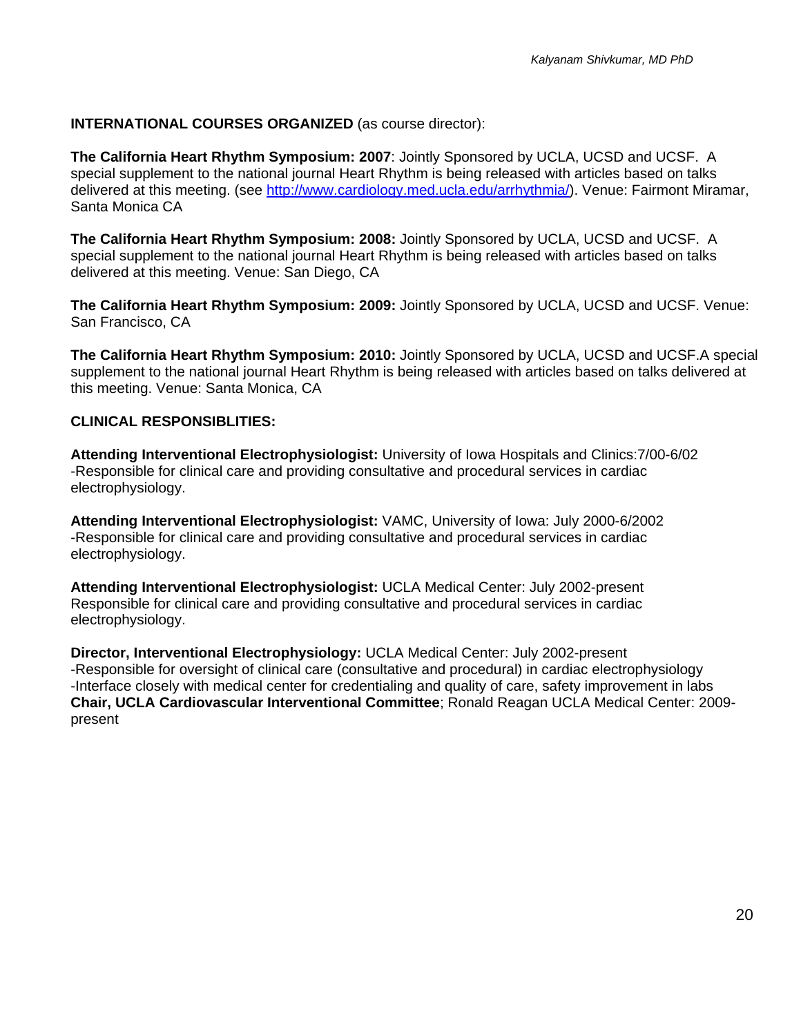**INTERNATIONAL COURSES ORGANIZED** (as course director):

**The California Heart Rhythm Symposium: 2007**: Jointly Sponsored by UCLA, UCSD and UCSF. A special supplement to the national journal Heart Rhythm is being released with articles based on talks delivered at this meeting. (see [http://www.cardiology.med.ucla.edu/arrhythmia/](http://www.cardiology.med.ucla.edu/arrhythmia/)). Venue: Fairmont Miramar, Santa Monica CA

**The California Heart Rhythm Symposium: 2008:** Jointly Sponsored by UCLA, UCSD and UCSF. A special supplement to the national journal Heart Rhythm is being released with articles based on talks delivered at this meeting. Venue: San Diego, CA

**The California Heart Rhythm Symposium: 2009:** Jointly Sponsored by UCLA, UCSD and UCSF. Venue: San Francisco, CA

**The California Heart Rhythm Symposium: 2010:** Jointly Sponsored by UCLA, UCSD and UCSF.A special supplement to the national journal Heart Rhythm is being released with articles based on talks delivered at this meeting. Venue: Santa Monica, CA

**CLINICAL RESPONSIBLITIES:**

**Attending Interventional Electrophysiologist:** University of Iowa Hospitals and Clinics:7/00-6/02
-Responsible for clinical care and providing consultative and procedural services in cardiac electrophysiology.

**Attending Interventional Electrophysiologist:** VAMC, University of Iowa: July 2000-6/2002
-Responsible for clinical care and providing consultative and procedural services in cardiac electrophysiology.

**Attending Interventional Electrophysiologist:** UCLA Medical Center: July 2002-present
Responsible for clinical care and providing consultative and procedural services in cardiac electrophysiology.

**Director, Interventional Electrophysiology:** UCLA Medical Center: July 2002-present
-Responsible for oversight of clinical care (consultative and procedural) in cardiac electrophysiology
-Interface closely with medical center for credentialing and quality of care, safety improvement in labs
**Chair, UCLA Cardiovascular Interventional Committee**; Ronald Reagan UCLA Medical Center: 2009-present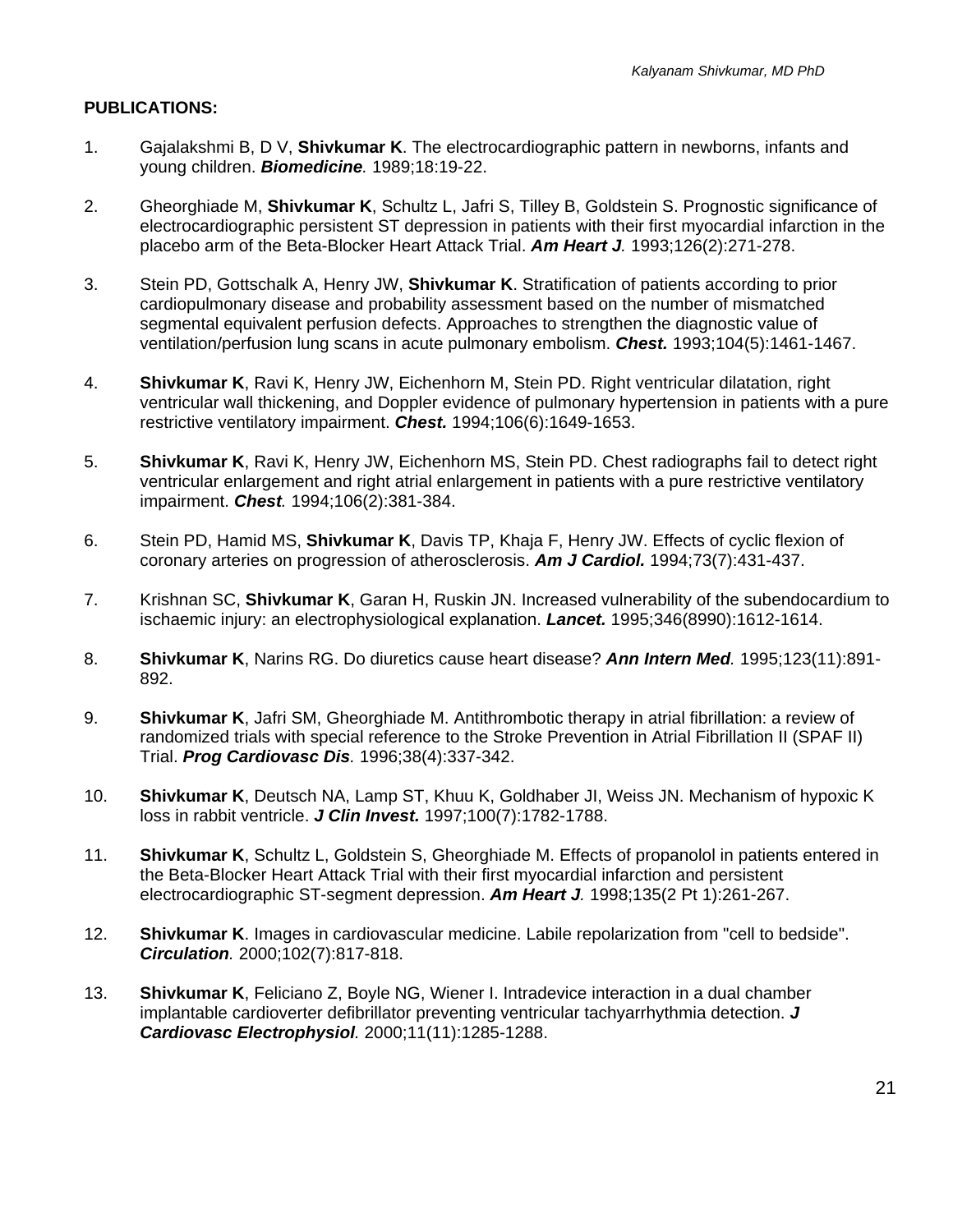**PUBLICATIONS:**

1. Gajalakshmi B, D V, **Shivkumar K**. The electrocardiographic pattern in newborns, infants and young children. ***Biomedicine.*** 1989;18:19-22.

2. Gheorghiade M, **Shivkumar K**, Schultz L, Jafri S, Tilley B, Goldstein S. Prognostic significance of electrocardiographic persistent ST depression in patients with their first myocardial infarction in the placebo arm of the Beta-Blocker Heart Attack Trial. ***Am Heart J.*** 1993;126(2):271-278.

3. Stein PD, Gottschalk A, Henry JW, **Shivkumar K**. Stratification of patients according to prior cardiopulmonary disease and probability assessment based on the number of mismatched segmental equivalent perfusion defects. Approaches to strengthen the diagnostic value of ventilation/perfusion lung scans in acute pulmonary embolism. ***Chest.*** 1993;104(5):1461-1467.

4. **Shivkumar K**, Ravi K, Henry JW, Eichenhorn M, Stein PD. Right ventricular dilatation, right ventricular wall thickening, and Doppler evidence of pulmonary hypertension in patients with a pure restrictive ventilatory impairment. ***Chest.*** 1994;106(6):1649-1653.

5. **Shivkumar K**, Ravi K, Henry JW, Eichenhorn MS, Stein PD. Chest radiographs fail to detect right ventricular enlargement and right atrial enlargement in patients with a pure restrictive ventilatory impairment. ***Chest.*** 1994;106(2):381-384.

6. Stein PD, Hamid MS, **Shivkumar K**, Davis TP, Khaja F, Henry JW. Effects of cyclic flexion of coronary arteries on progression of atherosclerosis. ***Am J Cardiol.*** 1994;73(7):431-437.

7. Krishnan SC, **Shivkumar K**, Garan H, Ruskin JN. Increased vulnerability of the subendocardium to ischaemic injury: an electrophysiological explanation. ***Lancet.*** 1995;346(8990):1612-1614.

8. **Shivkumar K**, Narins RG. Do diuretics cause heart disease? ***Ann Intern Med.*** 1995;123(11):891-892.

9. **Shivkumar K**, Jafri SM, Gheorghiade M. Antithrombotic therapy in atrial fibrillation: a review of randomized trials with special reference to the Stroke Prevention in Atrial Fibrillation II (SPAF II) Trial. ***Prog Cardiovasc Dis.*** 1996;38(4):337-342.

10. **Shivkumar K**, Deutsch NA, Lamp ST, Khuu K, Goldhaber JI, Weiss JN. Mechanism of hypoxic K loss in rabbit ventricle. ***J Clin Invest.*** 1997;100(7):1782-1788.

11. **Shivkumar K**, Schultz L, Goldstein S, Gheorghiade M. Effects of propanolol in patients entered in the Beta-Blocker Heart Attack Trial with their first myocardial infarction and persistent electrocardiographic ST-segment depression. ***Am Heart J.*** 1998;135(2 Pt 1):261-267.

12. **Shivkumar K**. Images in cardiovascular medicine. Labile repolarization from "cell to bedside". ***Circulation.*** 2000;102(7):817-818.

13. **Shivkumar K**, Feliciano Z, Boyle NG, Wiener I. Intradevice interaction in a dual chamber implantable cardioverter defibrillator preventing ventricular tachyarrhythmia detection. ***J Cardiovasc Electrophysiol.*** 2000;11(11):1285-1288.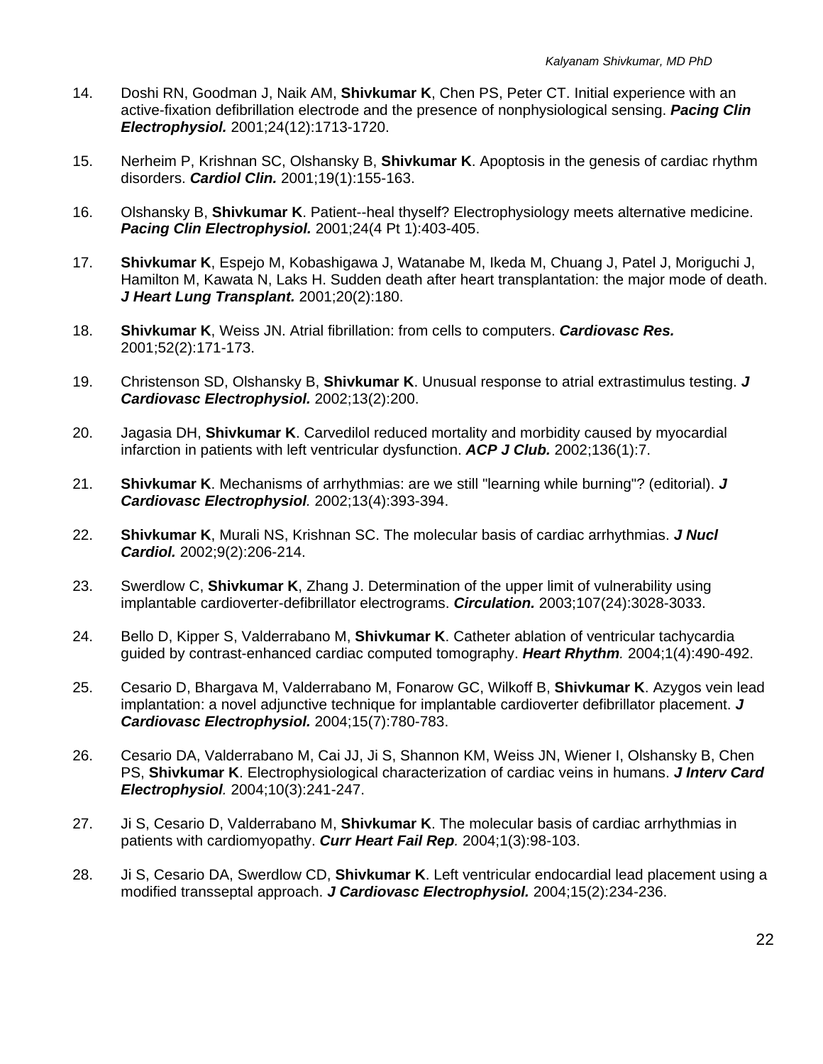14. Doshi RN, Goodman J, Naik AM, **Shivkumar K**, Chen PS, Peter CT. Initial experience with an active-fixation defibrillation electrode and the presence of nonphysiological sensing. ***Pacing Clin Electrophysiol.*** 2001;24(12):1713-1720.

15. Nerheim P, Krishnan SC, Olshansky B, **Shivkumar K**. Apoptosis in the genesis of cardiac rhythm disorders. ***Cardiol Clin.*** 2001;19(1):155-163.

16. Olshansky B, **Shivkumar K**. Patient--heal thyself? Electrophysiology meets alternative medicine. ***Pacing Clin Electrophysiol.*** 2001;24(4 Pt 1):403-405.

17. **Shivkumar K**, Espejo M, Kobashigawa J, Watanabe M, Ikeda M, Chuang J, Patel J, Moriguchi J, Hamilton M, Kawata N, Laks H. Sudden death after heart transplantation: the major mode of death. ***J Heart Lung Transplant.*** 2001;20(2):180.

18. **Shivkumar K**, Weiss JN. Atrial fibrillation: from cells to computers. ***Cardiovasc Res.*** 2001;52(2):171-173.

19. Christenson SD, Olshansky B, **Shivkumar K**. Unusual response to atrial extrastimulus testing. ***J Cardiovasc Electrophysiol.*** 2002;13(2):200.

20. Jagasia DH, **Shivkumar K**. Carvedilol reduced mortality and morbidity caused by myocardial infarction in patients with left ventricular dysfunction. ***ACP J Club.*** 2002;136(1):7.

21. **Shivkumar K**. Mechanisms of arrhythmias: are we still "learning while burning"? (editorial). ***J Cardiovasc Electrophysiol***. 2002;13(4):393-394.

22. **Shivkumar K**, Murali NS, Krishnan SC. The molecular basis of cardiac arrhythmias. ***J Nucl Cardiol.*** 2002;9(2):206-214.

23. Swerdlow C, **Shivkumar K**, Zhang J. Determination of the upper limit of vulnerability using implantable cardioverter-defibrillator electrograms. ***Circulation.*** 2003;107(24):3028-3033.

24. Bello D, Kipper S, Valderrabano M, **Shivkumar K**. Catheter ablation of ventricular tachycardia guided by contrast-enhanced cardiac computed tomography. ***Heart Rhythm***. 2004;1(4):490-492.

25. Cesario D, Bhargava M, Valderrabano M, Fonarow GC, Wilkoff B, **Shivkumar K**. Azygos vein lead implantation: a novel adjunctive technique for implantable cardioverter defibrillator placement. ***J Cardiovasc Electrophysiol.*** 2004;15(7):780-783.

26. Cesario DA, Valderrabano M, Cai JJ, Ji S, Shannon KM, Weiss JN, Wiener I, Olshansky B, Chen PS, **Shivkumar K**. Electrophysiological characterization of cardiac veins in humans. ***J Interv Card Electrophysiol***. 2004;10(3):241-247.

27. Ji S, Cesario D, Valderrabano M, **Shivkumar K**. The molecular basis of cardiac arrhythmias in patients with cardiomyopathy. ***Curr Heart Fail Rep***. 2004;1(3):98-103.

28. Ji S, Cesario DA, Swerdlow CD, **Shivkumar K**. Left ventricular endocardial lead placement using a modified transseptal approach. ***J Cardiovasc Electrophysiol.*** 2004;15(2):234-236.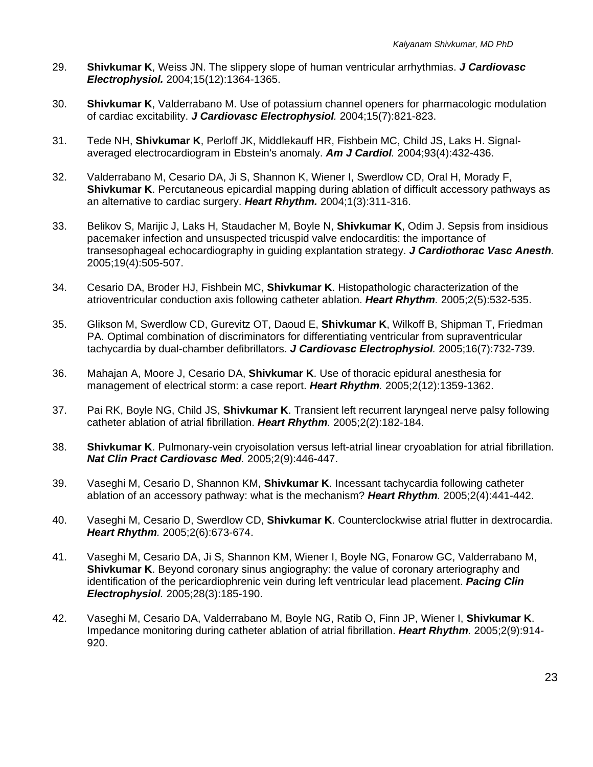29. **Shivkumar K**, Weiss JN. The slippery slope of human ventricular arrhythmias. ***J Cardiovasc Electrophysiol.*** 2004;15(12):1364-1365.

30. **Shivkumar K**, Valderrabano M. Use of potassium channel openers for pharmacologic modulation of cardiac excitability. ***J Cardiovasc Electrophysiol.*** 2004;15(7):821-823.

31. Tede NH, **Shivkumar K**, Perloff JK, Middlekauff HR, Fishbein MC, Child JS, Laks H. Signal-averaged electrocardiogram in Ebstein's anomaly. ***Am J Cardiol.*** 2004;93(4):432-436.

32. Valderrabano M, Cesario DA, Ji S, Shannon K, Wiener I, Swerdlow CD, Oral H, Morady F, **Shivkumar K**. Percutaneous epicardial mapping during ablation of difficult accessory pathways as an alternative to cardiac surgery. ***Heart Rhythm.*** 2004;1(3):311-316.

33. Belikov S, Marijic J, Laks H, Staudacher M, Boyle N, **Shivkumar K**, Odim J. Sepsis from insidious pacemaker infection and unsuspected tricuspid valve endocarditis: the importance of transesophageal echocardiography in guiding explantation strategy. ***J Cardiothorac Vasc Anesth.*** 2005;19(4):505-507.

34. Cesario DA, Broder HJ, Fishbein MC, **Shivkumar K**. Histopathologic characterization of the atrioventricular conduction axis following catheter ablation. ***Heart Rhythm.*** 2005;2(5):532-535.

35. Glikson M, Swerdlow CD, Gurevitz OT, Daoud E, **Shivkumar K**, Wilkoff B, Shipman T, Friedman PA. Optimal combination of discriminators for differentiating ventricular from supraventricular tachycardia by dual-chamber defibrillators. ***J Cardiovasc Electrophysiol.*** 2005;16(7):732-739.

36. Mahajan A, Moore J, Cesario DA, **Shivkumar K**. Use of thoracic epidural anesthesia for management of electrical storm: a case report. ***Heart Rhythm.*** 2005;2(12):1359-1362.

37. Pai RK, Boyle NG, Child JS, **Shivkumar K**. Transient left recurrent laryngeal nerve palsy following catheter ablation of atrial fibrillation. ***Heart Rhythm.*** 2005;2(2):182-184.

38. **Shivkumar K**. Pulmonary-vein cryoisolation versus left-atrial linear cryoablation for atrial fibrillation. ***Nat Clin Pract Cardiovasc Med.*** 2005;2(9):446-447.

39. Vaseghi M, Cesario D, Shannon KM, **Shivkumar K**. Incessant tachycardia following catheter ablation of an accessory pathway: what is the mechanism? ***Heart Rhythm.*** 2005;2(4):441-442.

40. Vaseghi M, Cesario D, Swerdlow CD, **Shivkumar K**. Counterclockwise atrial flutter in dextrocardia. ***Heart Rhythm.*** 2005;2(6):673-674.

41. Vaseghi M, Cesario DA, Ji S, Shannon KM, Wiener I, Boyle NG, Fonarow GC, Valderrabano M, **Shivkumar K**. Beyond coronary sinus angiography: the value of coronary arteriography and identification of the pericardiophrenic vein during left ventricular lead placement. ***Pacing Clin Electrophysiol.*** 2005;28(3):185-190.

42. Vaseghi M, Cesario DA, Valderrabano M, Boyle NG, Ratib O, Finn JP, Wiener I, **Shivkumar K**. Impedance monitoring during catheter ablation of atrial fibrillation. ***Heart Rhythm.*** 2005;2(9):914-920.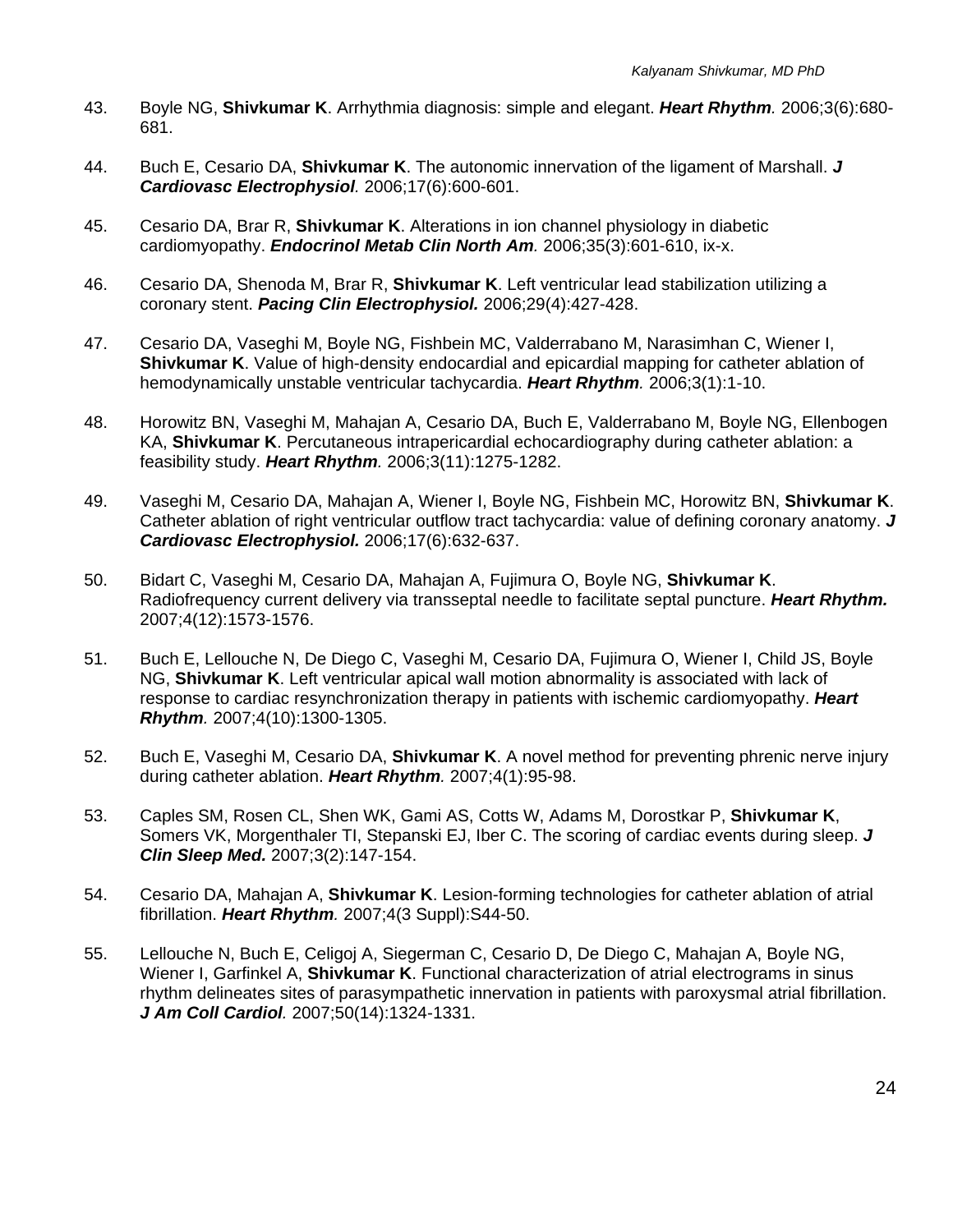43. Boyle NG, **Shivkumar K**. Arrhythmia diagnosis: simple and elegant. ***Heart Rhythm.*** 2006;3(6):680-681.

44. Buch E, Cesario DA, **Shivkumar K**. The autonomic innervation of the ligament of Marshall. ***J Cardiovasc Electrophysiol.*** 2006;17(6):600-601.

45. Cesario DA, Brar R, **Shivkumar K**. Alterations in ion channel physiology in diabetic cardiomyopathy. ***Endocrinol Metab Clin North Am.*** 2006;35(3):601-610, ix-x.

46. Cesario DA, Shenoda M, Brar R, **Shivkumar K**. Left ventricular lead stabilization utilizing a coronary stent. ***Pacing Clin Electrophysiol.*** 2006;29(4):427-428.

47. Cesario DA, Vaseghi M, Boyle NG, Fishbein MC, Valderrabano M, Narasimhan C, Wiener I, **Shivkumar K**. Value of high-density endocardial and epicardial mapping for catheter ablation of hemodynamically unstable ventricular tachycardia. ***Heart Rhythm.*** 2006;3(1):1-10.

48. Horowitz BN, Vaseghi M, Mahajan A, Cesario DA, Buch E, Valderrabano M, Boyle NG, Ellenbogen KA, **Shivkumar K**. Percutaneous intrapericardial echocardiography during catheter ablation: a feasibility study. ***Heart Rhythm.*** 2006;3(11):1275-1282.

49. Vaseghi M, Cesario DA, Mahajan A, Wiener I, Boyle NG, Fishbein MC, Horowitz BN, **Shivkumar K**. Catheter ablation of right ventricular outflow tract tachycardia: value of defining coronary anatomy. ***J Cardiovasc Electrophysiol.*** 2006;17(6):632-637.

50. Bidart C, Vaseghi M, Cesario DA, Mahajan A, Fujimura O, Boyle NG, **Shivkumar K**. Radiofrequency current delivery via transseptal needle to facilitate septal puncture. ***Heart Rhythm.*** 2007;4(12):1573-1576.

51. Buch E, Lellouche N, De Diego C, Vaseghi M, Cesario DA, Fujimura O, Wiener I, Child JS, Boyle NG, **Shivkumar K**. Left ventricular apical wall motion abnormality is associated with lack of response to cardiac resynchronization therapy in patients with ischemic cardiomyopathy. ***Heart Rhythm.*** 2007;4(10):1300-1305.

52. Buch E, Vaseghi M, Cesario DA, **Shivkumar K**. A novel method for preventing phrenic nerve injury during catheter ablation. ***Heart Rhythm.*** 2007;4(1):95-98.

53. Caples SM, Rosen CL, Shen WK, Gami AS, Cotts W, Adams M, Dorostkar P, **Shivkumar K**, Somers VK, Morgenthaler TI, Stepanski EJ, Iber C. The scoring of cardiac events during sleep. ***J Clin Sleep Med.*** 2007;3(2):147-154.

54. Cesario DA, Mahajan A, **Shivkumar K**. Lesion-forming technologies for catheter ablation of atrial fibrillation. ***Heart Rhythm.*** 2007;4(3 Suppl):S44-50.

55. Lellouche N, Buch E, Celigoj A, Siegerman C, Cesario D, De Diego C, Mahajan A, Boyle NG, Wiener I, Garfinkel A, **Shivkumar K**. Functional characterization of atrial electrograms in sinus rhythm delineates sites of parasympathetic innervation in patients with paroxysmal atrial fibrillation. ***J Am Coll Cardiol.*** 2007;50(14):1324-1331.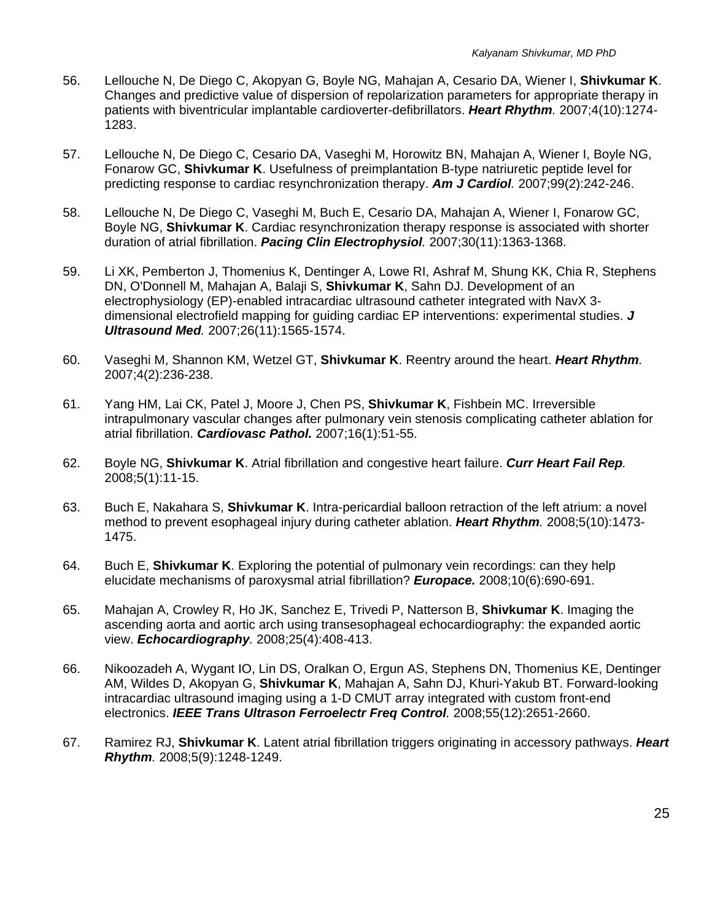56. Lellouche N, De Diego C, Akopyan G, Boyle NG, Mahajan A, Cesario DA, Wiener I, **Shivkumar K**. Changes and predictive value of dispersion of repolarization parameters for appropriate therapy in patients with biventricular implantable cardioverter-defibrillators. ***Heart Rhythm**.* 2007;4(10):1274-1283.

57. Lellouche N, De Diego C, Cesario DA, Vaseghi M, Horowitz BN, Mahajan A, Wiener I, Boyle NG, Fonarow GC, **Shivkumar K**. Usefulness of preimplantation B-type natriuretic peptide level for predicting response to cardiac resynchronization therapy. ***Am J Cardiol**.* 2007;99(2):242-246.

58. Lellouche N, De Diego C, Vaseghi M, Buch E, Cesario DA, Mahajan A, Wiener I, Fonarow GC, Boyle NG, **Shivkumar K**. Cardiac resynchronization therapy response is associated with shorter duration of atrial fibrillation. ***Pacing Clin Electrophysiol**.* 2007;30(11):1363-1368.

59. Li XK, Pemberton J, Thomenius K, Dentinger A, Lowe RI, Ashraf M, Shung KK, Chia R, Stephens DN, O'Donnell M, Mahajan A, Balaji S, **Shivkumar K**, Sahn DJ. Development of an electrophysiology (EP)-enabled intracardiac ultrasound catheter integrated with NavX 3-dimensional electrofield mapping for guiding cardiac EP interventions: experimental studies. ***J Ultrasound Med**.* 2007;26(11):1565-1574.

60. Vaseghi M, Shannon KM, Wetzel GT, **Shivkumar K**. Reentry around the heart. ***Heart Rhythm**.* 2007;4(2):236-238.

61. Yang HM, Lai CK, Patel J, Moore J, Chen PS, **Shivkumar K**, Fishbein MC. Irreversible intrapulmonary vascular changes after pulmonary vein stenosis complicating catheter ablation for atrial fibrillation. ***Cardiovasc Pathol.*** 2007;16(1):51-55.

62. Boyle NG, **Shivkumar K**. Atrial fibrillation and congestive heart failure. ***Curr Heart Fail Rep**.* 2008;5(1):11-15.

63. Buch E, Nakahara S, **Shivkumar K**. Intra-pericardial balloon retraction of the left atrium: a novel method to prevent esophageal injury during catheter ablation. ***Heart Rhythm**.* 2008;5(10):1473-1475.

64. Buch E, **Shivkumar K**. Exploring the potential of pulmonary vein recordings: can they help elucidate mechanisms of paroxysmal atrial fibrillation? ***Europace.*** 2008;10(6):690-691.

65. Mahajan A, Crowley R, Ho JK, Sanchez E, Trivedi P, Natterson B, **Shivkumar K**. Imaging the ascending aorta and aortic arch using transesophageal echocardiography: the expanded aortic view. ***Echocardiography**.* 2008;25(4):408-413.

66. Nikoozadeh A, Wygant IO, Lin DS, Oralkan O, Ergun AS, Stephens DN, Thomenius KE, Dentinger AM, Wildes D, Akopyan G, **Shivkumar K**, Mahajan A, Sahn DJ, Khuri-Yakub BT. Forward-looking intracardiac ultrasound imaging using a 1-D CMUT array integrated with custom front-end electronics. ***IEEE Trans Ultrason Ferroelectr Freq Control**.* 2008;55(12):2651-2660.

67. Ramirez RJ, **Shivkumar K**. Latent atrial fibrillation triggers originating in accessory pathways. ***Heart Rhythm**.* 2008;5(9):1248-1249.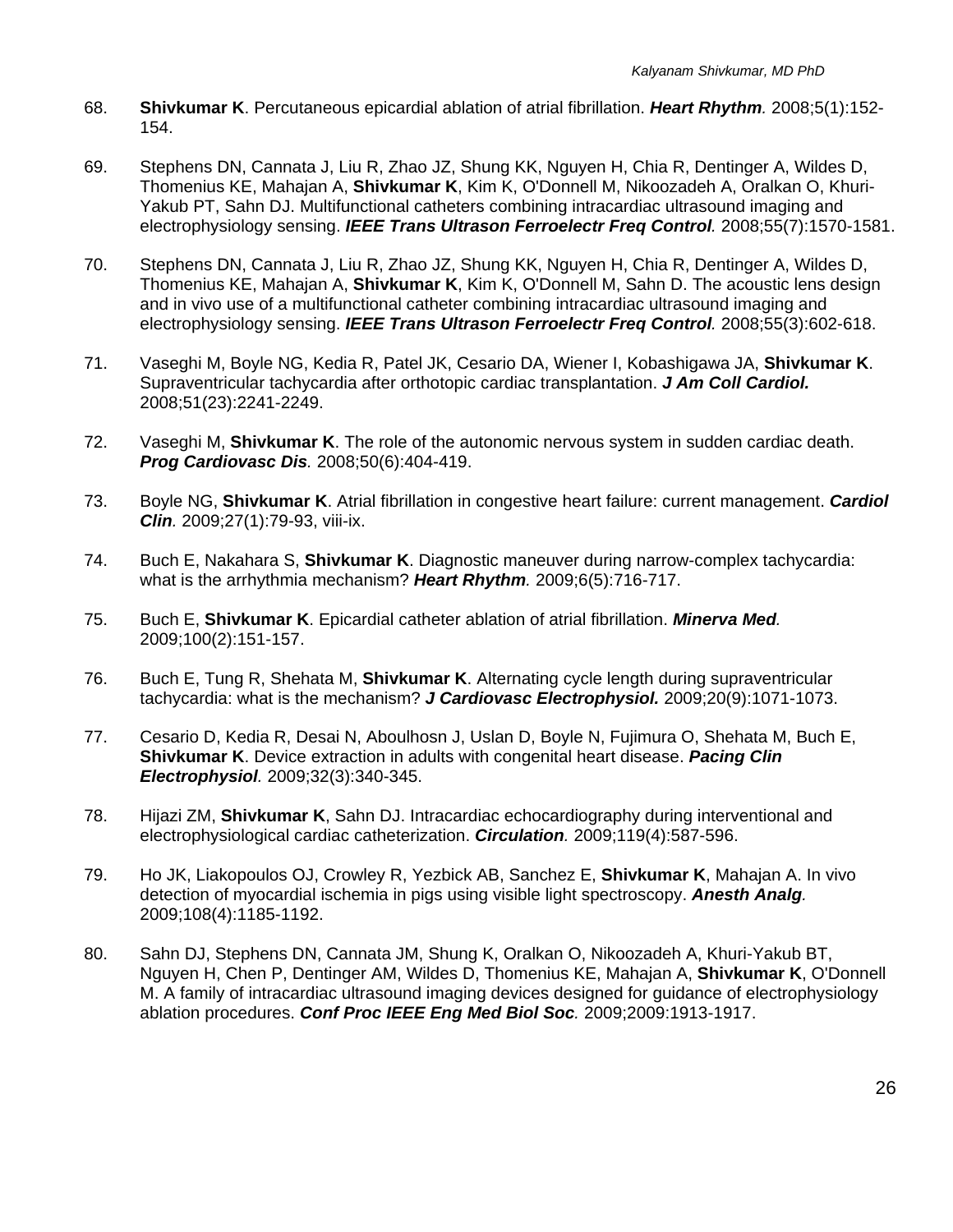68. **Shivkumar K**. Percutaneous epicardial ablation of atrial fibrillation. ***Heart Rhythm.*** 2008;5(1):152-154.

69. Stephens DN, Cannata J, Liu R, Zhao JZ, Shung KK, Nguyen H, Chia R, Dentinger A, Wildes D, Thomenius KE, Mahajan A, **Shivkumar K**, Kim K, O'Donnell M, Nikoozadeh A, Oralkan O, Khuri-Yakub PT, Sahn DJ. Multifunctional catheters combining intracardiac ultrasound imaging and electrophysiology sensing. ***IEEE Trans Ultrason Ferroelectr Freq Control.*** 2008;55(7):1570-1581.

70. Stephens DN, Cannata J, Liu R, Zhao JZ, Shung KK, Nguyen H, Chia R, Dentinger A, Wildes D, Thomenius KE, Mahajan A, **Shivkumar K**, Kim K, O'Donnell M, Sahn D. The acoustic lens design and in vivo use of a multifunctional catheter combining intracardiac ultrasound imaging and electrophysiology sensing. ***IEEE Trans Ultrason Ferroelectr Freq Control.*** 2008;55(3):602-618.

71. Vaseghi M, Boyle NG, Kedia R, Patel JK, Cesario DA, Wiener I, Kobashigawa JA, **Shivkumar K**. Supraventricular tachycardia after orthotopic cardiac transplantation. ***J Am Coll Cardiol.*** 2008;51(23):2241-2249.

72. Vaseghi M, **Shivkumar K**. The role of the autonomic nervous system in sudden cardiac death. ***Prog Cardiovasc Dis.*** 2008;50(6):404-419.

73. Boyle NG, **Shivkumar K**. Atrial fibrillation in congestive heart failure: current management. ***Cardiol Clin.*** 2009;27(1):79-93, viii-ix.

74. Buch E, Nakahara S, **Shivkumar K**. Diagnostic maneuver during narrow-complex tachycardia: what is the arrhythmia mechanism? ***Heart Rhythm.*** 2009;6(5):716-717.

75. Buch E, **Shivkumar K**. Epicardial catheter ablation of atrial fibrillation. ***Minerva Med.*** 2009;100(2):151-157.

76. Buch E, Tung R, Shehata M, **Shivkumar K**. Alternating cycle length during supraventricular tachycardia: what is the mechanism? ***J Cardiovasc Electrophysiol.*** 2009;20(9):1071-1073.

77. Cesario D, Kedia R, Desai N, Aboulhosn J, Uslan D, Boyle N, Fujimura O, Shehata M, Buch E, **Shivkumar K**. Device extraction in adults with congenital heart disease. ***Pacing Clin Electrophysiol.*** 2009;32(3):340-345.

78. Hijazi ZM, **Shivkumar K**, Sahn DJ. Intracardiac echocardiography during interventional and electrophysiological cardiac catheterization. ***Circulation.*** 2009;119(4):587-596.

79. Ho JK, Liakopoulos OJ, Crowley R, Yezbick AB, Sanchez E, **Shivkumar K**, Mahajan A. In vivo detection of myocardial ischemia in pigs using visible light spectroscopy. ***Anesth Analg.*** 2009;108(4):1185-1192.

80. Sahn DJ, Stephens DN, Cannata JM, Shung K, Oralkan O, Nikoozadeh A, Khuri-Yakub BT, Nguyen H, Chen P, Dentinger AM, Wildes D, Thomenius KE, Mahajan A, **Shivkumar K**, O'Donnell M. A family of intracardiac ultrasound imaging devices designed for guidance of electrophysiology ablation procedures. ***Conf Proc IEEE Eng Med Biol Soc.*** 2009;2009:1913-1917.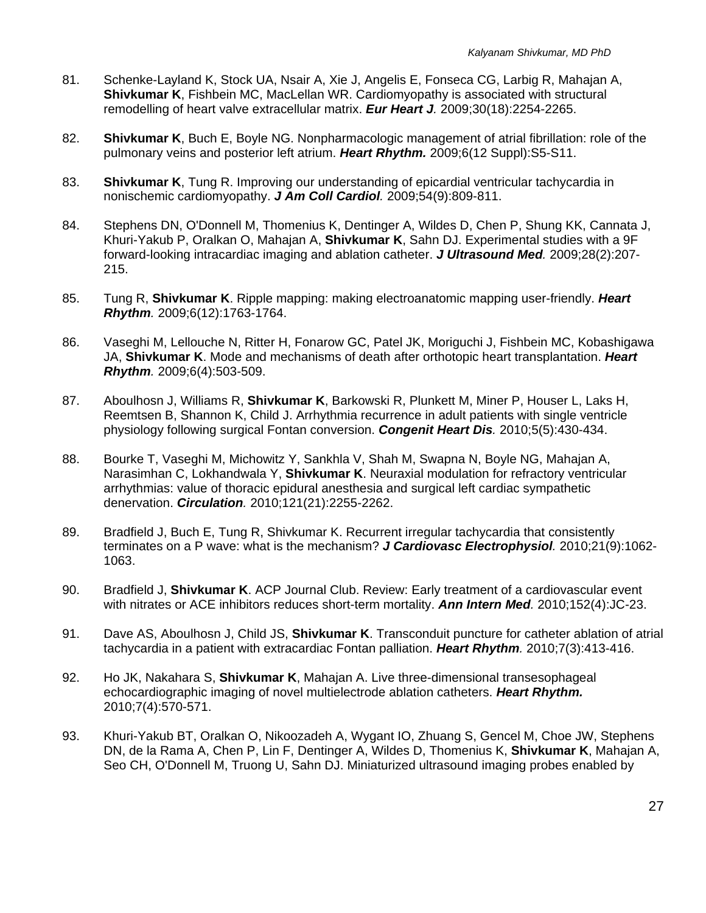81. Schenke-Layland K, Stock UA, Nsair A, Xie J, Angelis E, Fonseca CG, Larbig R, Mahajan A, **Shivkumar K**, Fishbein MC, MacLellan WR. Cardiomyopathy is associated with structural remodelling of heart valve extracellular matrix. ***Eur Heart J.*** 2009;30(18):2254-2265.

82. **Shivkumar K**, Buch E, Boyle NG. Nonpharmacologic management of atrial fibrillation: role of the pulmonary veins and posterior left atrium. ***Heart Rhythm.*** 2009;6(12 Suppl):S5-S11.

83. **Shivkumar K**, Tung R. Improving our understanding of epicardial ventricular tachycardia in nonischemic cardiomyopathy. ***J Am Coll Cardiol.*** 2009;54(9):809-811.

84. Stephens DN, O'Donnell M, Thomenius K, Dentinger A, Wildes D, Chen P, Shung KK, Cannata J, Khuri-Yakub P, Oralkan O, Mahajan A, **Shivkumar K**, Sahn DJ. Experimental studies with a 9F forward-looking intracardiac imaging and ablation catheter. ***J Ultrasound Med.*** 2009;28(2):207-215.

85. Tung R, **Shivkumar K**. Ripple mapping: making electroanatomic mapping user-friendly. ***Heart Rhythm.*** 2009;6(12):1763-1764.

86. Vaseghi M, Lellouche N, Ritter H, Fonarow GC, Patel JK, Moriguchi J, Fishbein MC, Kobashigawa JA, **Shivkumar K**. Mode and mechanisms of death after orthotopic heart transplantation. ***Heart Rhythm.*** 2009;6(4):503-509.

87. Aboulhosn J, Williams R, **Shivkumar K**, Barkowski R, Plunkett M, Miner P, Houser L, Laks H, Reemtsen B, Shannon K, Child J. Arrhythmia recurrence in adult patients with single ventricle physiology following surgical Fontan conversion. ***Congenit Heart Dis.*** 2010;5(5):430-434.

88. Bourke T, Vaseghi M, Michowitz Y, Sankhla V, Shah M, Swapna N, Boyle NG, Mahajan A, Narasimhan C, Lokhandwala Y, **Shivkumar K**. Neuraxial modulation for refractory ventricular arrhythmias: value of thoracic epidural anesthesia and surgical left cardiac sympathetic denervation. ***Circulation.*** 2010;121(21):2255-2262.

89. Bradfield J, Buch E, Tung R, Shivkumar K. Recurrent irregular tachycardia that consistently terminates on a P wave: what is the mechanism? ***J Cardiovasc Electrophysiol.*** 2010;21(9):1062-1063.

90. Bradfield J, **Shivkumar K**. ACP Journal Club. Review: Early treatment of a cardiovascular event with nitrates or ACE inhibitors reduces short-term mortality. ***Ann Intern Med.*** 2010;152(4):JC-23.

91. Dave AS, Aboulhosn J, Child JS, **Shivkumar K**. Transconduit puncture for catheter ablation of atrial tachycardia in a patient with extracardiac Fontan palliation. ***Heart Rhythm.*** 2010;7(3):413-416.

92. Ho JK, Nakahara S, **Shivkumar K**, Mahajan A. Live three-dimensional transesophageal echocardiographic imaging of novel multielectrode ablation catheters. ***Heart Rhythm.*** 2010;7(4):570-571.

93. Khuri-Yakub BT, Oralkan O, Nikoozadeh A, Wygant IO, Zhuang S, Gencel M, Choe JW, Stephens DN, de la Rama A, Chen P, Lin F, Dentinger A, Wildes D, Thomenius K, **Shivkumar K**, Mahajan A, Seo CH, O'Donnell M, Truong U, Sahn DJ. Miniaturized ultrasound imaging probes enabled by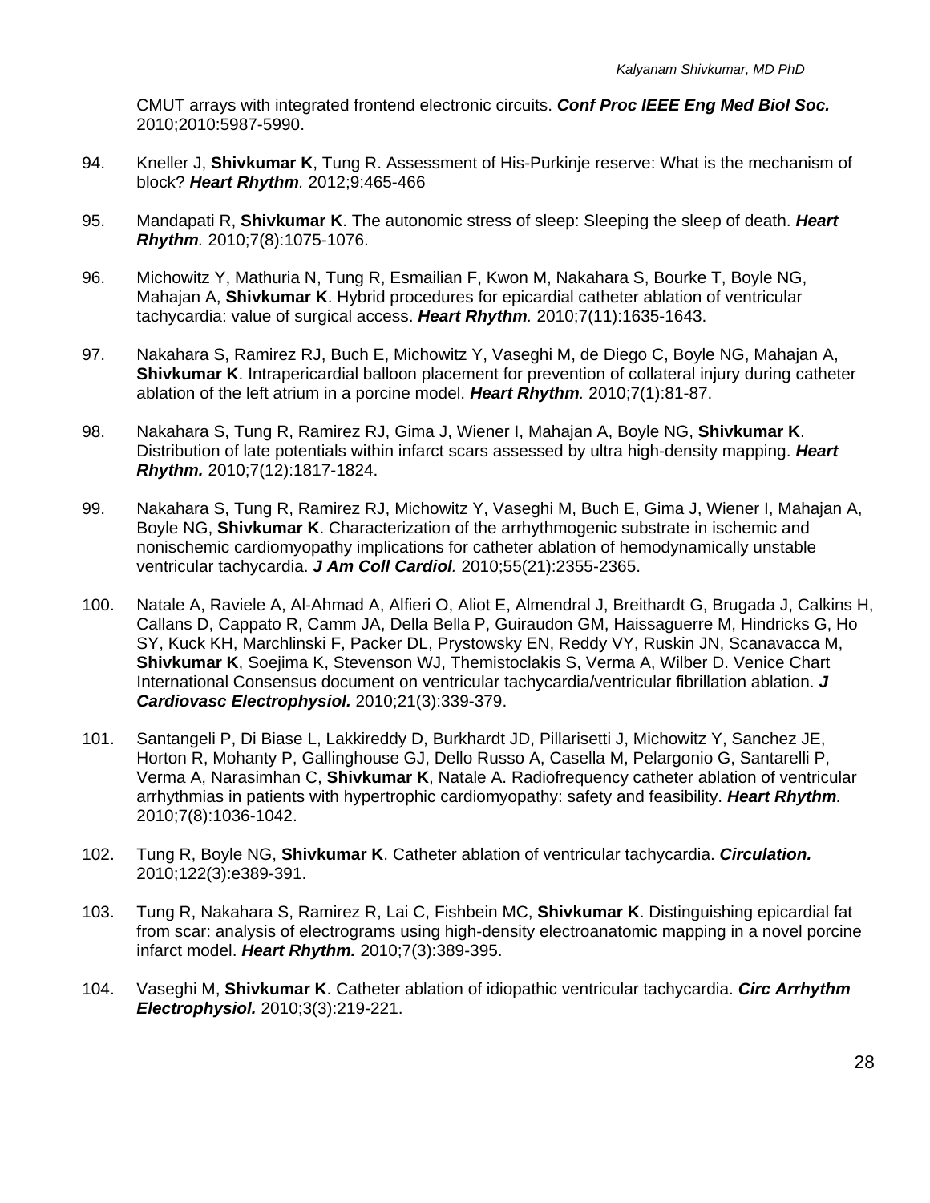CMUT arrays with integrated frontend electronic circuits. ***Conf Proc IEEE Eng Med Biol Soc.*** 2010;2010:5987-5990.

94. Kneller J, **Shivkumar K**, Tung R. Assessment of His-Purkinje reserve: What is the mechanism of block? ***Heart Rhythm****.* 2012;9:465-466

95. Mandapati R, **Shivkumar K**. The autonomic stress of sleep: Sleeping the sleep of death. ***Heart Rhythm****.* 2010;7(8):1075-1076.

96. Michowitz Y, Mathuria N, Tung R, Esmailian F, Kwon M, Nakahara S, Bourke T, Boyle NG, Mahajan A, **Shivkumar K**. Hybrid procedures for epicardial catheter ablation of ventricular tachycardia: value of surgical access. ***Heart Rhythm****.* 2010;7(11):1635-1643.

97. Nakahara S, Ramirez RJ, Buch E, Michowitz Y, Vaseghi M, de Diego C, Boyle NG, Mahajan A, **Shivkumar K**. Intrapericardial balloon placement for prevention of collateral injury during catheter ablation of the left atrium in a porcine model. ***Heart Rhythm****.* 2010;7(1):81-87.

98. Nakahara S, Tung R, Ramirez RJ, Gima J, Wiener I, Mahajan A, Boyle NG, **Shivkumar K**. Distribution of late potentials within infarct scars assessed by ultra high-density mapping. ***Heart Rhythm.*** 2010;7(12):1817-1824.

99. Nakahara S, Tung R, Ramirez RJ, Michowitz Y, Vaseghi M, Buch E, Gima J, Wiener I, Mahajan A, Boyle NG, **Shivkumar K**. Characterization of the arrhythmogenic substrate in ischemic and nonischemic cardiomyopathy implications for catheter ablation of hemodynamically unstable ventricular tachycardia. ***J Am Coll Cardiol****.* 2010;55(21):2355-2365.

100. Natale A, Raviele A, Al-Ahmad A, Alfieri O, Aliot E, Almendral J, Breithardt G, Brugada J, Calkins H, Callans D, Cappato R, Camm JA, Della Bella P, Guiraudon GM, Haissaguerre M, Hindricks G, Ho SY, Kuck KH, Marchlinski F, Packer DL, Prystowsky EN, Reddy VY, Ruskin JN, Scanavacca M, **Shivkumar K**, Soejima K, Stevenson WJ, Themistoclakis S, Verma A, Wilber D. Venice Chart International Consensus document on ventricular tachycardia/ventricular fibrillation ablation. ***J Cardiovasc Electrophysiol.*** 2010;21(3):339-379.

101. Santangeli P, Di Biase L, Lakkireddy D, Burkhardt JD, Pillarisetti J, Michowitz Y, Sanchez JE, Horton R, Mohanty P, Gallinghouse GJ, Dello Russo A, Casella M, Pelargonio G, Santarelli P, Verma A, Narasimhan C, **Shivkumar K**, Natale A. Radiofrequency catheter ablation of ventricular arrhythmias in patients with hypertrophic cardiomyopathy: safety and feasibility. ***Heart Rhythm****.* 2010;7(8):1036-1042.

102. Tung R, Boyle NG, **Shivkumar K**. Catheter ablation of ventricular tachycardia. ***Circulation.*** 2010;122(3):e389-391.

103. Tung R, Nakahara S, Ramirez R, Lai C, Fishbein MC, **Shivkumar K**. Distinguishing epicardial fat from scar: analysis of electrograms using high-density electroanatomic mapping in a novel porcine infarct model. ***Heart Rhythm.*** 2010;7(3):389-395.

104. Vaseghi M, **Shivkumar K**. Catheter ablation of idiopathic ventricular tachycardia. ***Circ Arrhythm Electrophysiol.*** 2010;3(3):219-221.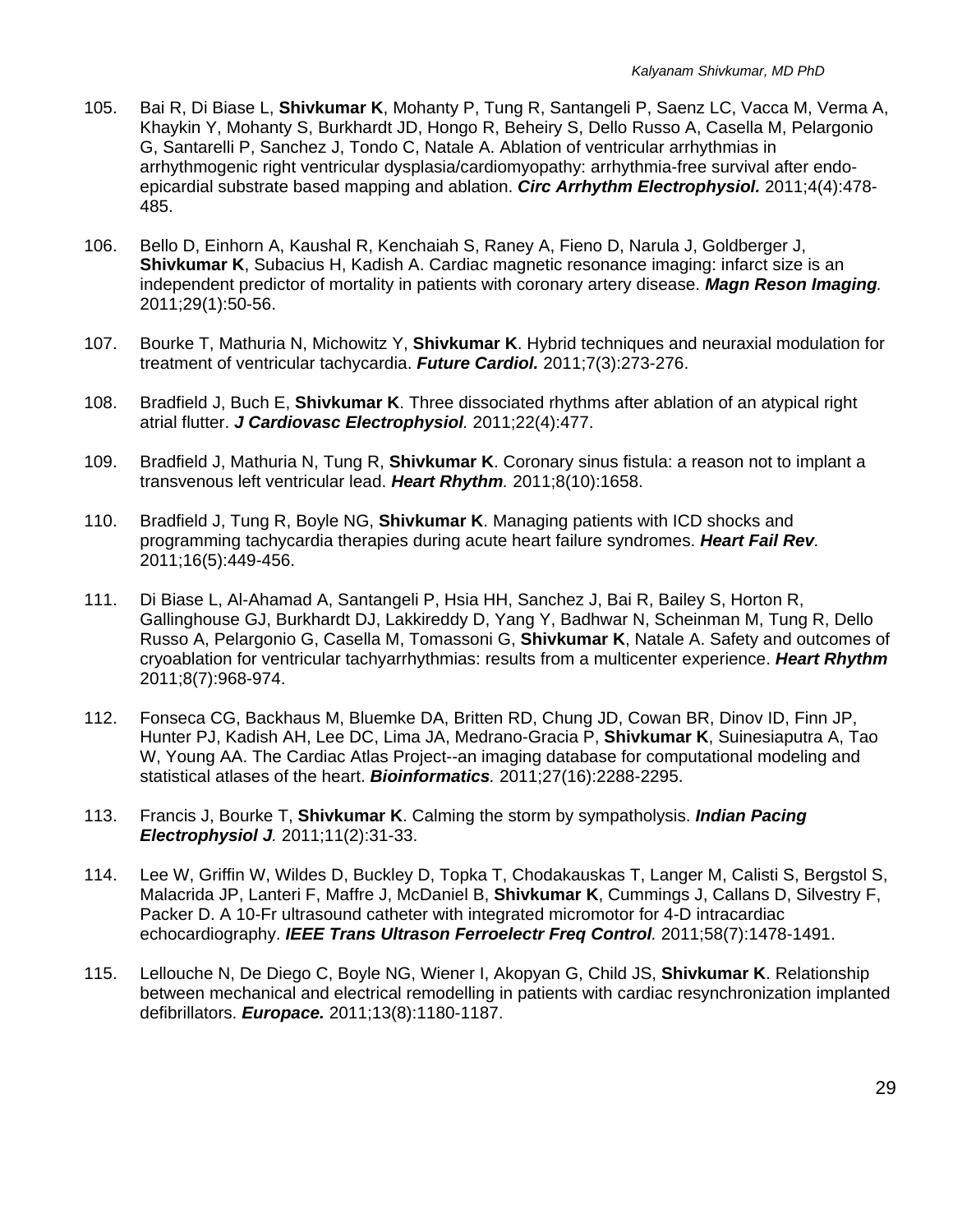105. Bai R, Di Biase L, **Shivkumar K**, Mohanty P, Tung R, Santangeli P, Saenz LC, Vacca M, Verma A, Khaykin Y, Mohanty S, Burkhardt JD, Hongo R, Beheiry S, Dello Russo A, Casella M, Pelargonio G, Santarelli P, Sanchez J, Tondo C, Natale A. Ablation of ventricular arrhythmias in arrhythmogenic right ventricular dysplasia/cardiomyopathy: arrhythmia-free survival after endo-epicardial substrate based mapping and ablation. ***Circ Arrhythm Electrophysiol.*** 2011;4(4):478-485.

106. Bello D, Einhorn A, Kaushal R, Kenchaiah S, Raney A, Fieno D, Narula J, Goldberger J, **Shivkumar K**, Subacius H, Kadish A. Cardiac magnetic resonance imaging: infarct size is an independent predictor of mortality in patients with coronary artery disease. ***Magn Reson Imaging.*** 2011;29(1):50-56.

107. Bourke T, Mathuria N, Michowitz Y, **Shivkumar K**. Hybrid techniques and neuraxial modulation for treatment of ventricular tachycardia. ***Future Cardiol.*** 2011;7(3):273-276.

108. Bradfield J, Buch E, **Shivkumar K**. Three dissociated rhythms after ablation of an atypical right atrial flutter. ***J Cardiovasc Electrophysiol.*** 2011;22(4):477.

109. Bradfield J, Mathuria N, Tung R, **Shivkumar K**. Coronary sinus fistula: a reason not to implant a transvenous left ventricular lead. ***Heart Rhythm.*** 2011;8(10):1658.

110. Bradfield J, Tung R, Boyle NG, **Shivkumar K**. Managing patients with ICD shocks and programming tachycardia therapies during acute heart failure syndromes. ***Heart Fail Rev.*** 2011;16(5):449-456.

111. Di Biase L, Al-Ahamad A, Santangeli P, Hsia HH, Sanchez J, Bai R, Bailey S, Horton R, Gallinghouse GJ, Burkhardt DJ, Lakkireddy D, Yang Y, Badhwar N, Scheinman M, Tung R, Dello Russo A, Pelargonio G, Casella M, Tomassoni G, **Shivkumar K**, Natale A. Safety and outcomes of cryoablation for ventricular tachyarrhythmias: results from a multicenter experience. ***Heart Rhythm*** 2011;8(7):968-974.

112. Fonseca CG, Backhaus M, Bluemke DA, Britten RD, Chung JD, Cowan BR, Dinov ID, Finn JP, Hunter PJ, Kadish AH, Lee DC, Lima JA, Medrano-Gracia P, **Shivkumar K**, Suinesiaputra A, Tao W, Young AA. The Cardiac Atlas Project--an imaging database for computational modeling and statistical atlases of the heart. ***Bioinformatics.*** 2011;27(16):2288-2295.

113. Francis J, Bourke T, **Shivkumar K**. Calming the storm by sympatholysis. ***Indian Pacing Electrophysiol J.*** 2011;11(2):31-33.

114. Lee W, Griffin W, Wildes D, Buckley D, Topka T, Chodakauskas T, Langer M, Calisti S, Bergstol S, Malacrida JP, Lanteri F, Maffre J, McDaniel B, **Shivkumar K**, Cummings J, Callans D, Silvestry F, Packer D. A 10-Fr ultrasound catheter with integrated micromotor for 4-D intracardiac echocardiography. ***IEEE Trans Ultrason Ferroelectr Freq Control.*** 2011;58(7):1478-1491.

115. Lellouche N, De Diego C, Boyle NG, Wiener I, Akopyan G, Child JS, **Shivkumar K**. Relationship between mechanical and electrical remodelling in patients with cardiac resynchronization implanted defibrillators. ***Europace.*** 2011;13(8):1180-1187.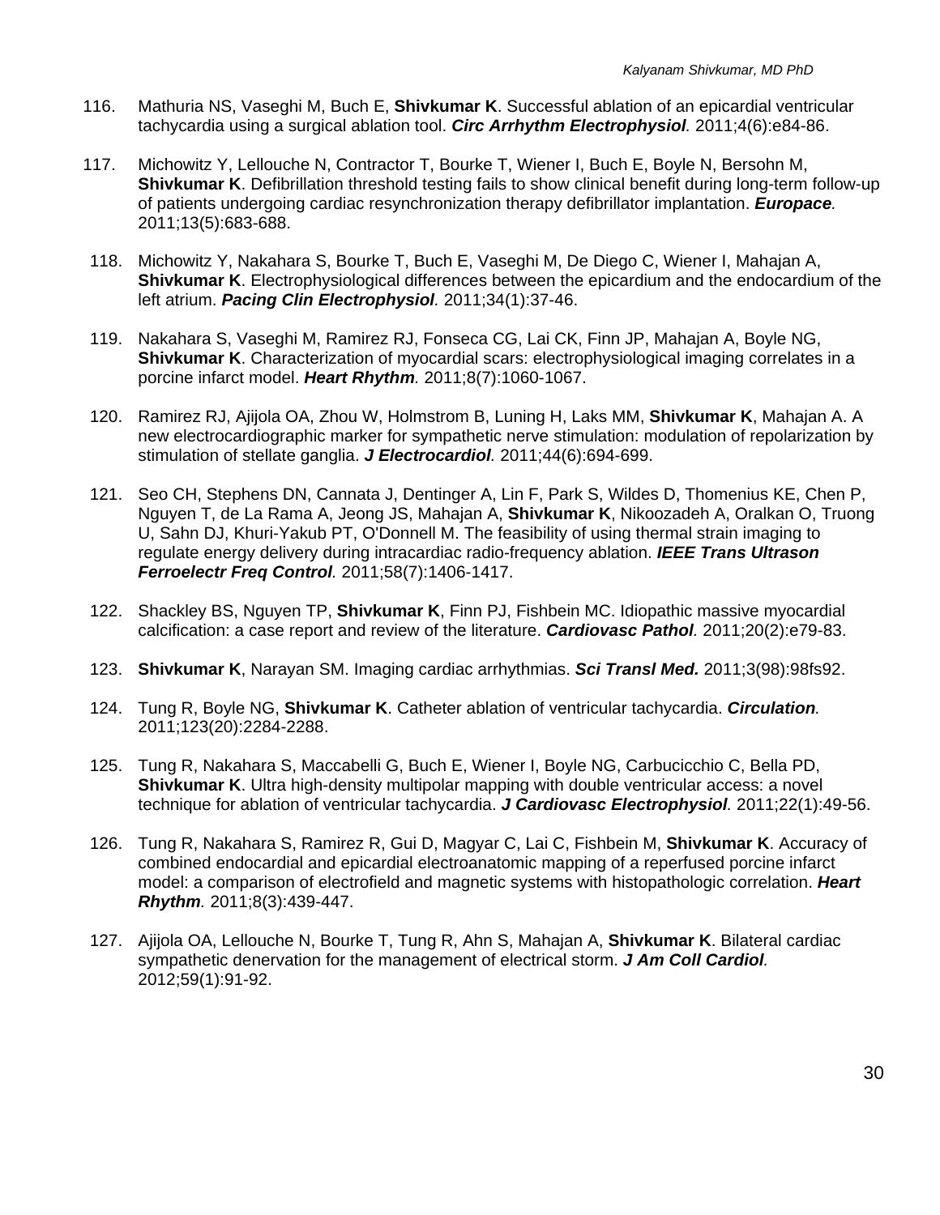116. Mathuria NS, Vaseghi M, Buch E, **Shivkumar K**. Successful ablation of an epicardial ventricular tachycardia using a surgical ablation tool. ***Circ Arrhythm Electrophysiol.*** 2011;4(6):e84-86.

117. Michowitz Y, Lellouche N, Contractor T, Bourke T, Wiener I, Buch E, Boyle N, Bersohn M, **Shivkumar K**. Defibrillation threshold testing fails to show clinical benefit during long-term follow-up of patients undergoing cardiac resynchronization therapy defibrillator implantation. ***Europace.*** 2011;13(5):683-688.

118. Michowitz Y, Nakahara S, Bourke T, Buch E, Vaseghi M, De Diego C, Wiener I, Mahajan A, **Shivkumar K**. Electrophysiological differences between the epicardium and the endocardium of the left atrium. ***Pacing Clin Electrophysiol.*** 2011;34(1):37-46.

119. Nakahara S, Vaseghi M, Ramirez RJ, Fonseca CG, Lai CK, Finn JP, Mahajan A, Boyle NG, **Shivkumar K**. Characterization of myocardial scars: electrophysiological imaging correlates in a porcine infarct model. ***Heart Rhythm.*** 2011;8(7):1060-1067.

120. Ramirez RJ, Ajijola OA, Zhou W, Holmstrom B, Luning H, Laks MM, **Shivkumar K**, Mahajan A. A new electrocardiographic marker for sympathetic nerve stimulation: modulation of repolarization by stimulation of stellate ganglia. ***J Electrocardiol.*** 2011;44(6):694-699.

121. Seo CH, Stephens DN, Cannata J, Dentinger A, Lin F, Park S, Wildes D, Thomenius KE, Chen P, Nguyen T, de La Rama A, Jeong JS, Mahajan A, **Shivkumar K**, Nikoozadeh A, Oralkan O, Truong U, Sahn DJ, Khuri-Yakub PT, O'Donnell M. The feasibility of using thermal strain imaging to regulate energy delivery during intracardiac radio-frequency ablation. ***IEEE Trans Ultrason Ferroelectr Freq Control.*** 2011;58(7):1406-1417.

122. Shackley BS, Nguyen TP, **Shivkumar K**, Finn PJ, Fishbein MC. Idiopathic massive myocardial calcification: a case report and review of the literature. ***Cardiovasc Pathol.*** 2011;20(2):e79-83.

123. **Shivkumar K**, Narayan SM. Imaging cardiac arrhythmias. ***Sci Transl Med.*** 2011;3(98):98fs92.

124. Tung R, Boyle NG, **Shivkumar K**. Catheter ablation of ventricular tachycardia. ***Circulation.*** 2011;123(20):2284-2288.

125. Tung R, Nakahara S, Maccabelli G, Buch E, Wiener I, Boyle NG, Carbucicchio C, Bella PD, **Shivkumar K**. Ultra high-density multipolar mapping with double ventricular access: a novel technique for ablation of ventricular tachycardia. ***J Cardiovasc Electrophysiol.*** 2011;22(1):49-56.

126. Tung R, Nakahara S, Ramirez R, Gui D, Magyar C, Lai C, Fishbein M, **Shivkumar K**. Accuracy of combined endocardial and epicardial electroanatomic mapping of a reperfused porcine infarct model: a comparison of electrofield and magnetic systems with histopathologic correlation. ***Heart Rhythm.*** 2011;8(3):439-447.

127. Ajijola OA, Lellouche N, Bourke T, Tung R, Ahn S, Mahajan A, **Shivkumar K**. Bilateral cardiac sympathetic denervation for the management of electrical storm. ***J Am Coll Cardiol.*** 2012;59(1):91-92.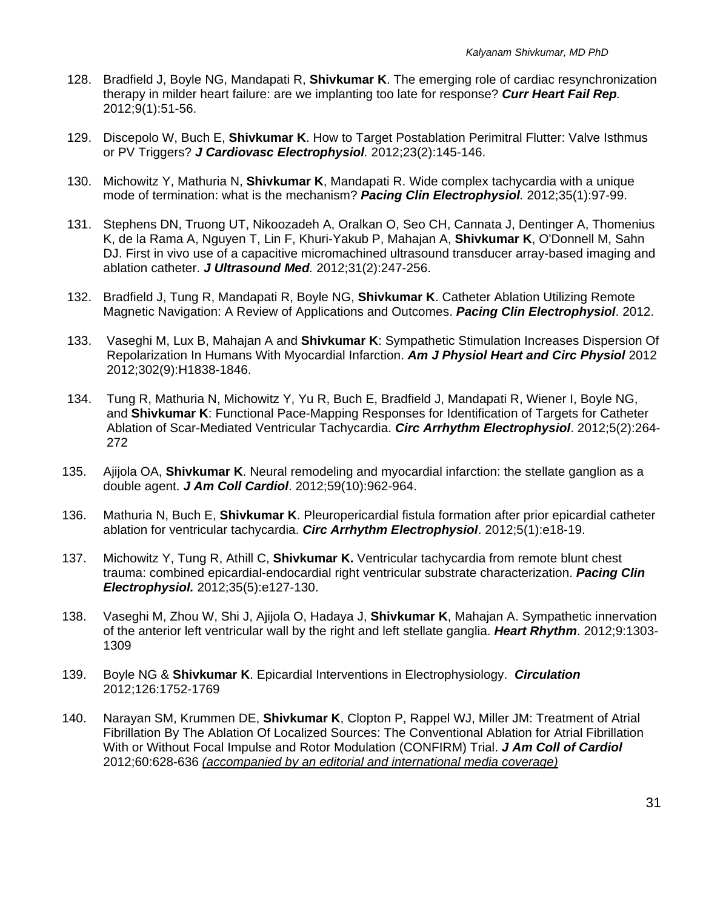128. Bradfield J, Boyle NG, Mandapati R, **Shivkumar K**. The emerging role of cardiac resynchronization therapy in milder heart failure: are we implanting too late for response? ***Curr Heart Fail Rep.*** 2012;9(1):51-56.

129. Discepolo W, Buch E, **Shivkumar K**. How to Target Postablation Perimitral Flutter: Valve Isthmus or PV Triggers? ***J Cardiovasc Electrophysiol.*** 2012;23(2):145-146.

130. Michowitz Y, Mathuria N, **Shivkumar K**, Mandapati R. Wide complex tachycardia with a unique mode of termination: what is the mechanism? ***Pacing Clin Electrophysiol.*** 2012;35(1):97-99.

131. Stephens DN, Truong UT, Nikoozadeh A, Oralkan O, Seo CH, Cannata J, Dentinger A, Thomenius K, de la Rama A, Nguyen T, Lin F, Khuri-Yakub P, Mahajan A, **Shivkumar K**, O'Donnell M, Sahn DJ. First in vivo use of a capacitive micromachined ultrasound transducer array-based imaging and ablation catheter. ***J Ultrasound Med.*** 2012;31(2):247-256.

132. Bradfield J, Tung R, Mandapati R, Boyle NG, **Shivkumar K**. Catheter Ablation Utilizing Remote Magnetic Navigation: A Review of Applications and Outcomes. ***Pacing Clin Electrophysiol***. 2012.

133. Vaseghi M, Lux B, Mahajan A and **Shivkumar K**: Sympathetic Stimulation Increases Dispersion Of Repolarization In Humans With Myocardial Infarction. ***Am J Physiol Heart and Circ Physiol*** 2012 2012;302(9):H1838-1846.

134. Tung R, Mathuria N, Michowitz Y, Yu R, Buch E, Bradfield J, Mandapati R, Wiener I, Boyle NG, and **Shivkumar K**: Functional Pace-Mapping Responses for Identification of Targets for Catheter Ablation of Scar-Mediated Ventricular Tachycardia. ***Circ Arrhythm Electrophysiol***. 2012;5(2):264-272

135. Ajijola OA, **Shivkumar K**. Neural remodeling and myocardial infarction: the stellate ganglion as a double agent. ***J Am Coll Cardiol***. 2012;59(10):962-964.

136. Mathuria N, Buch E, **Shivkumar K**. Pleuropericardial fistula formation after prior epicardial catheter ablation for ventricular tachycardia. ***Circ Arrhythm Electrophysiol***. 2012;5(1):e18-19.

137. Michowitz Y, Tung R, Athill C, **Shivkumar K.** Ventricular tachycardia from remote blunt chest trauma: combined epicardial-endocardial right ventricular substrate characterization. ***Pacing Clin Electrophysiol.*** 2012;35(5):e127-130.

138. Vaseghi M, Zhou W, Shi J, Ajijola O, Hadaya J, **Shivkumar K**, Mahajan A. Sympathetic innervation of the anterior left ventricular wall by the right and left stellate ganglia. ***Heart Rhythm***. 2012;9:1303-1309

139. Boyle NG & **Shivkumar K**. Epicardial Interventions in Electrophysiology. ***Circulation*** 2012;126:1752-1769

140. Narayan SM, Krummen DE, **Shivkumar K**, Clopton P, Rappel WJ, Miller JM: Treatment of Atrial Fibrillation By The Ablation Of Localized Sources: The Conventional Ablation for Atrial Fibrillation With or Without Focal Impulse and Rotor Modulation (CONFIRM) Trial. ***J Am Coll of Cardiol*** 2012;60:628-636 *(accompanied by an editorial and international media coverage)*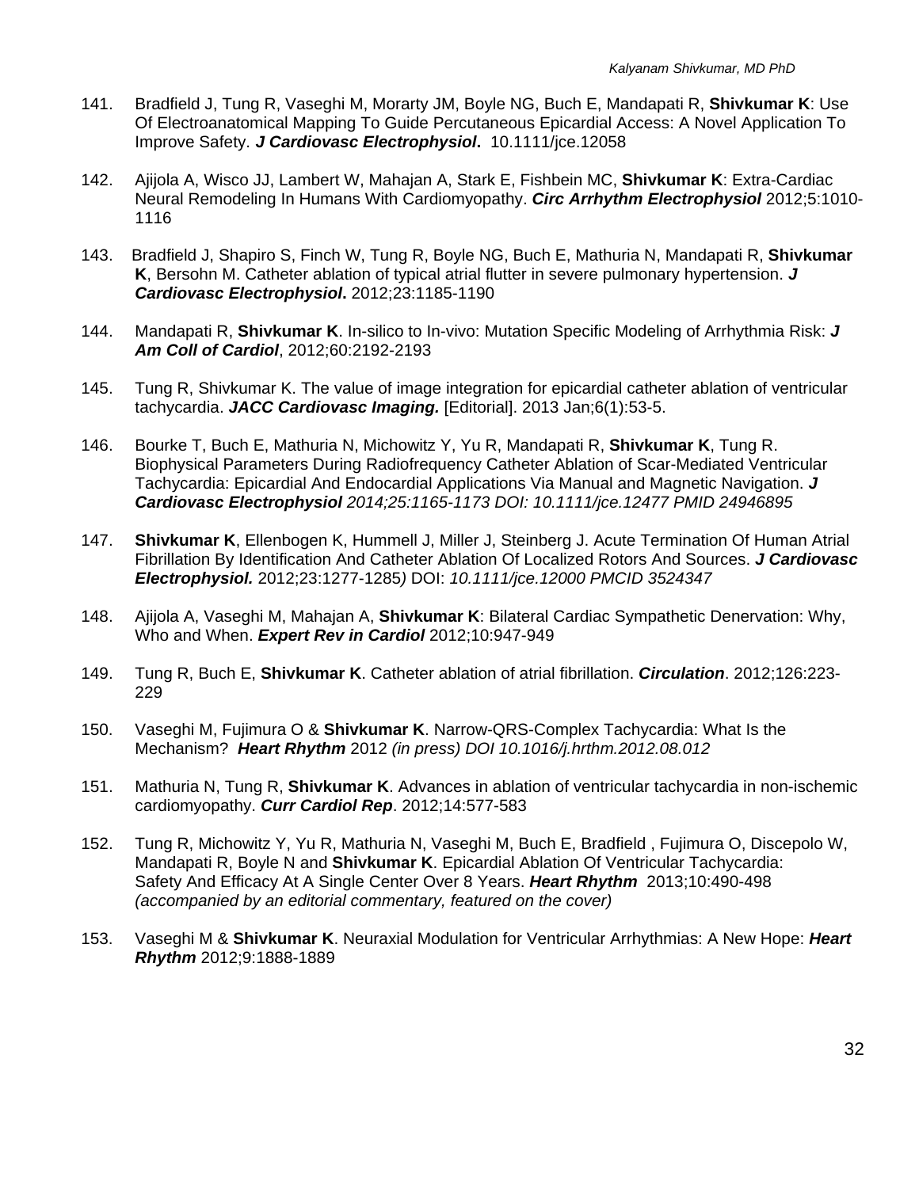141. Bradfield J, Tung R, Vaseghi M, Morarty JM, Boyle NG, Buch E, Mandapati R, **Shivkumar K**: Use Of Electroanatomical Mapping To Guide Percutaneous Epicardial Access: A Novel Application To Improve Safety. ***J Cardiovasc Electrophysiol*.** 10.1111/jce.12058

142. Ajijola A, Wisco JJ, Lambert W, Mahajan A, Stark E, Fishbein MC, **Shivkumar K**: Extra-Cardiac Neural Remodeling In Humans With Cardiomyopathy. ***Circ Arrhythm Electrophysiol*** 2012;5:1010-1116

143. Bradfield J, Shapiro S, Finch W, Tung R, Boyle NG, Buch E, Mathuria N, Mandapati R, **Shivkumar K**, Bersohn M. Catheter ablation of typical atrial flutter in severe pulmonary hypertension. ***J Cardiovasc Electrophysiol*.** 2012;23:1185-1190

144. Mandapati R, **Shivkumar K**. In-silico to In-vivo: Mutation Specific Modeling of Arrhythmia Risk: ***J Am Coll of Cardiol***, 2012;60:2192-2193

145. Tung R, Shivkumar K. The value of image integration for epicardial catheter ablation of ventricular tachycardia. ***JACC Cardiovasc Imaging.*** [Editorial]. 2013 Jan;6(1):53-5.

146. Bourke T, Buch E, Mathuria N, Michowitz Y, Yu R, Mandapati R, **Shivkumar K**, Tung R. Biophysical Parameters During Radiofrequency Catheter Ablation of Scar-Mediated Ventricular Tachycardia: Epicardial And Endocardial Applications Via Manual and Magnetic Navigation. ***J Cardiovasc Electrophysiol*** *2014;25:1165-1173 DOI: 10.1111/jce.12477 PMID 24946895*

147. **Shivkumar K**, Ellenbogen K, Hummell J, Miller J, Steinberg J. Acute Termination Of Human Atrial Fibrillation By Identification And Catheter Ablation Of Localized Rotors And Sources. ***J Cardiovasc Electrophysiol.*** 2012;23:1277-1285*)* DOI: *10.1111/jce.12000 PMCID 3524347*

148. Ajijola A, Vaseghi M, Mahajan A, **Shivkumar K**: Bilateral Cardiac Sympathetic Denervation: Why, Who and When. ***Expert Rev in Cardiol*** 2012;10:947-949

149. Tung R, Buch E, **Shivkumar K**. Catheter ablation of atrial fibrillation. ***Circulation***. 2012;126:223-229

150. Vaseghi M, Fujimura O & **Shivkumar K**. Narrow-QRS-Complex Tachycardia: What Is the Mechanism? ***Heart Rhythm*** 2012 *(in press) DOI 10.1016/j.hrthm.2012.08.012*

151. Mathuria N, Tung R, **Shivkumar K**. Advances in ablation of ventricular tachycardia in non-ischemic cardiomyopathy. ***Curr Cardiol Rep***. 2012;14:577-583

152. Tung R, Michowitz Y, Yu R, Mathuria N, Vaseghi M, Buch E, Bradfield , Fujimura O, Discepolo W, Mandapati R, Boyle N and **Shivkumar K**. Epicardial Ablation Of Ventricular Tachycardia: Safety And Efficacy At A Single Center Over 8 Years. ***Heart Rhythm*** 2013;10:490-498 *(accompanied by an editorial commentary, featured on the cover)*

153. Vaseghi M & **Shivkumar K**. Neuraxial Modulation for Ventricular Arrhythmias: A New Hope: ***Heart Rhythm*** 2012;9:1888-1889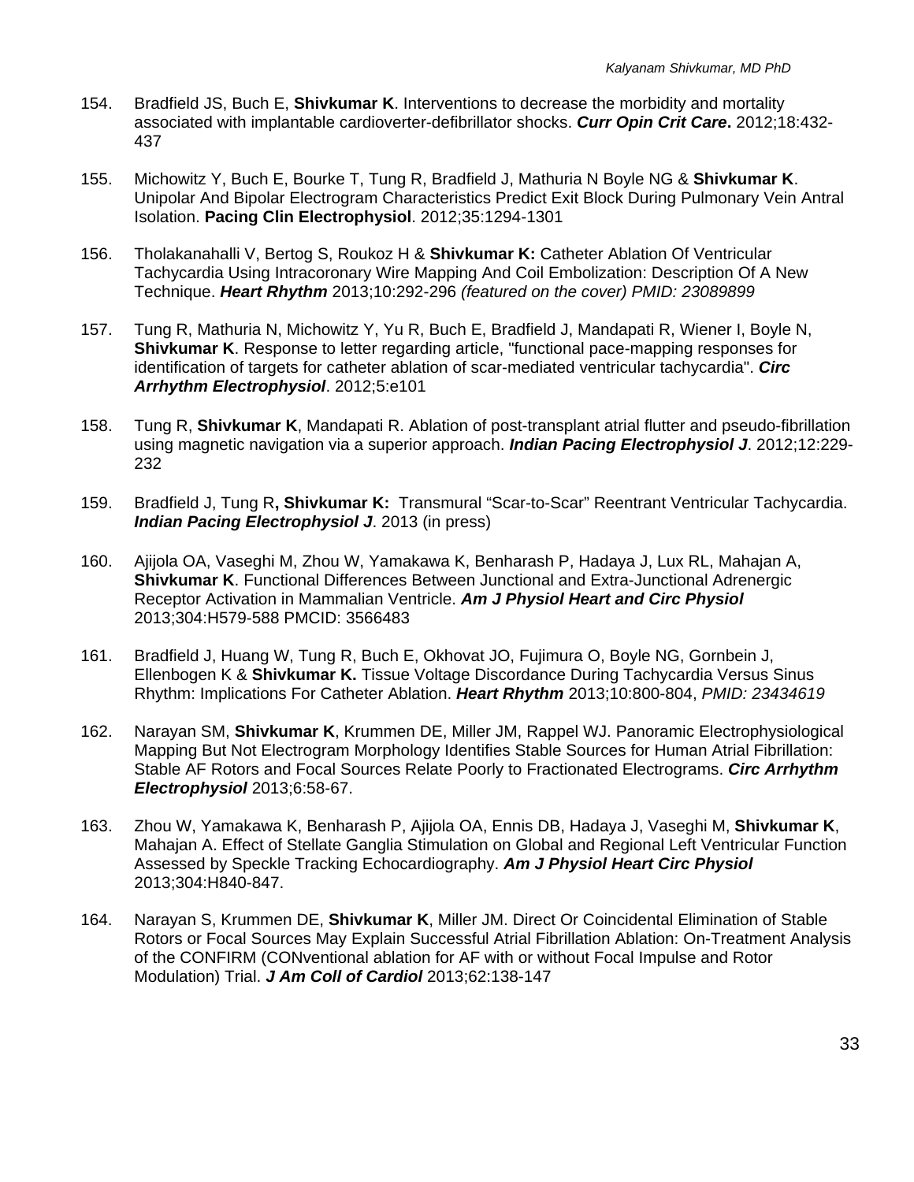154. Bradfield JS, Buch E, **Shivkumar K**. Interventions to decrease the morbidity and mortality associated with implantable cardioverter-defibrillator shocks. ***Curr Opin Crit Care*****.** 2012;18:432-437

155. Michowitz Y, Buch E, Bourke T, Tung R, Bradfield J, Mathuria N Boyle NG & **Shivkumar K**. Unipolar And Bipolar Electrogram Characteristics Predict Exit Block During Pulmonary Vein Antral Isolation. **Pacing Clin Electrophysiol**. 2012;35:1294-1301

156. Tholakanahalli V, Bertog S, Roukoz H & **Shivkumar K:** Catheter Ablation Of Ventricular Tachycardia Using Intracoronary Wire Mapping And Coil Embolization: Description Of A New Technique. ***Heart Rhythm*** 2013;10:292-296 *(featured on the cover) PMID: 23089899*

157. Tung R, Mathuria N, Michowitz Y, Yu R, Buch E, Bradfield J, Mandapati R, Wiener I, Boyle N, **Shivkumar K**. Response to letter regarding article, "functional pace-mapping responses for identification of targets for catheter ablation of scar-mediated ventricular tachycardia". ***Circ Arrhythm Electrophysiol***. 2012;5:e101

158. Tung R, **Shivkumar K**, Mandapati R. Ablation of post-transplant atrial flutter and pseudo-fibrillation using magnetic navigation via a superior approach. ***Indian Pacing Electrophysiol J***. 2012;12:229-232

159. Bradfield J, Tung R**, Shivkumar K:** Transmural "Scar-to-Scar" Reentrant Ventricular Tachycardia. ***Indian Pacing Electrophysiol J***. 2013 (in press)

160. Ajijola OA, Vaseghi M, Zhou W, Yamakawa K, Benharash P, Hadaya J, Lux RL, Mahajan A, **Shivkumar K**. Functional Differences Between Junctional and Extra-Junctional Adrenergic Receptor Activation in Mammalian Ventricle. ***Am J Physiol Heart and Circ Physiol*** 2013;304:H579-588 PMCID: 3566483

161. Bradfield J, Huang W, Tung R, Buch E, Okhovat JO, Fujimura O, Boyle NG, Gornbein J, Ellenbogen K & **Shivkumar K.** Tissue Voltage Discordance During Tachycardia Versus Sinus Rhythm: Implications For Catheter Ablation. ***Heart Rhythm*** 2013;10:800-804, *PMID: 23434619*

162. Narayan SM, **Shivkumar K**, Krummen DE, Miller JM, Rappel WJ. Panoramic Electrophysiological Mapping But Not Electrogram Morphology Identifies Stable Sources for Human Atrial Fibrillation: Stable AF Rotors and Focal Sources Relate Poorly to Fractionated Electrograms. ***Circ Arrhythm Electrophysiol*** 2013;6:58-67.

163. Zhou W, Yamakawa K, Benharash P, Ajijola OA, Ennis DB, Hadaya J, Vaseghi M, **Shivkumar K**, Mahajan A. Effect of Stellate Ganglia Stimulation on Global and Regional Left Ventricular Function Assessed by Speckle Tracking Echocardiography. ***Am J Physiol Heart Circ Physiol*** 2013;304:H840-847.

164. Narayan S, Krummen DE, **Shivkumar K**, Miller JM. Direct Or Coincidental Elimination of Stable Rotors or Focal Sources May Explain Successful Atrial Fibrillation Ablation: On-Treatment Analysis of the CONFIRM (CONventional ablation for AF with or without Focal Impulse and Rotor Modulation) Trial. ***J Am Coll of Cardiol*** 2013;62:138-147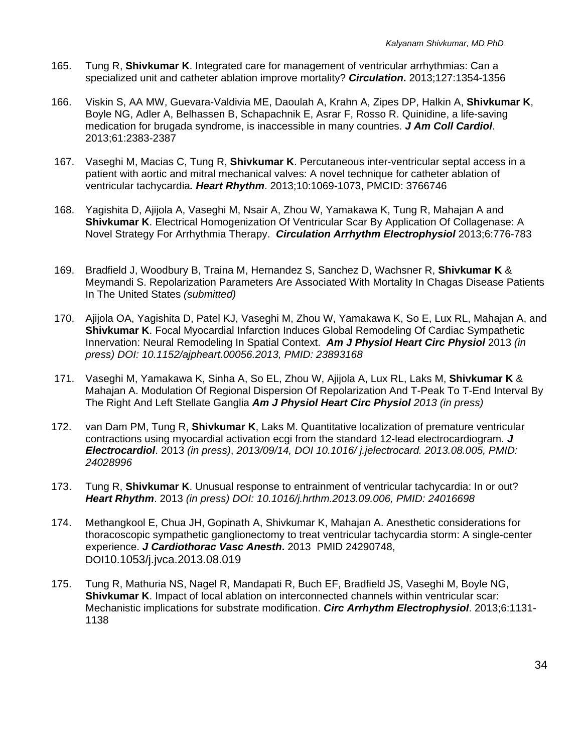165. Tung R, **Shivkumar K**. Integrated care for management of ventricular arrhythmias: Can a specialized unit and catheter ablation improve mortality? ***Circulation*.** 2013;127:1354-1356

166. Viskin S, AA MW, Guevara-Valdivia ME, Daoulah A, Krahn A, Zipes DP, Halkin A, **Shivkumar K**, Boyle NG, Adler A, Belhassen B, Schapachnik E, Asrar F, Rosso R. Quinidine, a life-saving medication for brugada syndrome, is inaccessible in many countries. ***J Am Coll Cardiol***. 2013;61:2383-2387

167. Vaseghi M, Macias C, Tung R, **Shivkumar K**. Percutaneous inter-ventricular septal access in a patient with aortic and mitral mechanical valves: A novel technique for catheter ablation of ventricular tachycardia***. Heart Rhythm***. 2013;10:1069-1073, PMCID: 3766746

168. Yagishita D, Ajijola A, Vaseghi M, Nsair A, Zhou W, Yamakawa K, Tung R, Mahajan A and **Shivkumar K**. Electrical Homogenization Of Ventricular Scar By Application Of Collagenase: A Novel Strategy For Arrhythmia Therapy. ***Circulation Arrhythm Electrophysiol*** 2013;6:776-783

169. Bradfield J, Woodbury B, Traina M, Hernandez S, Sanchez D, Wachsner R, **Shivkumar K** & Meymandi S. Repolarization Parameters Are Associated With Mortality In Chagas Disease Patients In The United States *(submitted)*

170. Ajijola OA, Yagishita D, Patel KJ, Vaseghi M, Zhou W, Yamakawa K, So E, Lux RL, Mahajan A, and **Shivkumar K**. Focal Myocardial Infarction Induces Global Remodeling Of Cardiac Sympathetic Innervation: Neural Remodeling In Spatial Context. ***Am J Physiol Heart Circ Physiol*** 2013 *(in press) DOI: 10.1152/ajpheart.00056.2013, PMID: 23893168*

171. Vaseghi M, Yamakawa K, Sinha A, So EL, Zhou W, Ajijola A, Lux RL, Laks M, **Shivkumar K** & Mahajan A. Modulation Of Regional Dispersion Of Repolarization And T-Peak To T-End Interval By The Right And Left Stellate Ganglia ***Am J Physiol Heart Circ Physiol*** *2013 (in press)*

172. van Dam PM, Tung R, **Shivkumar K**, Laks M. Quantitative localization of premature ventricular contractions using myocardial activation ecgi from the standard 12-lead electrocardiogram. ***J Electrocardiol***. 2013 *(in press)*, *2013/09/14, DOI 10.1016/ j.jelectrocard. 2013.08.005, PMID: 24028996*

173. Tung R, **Shivkumar K**. Unusual response to entrainment of ventricular tachycardia: In or out? ***Heart Rhythm***. 2013 *(in press) DOI: 10.1016/j.hrthm.2013.09.006, PMID: 24016698*

174. Methangkool E, Chua JH, Gopinath A, Shivkumar K, Mahajan A. Anesthetic considerations for thoracoscopic sympathetic ganglionectomy to treat ventricular tachycardia storm: A single-center experience. ***J Cardiothorac Vasc Anesth*.** 2013 PMID 24290748, DOI10.1053/j.jvca.2013.08.019

175. Tung R, Mathuria NS, Nagel R, Mandapati R, Buch EF, Bradfield JS, Vaseghi M, Boyle NG, **Shivkumar K**. Impact of local ablation on interconnected channels within ventricular scar: Mechanistic implications for substrate modification. ***Circ Arrhythm Electrophysiol***. 2013;6:1131-1138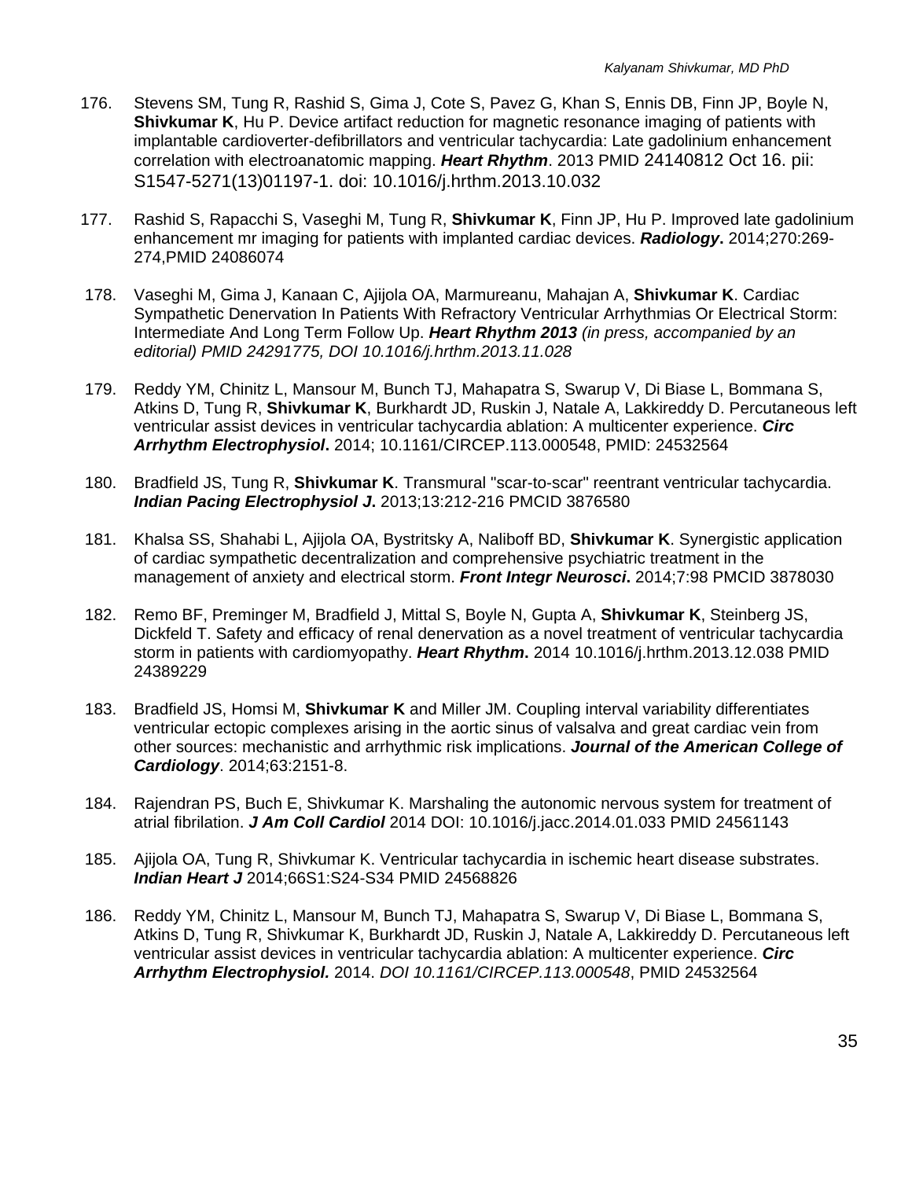176. Stevens SM, Tung R, Rashid S, Gima J, Cote S, Pavez G, Khan S, Ennis DB, Finn JP, Boyle N, **Shivkumar K**, Hu P. Device artifact reduction for magnetic resonance imaging of patients with implantable cardioverter-defibrillators and ventricular tachycardia: Late gadolinium enhancement correlation with electroanatomic mapping. ***Heart Rhythm***. 2013 PMID 24140812 Oct 16. pii: S1547-5271(13)01197-1. doi: 10.1016/j.hrthm.2013.10.032

177. Rashid S, Rapacchi S, Vaseghi M, Tung R, **Shivkumar K**, Finn JP, Hu P. Improved late gadolinium enhancement mr imaging for patients with implanted cardiac devices. ***Radiology*.** 2014;270:269-274,PMID 24086074

178. Vaseghi M, Gima J, Kanaan C, Ajijola OA, Marmureanu, Mahajan A, **Shivkumar K**. Cardiac Sympathetic Denervation In Patients With Refractory Ventricular Arrhythmias Or Electrical Storm: Intermediate And Long Term Follow Up. ***Heart Rhythm 2013*** *(in press, accompanied by an editorial) PMID 24291775, DOI 10.1016/j.hrthm.2013.11.028*

179. Reddy YM, Chinitz L, Mansour M, Bunch TJ, Mahapatra S, Swarup V, Di Biase L, Bommana S, Atkins D, Tung R, **Shivkumar K**, Burkhardt JD, Ruskin J, Natale A, Lakkireddy D. Percutaneous left ventricular assist devices in ventricular tachycardia ablation: A multicenter experience. ***Circ Arrhythm Electrophysiol*.** 2014; 10.1161/CIRCEP.113.000548, PMID: 24532564

180. Bradfield JS, Tung R, **Shivkumar K**. Transmural "scar-to-scar" reentrant ventricular tachycardia. ***Indian Pacing Electrophysiol J*.** 2013;13:212-216 PMCID 3876580

181. Khalsa SS, Shahabi L, Ajijola OA, Bystritsky A, Naliboff BD, **Shivkumar K**. Synergistic application of cardiac sympathetic decentralization and comprehensive psychiatric treatment in the management of anxiety and electrical storm. ***Front Integr Neurosci*.** 2014;7:98 PMCID 3878030

182. Remo BF, Preminger M, Bradfield J, Mittal S, Boyle N, Gupta A, **Shivkumar K**, Steinberg JS, Dickfeld T. Safety and efficacy of renal denervation as a novel treatment of ventricular tachycardia storm in patients with cardiomyopathy. ***Heart Rhythm*.** 2014 10.1016/j.hrthm.2013.12.038 PMID 24389229

183. Bradfield JS, Homsi M, **Shivkumar K** and Miller JM. Coupling interval variability differentiates ventricular ectopic complexes arising in the aortic sinus of valsalva and great cardiac vein from other sources: mechanistic and arrhythmic risk implications. ***Journal of the American College of Cardiology***. 2014;63:2151-8.

184. Rajendran PS, Buch E, Shivkumar K. Marshaling the autonomic nervous system for treatment of atrial fibrilation. ***J Am Coll Cardiol*** 2014 DOI: 10.1016/j.jacc.2014.01.033 PMID 24561143

185. Ajijola OA, Tung R, Shivkumar K. Ventricular tachycardia in ischemic heart disease substrates. ***Indian Heart J*** 2014;66S1:S24-S34 PMID 24568826

186. Reddy YM, Chinitz L, Mansour M, Bunch TJ, Mahapatra S, Swarup V, Di Biase L, Bommana S, Atkins D, Tung R, Shivkumar K, Burkhardt JD, Ruskin J, Natale A, Lakkireddy D. Percutaneous left ventricular assist devices in ventricular tachycardia ablation: A multicenter experience. ***Circ Arrhythm Electrophysiol*.** 2014. *DOI 10.1161/CIRCEP.113.000548*, PMID 24532564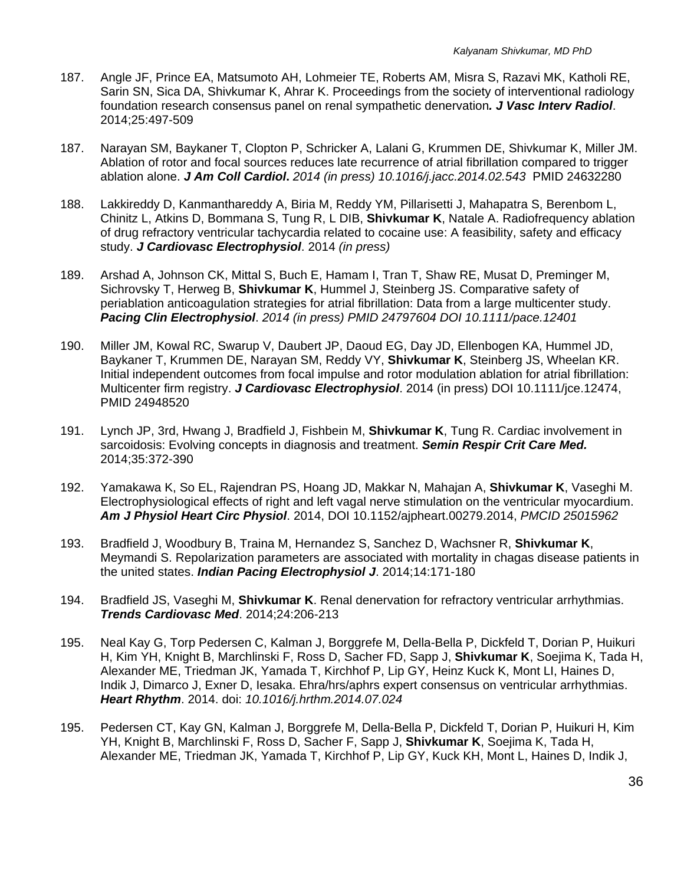187. Angle JF, Prince EA, Matsumoto AH, Lohmeier TE, Roberts AM, Misra S, Razavi MK, Katholi RE, Sarin SN, Sica DA, Shivkumar K, Ahrar K. Proceedings from the society of interventional radiology foundation research consensus panel on renal sympathetic denervation***. J Vasc Interv Radiol***. 2014;25:497-509

187. Narayan SM, Baykaner T, Clopton P, Schricker A, Lalani G, Krummen DE, Shivkumar K, Miller JM. Ablation of rotor and focal sources reduces late recurrence of atrial fibrillation compared to trigger ablation alone. ***J Am Coll Cardiol***. *2014 (in press) 10.1016/j.jacc.2014.02.543* PMID 24632280

188. Lakkireddy D, Kanmanthareddy A, Biria M, Reddy YM, Pillarisetti J, Mahapatra S, Berenbom L, Chinitz L, Atkins D, Bommana S, Tung R, L DIB, **Shivkumar K**, Natale A. Radiofrequency ablation of drug refractory ventricular tachycardia related to cocaine use: A feasibility, safety and efficacy study. ***J Cardiovasc Electrophysiol***. 2014 *(in press)*

189. Arshad A, Johnson CK, Mittal S, Buch E, Hamam I, Tran T, Shaw RE, Musat D, Preminger M, Sichrovsky T, Herweg B, **Shivkumar K**, Hummel J, Steinberg JS. Comparative safety of periablation anticoagulation strategies for atrial fibrillation: Data from a large multicenter study. ***Pacing Clin Electrophysiol***. *2014 (in press) PMID 24797604 DOI 10.1111/pace.12401*

190. Miller JM, Kowal RC, Swarup V, Daubert JP, Daoud EG, Day JD, Ellenbogen KA, Hummel JD, Baykaner T, Krummen DE, Narayan SM, Reddy VY, **Shivkumar K**, Steinberg JS, Wheelan KR. Initial independent outcomes from focal impulse and rotor modulation ablation for atrial fibrillation: Multicenter firm registry. ***J Cardiovasc Electrophysiol***. 2014 (in press) DOI 10.1111/jce.12474, PMID 24948520

191. Lynch JP, 3rd, Hwang J, Bradfield J, Fishbein M, **Shivkumar K**, Tung R. Cardiac involvement in sarcoidosis: Evolving concepts in diagnosis and treatment. ***Semin Respir Crit Care Med.*** 2014;35:372-390

192. Yamakawa K, So EL, Rajendran PS, Hoang JD, Makkar N, Mahajan A, **Shivkumar K**, Vaseghi M. Electrophysiological effects of right and left vagal nerve stimulation on the ventricular myocardium. ***Am J Physiol Heart Circ Physiol***. 2014, DOI 10.1152/ajpheart.00279.2014, *PMCID 25015962*

193. Bradfield J, Woodbury B, Traina M, Hernandez S, Sanchez D, Wachsner R, **Shivkumar K**, Meymandi S. Repolarization parameters are associated with mortality in chagas disease patients in the united states. ***Indian Pacing Electrophysiol J***. 2014;14:171-180

194. Bradfield JS, Vaseghi M, **Shivkumar K**. Renal denervation for refractory ventricular arrhythmias. ***Trends Cardiovasc Med***. 2014;24:206-213

195. Neal Kay G, Torp Pedersen C, Kalman J, Borggrefe M, Della-Bella P, Dickfeld T, Dorian P, Huikuri H, Kim YH, Knight B, Marchlinski F, Ross D, Sacher FD, Sapp J, **Shivkumar K**, Soejima K, Tada H, Alexander ME, Triedman JK, Yamada T, Kirchhof P, Lip GY, Heinz Kuck K, Mont LI, Haines D, Indik J, Dimarco J, Exner D, Iesaka. Ehra/hrs/aphrs expert consensus on ventricular arrhythmias. ***Heart Rhythm***. 2014. doi: *10.1016/j.hrthm.2014.07.024*

195. Pedersen CT, Kay GN, Kalman J, Borggrefe M, Della-Bella P, Dickfeld T, Dorian P, Huikuri H, Kim YH, Knight B, Marchlinski F, Ross D, Sacher F, Sapp J, **Shivkumar K**, Soejima K, Tada H, Alexander ME, Triedman JK, Yamada T, Kirchhof P, Lip GY, Kuck KH, Mont L, Haines D, Indik J,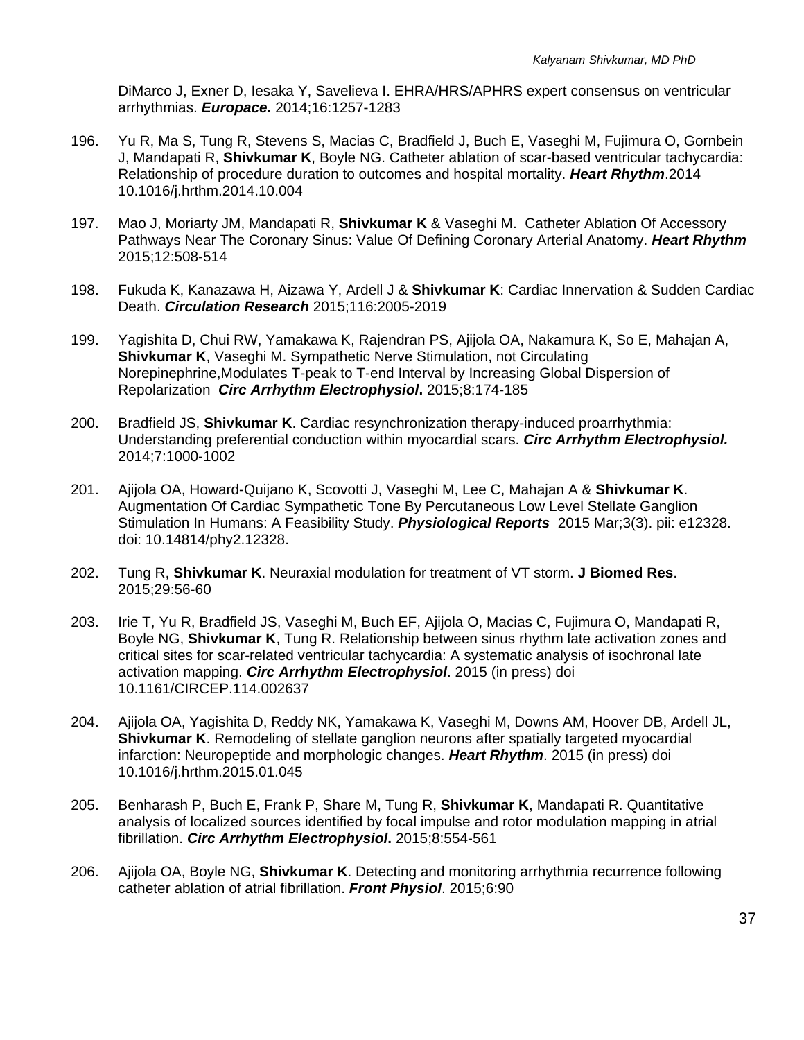DiMarco J, Exner D, Iesaka Y, Savelieva I. EHRA/HRS/APHRS expert consensus on ventricular arrhythmias. ***Europace.*** 2014;16:1257-1283

196. Yu R, Ma S, Tung R, Stevens S, Macias C, Bradfield J, Buch E, Vaseghi M, Fujimura O, Gornbein J, Mandapati R, **Shivkumar K**, Boyle NG. Catheter ablation of scar-based ventricular tachycardia: Relationship of procedure duration to outcomes and hospital mortality. ***Heart Rhythm***.2014 10.1016/j.hrthm.2014.10.004

197. Mao J, Moriarty JM, Mandapati R, **Shivkumar K** & Vaseghi M. Catheter Ablation Of Accessory Pathways Near The Coronary Sinus: Value Of Defining Coronary Arterial Anatomy. ***Heart Rhythm*** 2015;12:508-514

198. Fukuda K, Kanazawa H, Aizawa Y, Ardell J & **Shivkumar K**: Cardiac Innervation & Sudden Cardiac Death. ***Circulation Research*** 2015;116:2005-2019

199. Yagishita D, Chui RW, Yamakawa K, Rajendran PS, Ajijola OA, Nakamura K, So E, Mahajan A, **Shivkumar K**, Vaseghi M. Sympathetic Nerve Stimulation, not Circulating Norepinephrine,Modulates T-peak to T-end Interval by Increasing Global Dispersion of Repolarization ***Circ Arrhythm Electrophysiol*****.** 2015;8:174-185

200. Bradfield JS, **Shivkumar K**. Cardiac resynchronization therapy-induced proarrhythmia: Understanding preferential conduction within myocardial scars. ***Circ Arrhythm Electrophysiol.*** 2014;7:1000-1002

201. Ajijola OA, Howard-Quijano K, Scovotti J, Vaseghi M, Lee C, Mahajan A & **Shivkumar K**. Augmentation Of Cardiac Sympathetic Tone By Percutaneous Low Level Stellate Ganglion Stimulation In Humans: A Feasibility Study. ***Physiological Reports*** 2015 Mar;3(3). pii: e12328. doi: 10.14814/phy2.12328.

202. Tung R, **Shivkumar K**. Neuraxial modulation for treatment of VT storm. **J Biomed Res**. 2015;29:56-60

203. Irie T, Yu R, Bradfield JS, Vaseghi M, Buch EF, Ajijola O, Macias C, Fujimura O, Mandapati R, Boyle NG, **Shivkumar K**, Tung R. Relationship between sinus rhythm late activation zones and critical sites for scar-related ventricular tachycardia: A systematic analysis of isochronal late activation mapping. ***Circ Arrhythm Electrophysiol***. 2015 (in press) doi 10.1161/CIRCEP.114.002637

204. Ajijola OA, Yagishita D, Reddy NK, Yamakawa K, Vaseghi M, Downs AM, Hoover DB, Ardell JL, **Shivkumar K**. Remodeling of stellate ganglion neurons after spatially targeted myocardial infarction: Neuropeptide and morphologic changes. ***Heart Rhythm***. 2015 (in press) doi 10.1016/j.hrthm.2015.01.045

205. Benharash P, Buch E, Frank P, Share M, Tung R, **Shivkumar K**, Mandapati R. Quantitative analysis of localized sources identified by focal impulse and rotor modulation mapping in atrial fibrillation. ***Circ Arrhythm Electrophysiol*****.** 2015;8:554-561

206. Ajijola OA, Boyle NG, **Shivkumar K**. Detecting and monitoring arrhythmia recurrence following catheter ablation of atrial fibrillation. ***Front Physiol***. 2015;6:90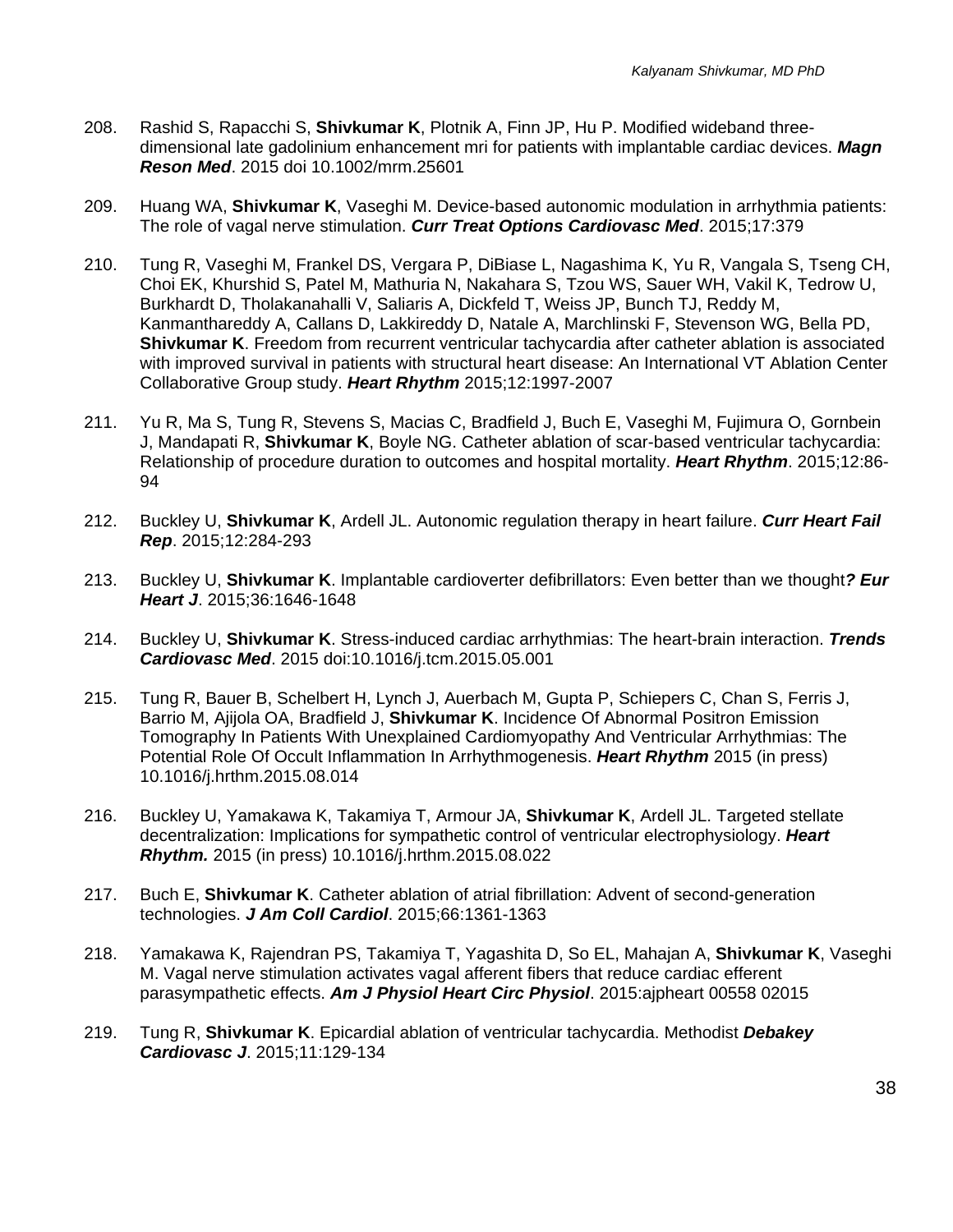208. Rashid S, Rapacchi S, **Shivkumar K**, Plotnik A, Finn JP, Hu P. Modified wideband three-dimensional late gadolinium enhancement mri for patients with implantable cardiac devices. ***Magn Reson Med***. 2015 doi 10.1002/mrm.25601

209. Huang WA, **Shivkumar K**, Vaseghi M. Device-based autonomic modulation in arrhythmia patients: The role of vagal nerve stimulation. ***Curr Treat Options Cardiovasc Med***. 2015;17:379

210. Tung R, Vaseghi M, Frankel DS, Vergara P, DiBiase L, Nagashima K, Yu R, Vangala S, Tseng CH, Choi EK, Khurshid S, Patel M, Mathuria N, Nakahara S, Tzou WS, Sauer WH, Vakil K, Tedrow U, Burkhardt D, Tholakanahalli V, Saliaris A, Dickfeld T, Weiss JP, Bunch TJ, Reddy M, Kanmanthareddy A, Callans D, Lakkireddy D, Natale A, Marchlinski F, Stevenson WG, Bella PD, **Shivkumar K**. Freedom from recurrent ventricular tachycardia after catheter ablation is associated with improved survival in patients with structural heart disease: An International VT Ablation Center Collaborative Group study. ***Heart Rhythm*** 2015;12:1997-2007

211. Yu R, Ma S, Tung R, Stevens S, Macias C, Bradfield J, Buch E, Vaseghi M, Fujimura O, Gornbein J, Mandapati R, **Shivkumar K**, Boyle NG. Catheter ablation of scar-based ventricular tachycardia: Relationship of procedure duration to outcomes and hospital mortality. ***Heart Rhythm***. 2015;12:86-94

212. Buckley U, **Shivkumar K**, Ardell JL. Autonomic regulation therapy in heart failure. ***Curr Heart Fail Rep***. 2015;12:284-293

213. Buckley U, **Shivkumar K**. Implantable cardioverter defibrillators: Even better than we thought***? Eur Heart J***. 2015;36:1646-1648

214. Buckley U, **Shivkumar K**. Stress-induced cardiac arrhythmias: The heart-brain interaction. ***Trends Cardiovasc Med***. 2015 doi:10.1016/j.tcm.2015.05.001

215. Tung R, Bauer B, Schelbert H, Lynch J, Auerbach M, Gupta P, Schiepers C, Chan S, Ferris J, Barrio M, Ajijola OA, Bradfield J, **Shivkumar K**. Incidence Of Abnormal Positron Emission Tomography In Patients With Unexplained Cardiomyopathy And Ventricular Arrhythmias: The Potential Role Of Occult Inflammation In Arrhythmogenesis. ***Heart Rhythm*** 2015 (in press) 10.1016/j.hrthm.2015.08.014

216. Buckley U, Yamakawa K, Takamiya T, Armour JA, **Shivkumar K**, Ardell JL. Targeted stellate decentralization: Implications for sympathetic control of ventricular electrophysiology. ***Heart Rhythm.*** 2015 (in press) 10.1016/j.hrthm.2015.08.022

217. Buch E, **Shivkumar K**. Catheter ablation of atrial fibrillation: Advent of second-generation technologies. ***J Am Coll Cardiol***. 2015;66:1361-1363

218. Yamakawa K, Rajendran PS, Takamiya T, Yagashita D, So EL, Mahajan A, **Shivkumar K**, Vaseghi M. Vagal nerve stimulation activates vagal afferent fibers that reduce cardiac efferent parasympathetic effects. ***Am J Physiol Heart Circ Physiol***. 2015:ajpheart 00558 02015

219. Tung R, **Shivkumar K**. Epicardial ablation of ventricular tachycardia. Methodist ***Debakey Cardiovasc J***. 2015;11:129-134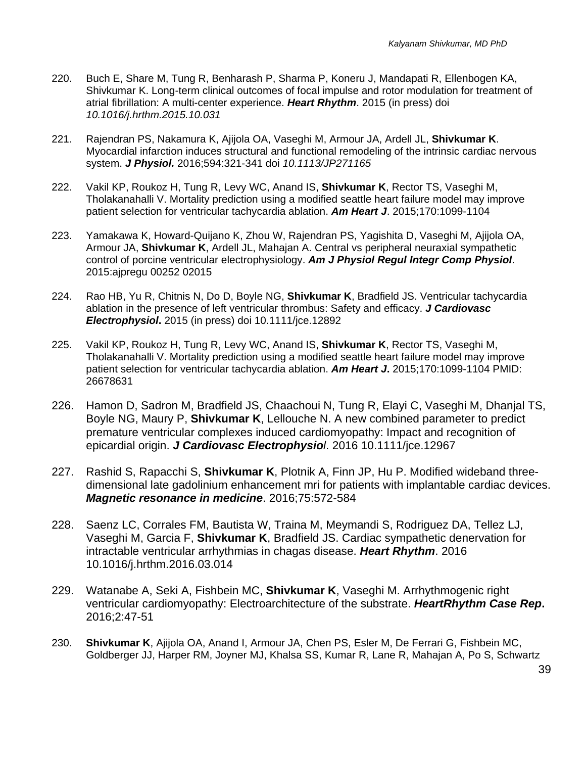220. Buch E, Share M, Tung R, Benharash P, Sharma P, Koneru J, Mandapati R, Ellenbogen KA, Shivkumar K. Long-term clinical outcomes of focal impulse and rotor modulation for treatment of atrial fibrillation: A multi-center experience. ***Heart Rhythm***. 2015 (in press) doi *10.1016/j.hrthm.2015.10.031*

221. Rajendran PS, Nakamura K, Ajijola OA, Vaseghi M, Armour JA, Ardell JL, **Shivkumar K**. Myocardial infarction induces structural and functional remodeling of the intrinsic cardiac nervous system. ***J Physiol.*** 2016;594:321-341 doi *10.1113/JP271165*

222. Vakil KP, Roukoz H, Tung R, Levy WC, Anand IS, **Shivkumar K**, Rector TS, Vaseghi M, Tholakanahalli V. Mortality prediction using a modified seattle heart failure model may improve patient selection for ventricular tachycardia ablation. ***Am Heart J***. 2015;170:1099-1104

223. Yamakawa K, Howard-Quijano K, Zhou W, Rajendran PS, Yagishita D, Vaseghi M, Ajijola OA, Armour JA, **Shivkumar K**, Ardell JL, Mahajan A. Central vs peripheral neuraxial sympathetic control of porcine ventricular electrophysiology. ***Am J Physiol Regul Integr Comp Physiol***. 2015:ajpregu 00252 02015

224. Rao HB, Yu R, Chitnis N, Do D, Boyle NG, **Shivkumar K**, Bradfield JS. Ventricular tachycardia ablation in the presence of left ventricular thrombus: Safety and efficacy. ***J Cardiovasc Electrophysiol*.** 2015 (in press) doi 10.1111/jce.12892

225. Vakil KP, Roukoz H, Tung R, Levy WC, Anand IS, **Shivkumar K**, Rector TS, Vaseghi M, Tholakanahalli V. Mortality prediction using a modified seattle heart failure model may improve patient selection for ventricular tachycardia ablation. ***Am Heart J*.** 2015;170:1099-1104 PMID: 26678631

226. Hamon D, Sadron M, Bradfield JS, Chaachoui N, Tung R, Elayi C, Vaseghi M, Dhanjal TS, Boyle NG, Maury P, **Shivkumar K**, Lellouche N. A new combined parameter to predict premature ventricular complexes induced cardiomyopathy: Impact and recognition of epicardial origin. ***J Cardiovasc Electrophysio****l*. 2016 10.1111/jce.12967

227. Rashid S, Rapacchi S, **Shivkumar K**, Plotnik A, Finn JP, Hu P. Modified wideband three-dimensional late gadolinium enhancement mri for patients with implantable cardiac devices. ***Magnetic resonance in medicine***. 2016;75:572-584

228. Saenz LC, Corrales FM, Bautista W, Traina M, Meymandi S, Rodriguez DA, Tellez LJ, Vaseghi M, Garcia F, **Shivkumar K**, Bradfield JS. Cardiac sympathetic denervation for intractable ventricular arrhythmias in chagas disease. ***Heart Rhythm***. 2016 10.1016/j.hrthm.2016.03.014

229. Watanabe A, Seki A, Fishbein MC, **Shivkumar K**, Vaseghi M. Arrhythmogenic right ventricular cardiomyopathy: Electroarchitecture of the substrate. ***HeartRhythm Case Rep*.** 2016;2:47-51

230. **Shivkumar K**, Ajijola OA, Anand I, Armour JA, Chen PS, Esler M, De Ferrari G, Fishbein MC, Goldberger JJ, Harper RM, Joyner MJ, Khalsa SS, Kumar R, Lane R, Mahajan A, Po S, Schwartz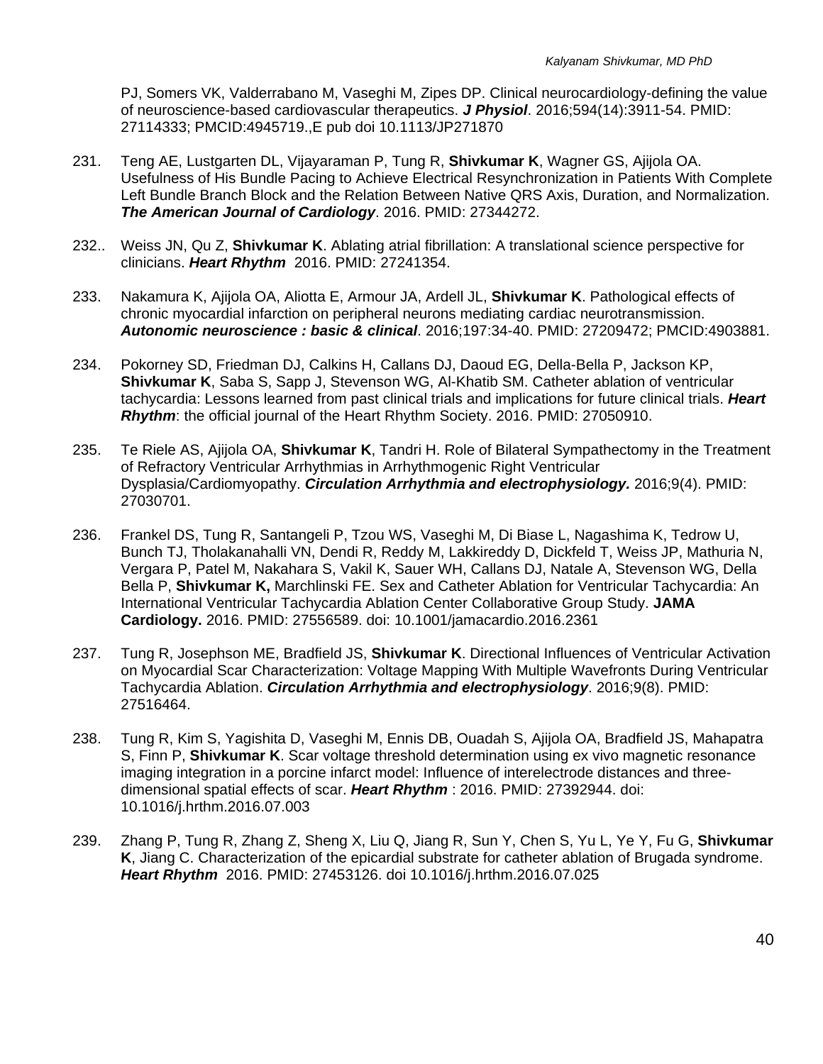PJ, Somers VK, Valderrabano M, Vaseghi M, Zipes DP. Clinical neurocardiology-defining the value of neuroscience-based cardiovascular therapeutics. ***J Physiol***. 2016;594(14):3911-54. PMID: 27114333; PMCID:4945719.,E pub doi 10.1113/JP271870

231. Teng AE, Lustgarten DL, Vijayaraman P, Tung R, **Shivkumar K**, Wagner GS, Ajijola OA. Usefulness of His Bundle Pacing to Achieve Electrical Resynchronization in Patients With Complete Left Bundle Branch Block and the Relation Between Native QRS Axis, Duration, and Normalization. ***The American Journal of Cardiology***. 2016. PMID: 27344272.

232.. Weiss JN, Qu Z, **Shivkumar K**. Ablating atrial fibrillation: A translational science perspective for clinicians. ***Heart Rhythm*** 2016. PMID: 27241354.

233. Nakamura K, Ajijola OA, Aliotta E, Armour JA, Ardell JL, **Shivkumar K**. Pathological effects of chronic myocardial infarction on peripheral neurons mediating cardiac neurotransmission. ***Autonomic neuroscience : basic & clinical***. 2016;197:34-40. PMID: 27209472; PMCID:4903881.

234. Pokorney SD, Friedman DJ, Calkins H, Callans DJ, Daoud EG, Della-Bella P, Jackson KP, **Shivkumar K**, Saba S, Sapp J, Stevenson WG, Al-Khatib SM. Catheter ablation of ventricular tachycardia: Lessons learned from past clinical trials and implications for future clinical trials. ***Heart Rhythm***: the official journal of the Heart Rhythm Society. 2016. PMID: 27050910.

235. Te Riele AS, Ajijola OA, **Shivkumar K**, Tandri H. Role of Bilateral Sympathectomy in the Treatment of Refractory Ventricular Arrhythmias in Arrhythmogenic Right Ventricular Dysplasia/Cardiomyopathy. ***Circulation Arrhythmia and electrophysiology.*** 2016;9(4). PMID: 27030701.

236. Frankel DS, Tung R, Santangeli P, Tzou WS, Vaseghi M, Di Biase L, Nagashima K, Tedrow U, Bunch TJ, Tholakanahalli VN, Dendi R, Reddy M, Lakkireddy D, Dickfeld T, Weiss JP, Mathuria N, Vergara P, Patel M, Nakahara S, Vakil K, Sauer WH, Callans DJ, Natale A, Stevenson WG, Della Bella P, **Shivkumar K,** Marchlinski FE. Sex and Catheter Ablation for Ventricular Tachycardia: An International Ventricular Tachycardia Ablation Center Collaborative Group Study. **JAMA Cardiology.** 2016. PMID: 27556589. doi: 10.1001/jamacardio.2016.2361

237. Tung R, Josephson ME, Bradfield JS, **Shivkumar K**. Directional Influences of Ventricular Activation on Myocardial Scar Characterization: Voltage Mapping With Multiple Wavefronts During Ventricular Tachycardia Ablation. ***Circulation Arrhythmia and electrophysiology***. 2016;9(8). PMID: 27516464.

238. Tung R, Kim S, Yagishita D, Vaseghi M, Ennis DB, Ouadah S, Ajijola OA, Bradfield JS, Mahapatra S, Finn P, **Shivkumar K**. Scar voltage threshold determination using ex vivo magnetic resonance imaging integration in a porcine infarct model: Influence of interelectrode distances and three-dimensional spatial effects of scar. ***Heart Rhythm*** : 2016. PMID: 27392944. doi: 10.1016/j.hrthm.2016.07.003

239. Zhang P, Tung R, Zhang Z, Sheng X, Liu Q, Jiang R, Sun Y, Chen S, Yu L, Ye Y, Fu G, **Shivkumar K**, Jiang C. Characterization of the epicardial substrate for catheter ablation of Brugada syndrome. ***Heart Rhythm*** 2016. PMID: 27453126. doi 10.1016/j.hrthm.2016.07.025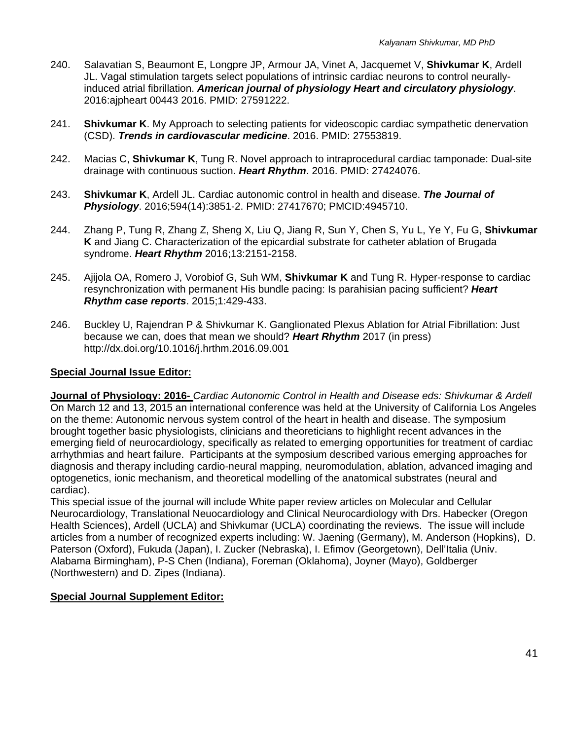240. Salavatian S, Beaumont E, Longpre JP, Armour JA, Vinet A, Jacquemet V, **Shivkumar K**, Ardell JL. Vagal stimulation targets select populations of intrinsic cardiac neurons to control neurally-induced atrial fibrillation. ***American journal of physiology Heart and circulatory physiology***. 2016:ajpheart 00443 2016. PMID: 27591222.

241. **Shivkumar K**. My Approach to selecting patients for videoscopic cardiac sympathetic denervation (CSD). ***Trends in cardiovascular medicine***. 2016. PMID: 27553819.

242. Macias C, **Shivkumar K**, Tung R. Novel approach to intraprocedural cardiac tamponade: Dual-site drainage with continuous suction. ***Heart Rhythm***. 2016. PMID: 27424076.

243. **Shivkumar K**, Ardell JL. Cardiac autonomic control in health and disease. ***The Journal of Physiology***. 2016;594(14):3851-2. PMID: 27417670; PMCID:4945710.

244. Zhang P, Tung R, Zhang Z, Sheng X, Liu Q, Jiang R, Sun Y, Chen S, Yu L, Ye Y, Fu G, **Shivkumar K** and Jiang C. Characterization of the epicardial substrate for catheter ablation of Brugada syndrome. ***Heart Rhythm*** 2016;13:2151-2158.

245. Ajijola OA, Romero J, Vorobiof G, Suh WM, **Shivkumar K** and Tung R. Hyper-response to cardiac resynchronization with permanent His bundle pacing: Is parahisian pacing sufficient? ***Heart Rhythm case reports***. 2015;1:429-433.

246. Buckley U, Rajendran P & Shivkumar K. Ganglionated Plexus Ablation for Atrial Fibrillation: Just because we can, does that mean we should? ***Heart Rhythm*** 2017 (in press) http://dx.doi.org/10.1016/j.hrthm.2016.09.001

**Special Journal Issue Editor:**

**Journal of Physiology: 2016-** *Cardiac Autonomic Control in Health and Disease eds: Shivkumar & Ardell*
On March 12 and 13, 2015 an international conference was held at the University of California Los Angeles on the theme: Autonomic nervous system control of the heart in health and disease. The symposium brought together basic physiologists, clinicians and theoreticians to highlight recent advances in the emerging field of neurocardiology, specifically as related to emerging opportunities for treatment of cardiac arrhythmias and heart failure. Participants at the symposium described various emerging approaches for diagnosis and therapy including cardio-neural mapping, neuromodulation, ablation, advanced imaging and optogenetics, ionic mechanism, and theoretical modelling of the anatomical substrates (neural and cardiac).
This special issue of the journal will include White paper review articles on Molecular and Cellular Neurocardiology, Translational Neuocardiology and Clinical Neurocardiology with Drs. Habecker (Oregon Health Sciences), Ardell (UCLA) and Shivkumar (UCLA) coordinating the reviews. The issue will include articles from a number of recognized experts including: W. Jaening (Germany), M. Anderson (Hopkins), D. Paterson (Oxford), Fukuda (Japan), I. Zucker (Nebraska), I. Efimov (Georgetown), Dell'Italia (Univ. Alabama Birmingham), P-S Chen (Indiana), Foreman (Oklahoma), Joyner (Mayo), Goldberger (Northwestern) and D. Zipes (Indiana).

**Special Journal Supplement Editor:**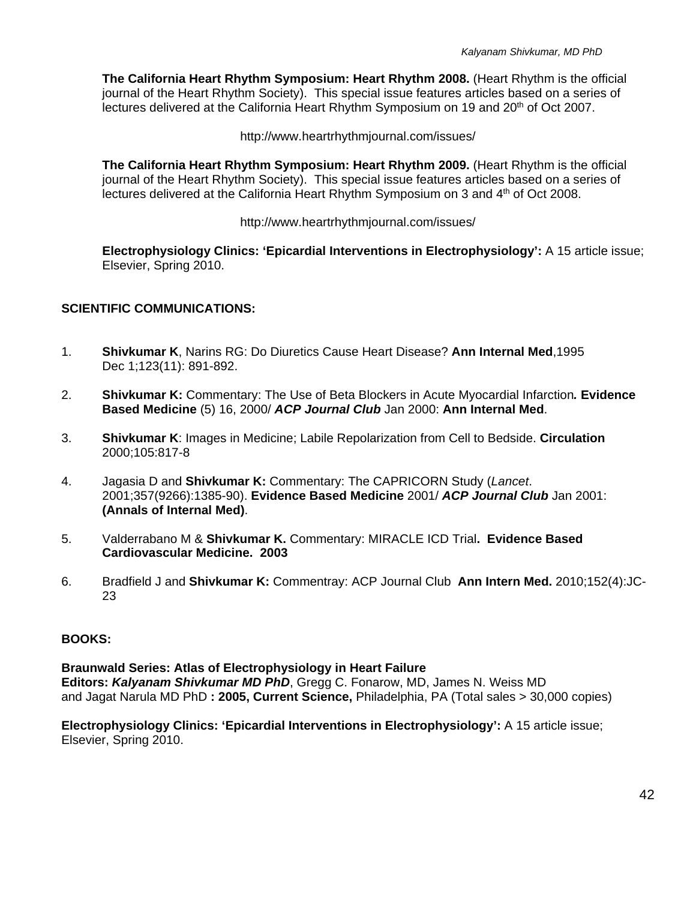**The California Heart Rhythm Symposium: Heart Rhythm 2008.** (Heart Rhythm is the official journal of the Heart Rhythm Society). This special issue features articles based on a series of lectures delivered at the California Heart Rhythm Symposium on 19 and 20th of Oct 2007.

http://www.heartrhythmjournal.com/issues/

**The California Heart Rhythm Symposium: Heart Rhythm 2009.** (Heart Rhythm is the official journal of the Heart Rhythm Society). This special issue features articles based on a series of lectures delivered at the California Heart Rhythm Symposium on 3 and 4th of Oct 2008.

http://www.heartrhythmjournal.com/issues/

**Electrophysiology Clinics: 'Epicardial Interventions in Electrophysiology':** A 15 article issue; Elsevier, Spring 2010.

## SCIENTIFIC COMMUNICATIONS:

1. **Shivkumar K**, Narins RG: Do Diuretics Cause Heart Disease? **Ann Internal Med**,1995 Dec 1;123(11): 891-892.

2. **Shivkumar K:** Commentary: The Use of Beta Blockers in Acute Myocardial Infarction***.*** **Evidence Based Medicine** (5) 16, 2000/ ***ACP Journal Club*** Jan 2000: **Ann Internal Med**.

3. **Shivkumar K**: Images in Medicine; Labile Repolarization from Cell to Bedside. **Circulation** 2000;105:817-8

4. Jagasia D and **Shivkumar K:** Commentary: The CAPRICORN Study (*Lancet*. 2001;357(9266):1385-90). **Evidence Based Medicine** 2001/ ***ACP Journal Club*** Jan 2001: **(Annals of Internal Med)**.

5. Valderrabano M & **Shivkumar K.** Commentary: MIRACLE ICD Trial**. Evidence Based Cardiovascular Medicine. 2003**

6. Bradfield J and **Shivkumar K:** Commentray: ACP Journal Club **Ann Intern Med.** 2010;152(4):JC-23

## BOOKS:

**Braunwald Series: Atlas of Electrophysiology in Heart Failure**
**Editors:** ***Kalyanam Shivkumar MD PhD***, Gregg C. Fonarow, MD, James N. Weiss MD and Jagat Narula MD PhD **: 2005, Current Science,** Philadelphia, PA (Total sales > 30,000 copies)

**Electrophysiology Clinics: 'Epicardial Interventions in Electrophysiology':** A 15 article issue; Elsevier, Spring 2010.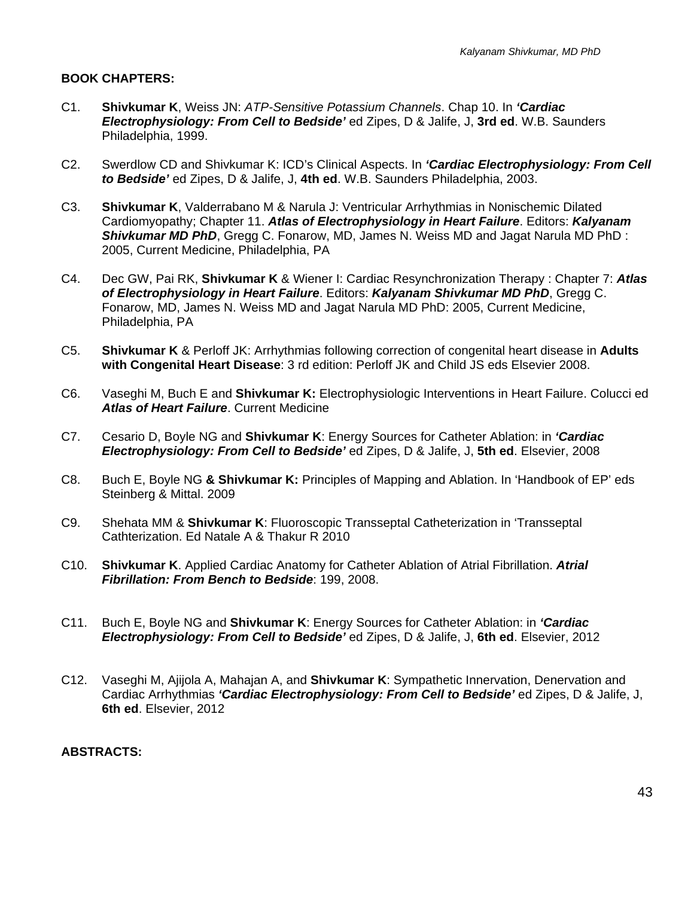**BOOK CHAPTERS:**

C1. **Shivkumar K**, Weiss JN: *ATP-Sensitive Potassium Channels*. Chap 10. In ***'Cardiac Electrophysiology: From Cell to Bedside'*** ed Zipes, D & Jalife, J, **3rd ed**. W.B. Saunders Philadelphia, 1999.

C2. Swerdlow CD and Shivkumar K: ICD's Clinical Aspects. In ***'Cardiac Electrophysiology: From Cell to Bedside'*** ed Zipes, D & Jalife, J, **4th ed**. W.B. Saunders Philadelphia, 2003.

C3. **Shivkumar K**, Valderrabano M & Narula J: Ventricular Arrhythmias in Nonischemic Dilated Cardiomyopathy; Chapter 11. ***Atlas of Electrophysiology in Heart Failure***. Editors: ***Kalyanam Shivkumar MD PhD***, Gregg C. Fonarow, MD, James N. Weiss MD and Jagat Narula MD PhD : 2005, Current Medicine, Philadelphia, PA

C4. Dec GW, Pai RK, **Shivkumar K** & Wiener I: Cardiac Resynchronization Therapy : Chapter 7: ***Atlas of Electrophysiology in Heart Failure***. Editors: ***Kalyanam Shivkumar MD PhD***, Gregg C. Fonarow, MD, James N. Weiss MD and Jagat Narula MD PhD: 2005, Current Medicine, Philadelphia, PA

C5. **Shivkumar K** & Perloff JK: Arrhythmias following correction of congenital heart disease in **Adults with Congenital Heart Disease**: 3 rd edition: Perloff JK and Child JS eds Elsevier 2008.

C6. Vaseghi M, Buch E and **Shivkumar K:** Electrophysiologic Interventions in Heart Failure. Colucci ed ***Atlas of Heart Failure***. Current Medicine

C7. Cesario D, Boyle NG and **Shivkumar K**: Energy Sources for Catheter Ablation: in ***'Cardiac Electrophysiology: From Cell to Bedside'*** ed Zipes, D & Jalife, J, **5th ed**. Elsevier, 2008

C8. Buch E, Boyle NG **& Shivkumar K:** Principles of Mapping and Ablation. In 'Handbook of EP' eds Steinberg & Mittal. 2009

C9. Shehata MM & **Shivkumar K**: Fluoroscopic Transseptal Catheterization in 'Transseptal Cathterization. Ed Natale A & Thakur R 2010

C10. **Shivkumar K**. Applied Cardiac Anatomy for Catheter Ablation of Atrial Fibrillation. ***Atrial Fibrillation: From Bench to Bedside***: 199, 2008.

C11. Buch E, Boyle NG and **Shivkumar K**: Energy Sources for Catheter Ablation: in ***'Cardiac Electrophysiology: From Cell to Bedside'*** ed Zipes, D & Jalife, J, **6th ed**. Elsevier, 2012

C12. Vaseghi M, Ajijola A, Mahajan A, and **Shivkumar K**: Sympathetic Innervation, Denervation and Cardiac Arrhythmias ***'Cardiac Electrophysiology: From Cell to Bedside'*** ed Zipes, D & Jalife, J, **6th ed**. Elsevier, 2012

**ABSTRACTS:**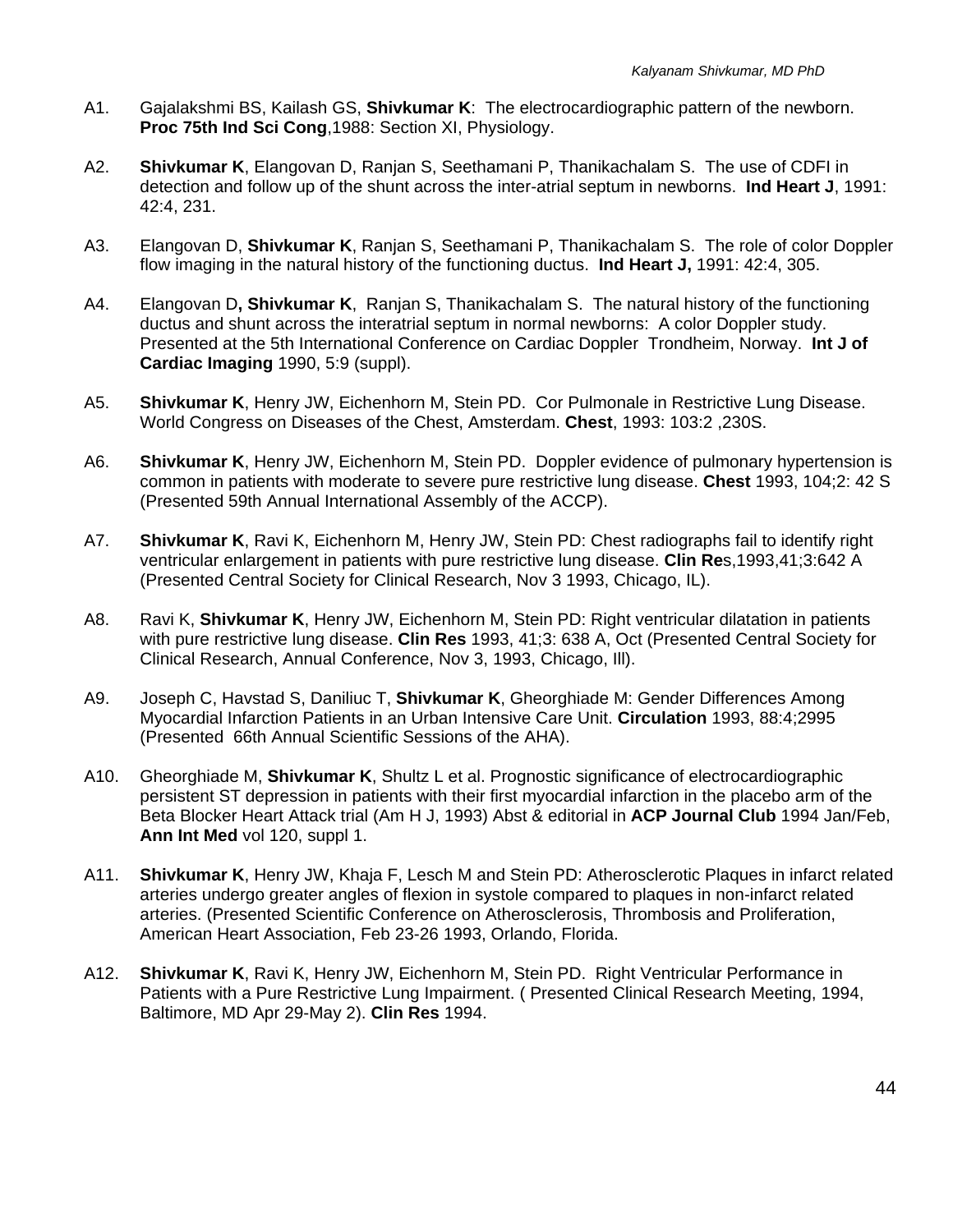A1. Gajalakshmi BS, Kailash GS, **Shivkumar K**: The electrocardiographic pattern of the newborn. **Proc 75th Ind Sci Cong**,1988: Section XI, Physiology.

A2. **Shivkumar K**, Elangovan D, Ranjan S, Seethamani P, Thanikachalam S. The use of CDFI in detection and follow up of the shunt across the inter-atrial septum in newborns. **Ind Heart J**, 1991: 42:4, 231.

A3. Elangovan D, **Shivkumar K**, Ranjan S, Seethamani P, Thanikachalam S. The role of color Doppler flow imaging in the natural history of the functioning ductus. **Ind Heart J,** 1991: 42:4, 305.

A4. Elangovan D**, Shivkumar K**, Ranjan S, Thanikachalam S. The natural history of the functioning ductus and shunt across the interatrial septum in normal newborns: A color Doppler study. Presented at the 5th International Conference on Cardiac Doppler Trondheim, Norway. **Int J of Cardiac Imaging** 1990, 5:9 (suppl).

A5. **Shivkumar K**, Henry JW, Eichenhorn M, Stein PD. Cor Pulmonale in Restrictive Lung Disease. World Congress on Diseases of the Chest, Amsterdam. **Chest**, 1993: 103:2 ,230S.

A6. **Shivkumar K**, Henry JW, Eichenhorn M, Stein PD. Doppler evidence of pulmonary hypertension is common in patients with moderate to severe pure restrictive lung disease. **Chest** 1993, 104;2: 42 S (Presented 59th Annual International Assembly of the ACCP).

A7. **Shivkumar K**, Ravi K, Eichenhorn M, Henry JW, Stein PD: Chest radiographs fail to identify right ventricular enlargement in patients with pure restrictive lung disease. **Clin Re**s,1993,41;3:642 A (Presented Central Society for Clinical Research, Nov 3 1993, Chicago, IL).

A8. Ravi K, **Shivkumar K**, Henry JW, Eichenhorn M, Stein PD: Right ventricular dilatation in patients with pure restrictive lung disease. **Clin Res** 1993, 41;3: 638 A, Oct (Presented Central Society for Clinical Research, Annual Conference, Nov 3, 1993, Chicago, Ill).

A9. Joseph C, Havstad S, Daniliuc T, **Shivkumar K**, Gheorghiade M: Gender Differences Among Myocardial Infarction Patients in an Urban Intensive Care Unit. **Circulation** 1993, 88:4;2995 (Presented 66th Annual Scientific Sessions of the AHA).

A10. Gheorghiade M, **Shivkumar K**, Shultz L et al. Prognostic significance of electrocardiographic persistent ST depression in patients with their first myocardial infarction in the placebo arm of the Beta Blocker Heart Attack trial (Am H J, 1993) Abst & editorial in **ACP Journal Club** 1994 Jan/Feb, **Ann Int Med** vol 120, suppl 1.

A11. **Shivkumar K**, Henry JW, Khaja F, Lesch M and Stein PD: Atherosclerotic Plaques in infarct related arteries undergo greater angles of flexion in systole compared to plaques in non-infarct related arteries. (Presented Scientific Conference on Atherosclerosis, Thrombosis and Proliferation, American Heart Association, Feb 23-26 1993, Orlando, Florida.

A12. **Shivkumar K**, Ravi K, Henry JW, Eichenhorn M, Stein PD. Right Ventricular Performance in Patients with a Pure Restrictive Lung Impairment. ( Presented Clinical Research Meeting, 1994, Baltimore, MD Apr 29-May 2). **Clin Res** 1994.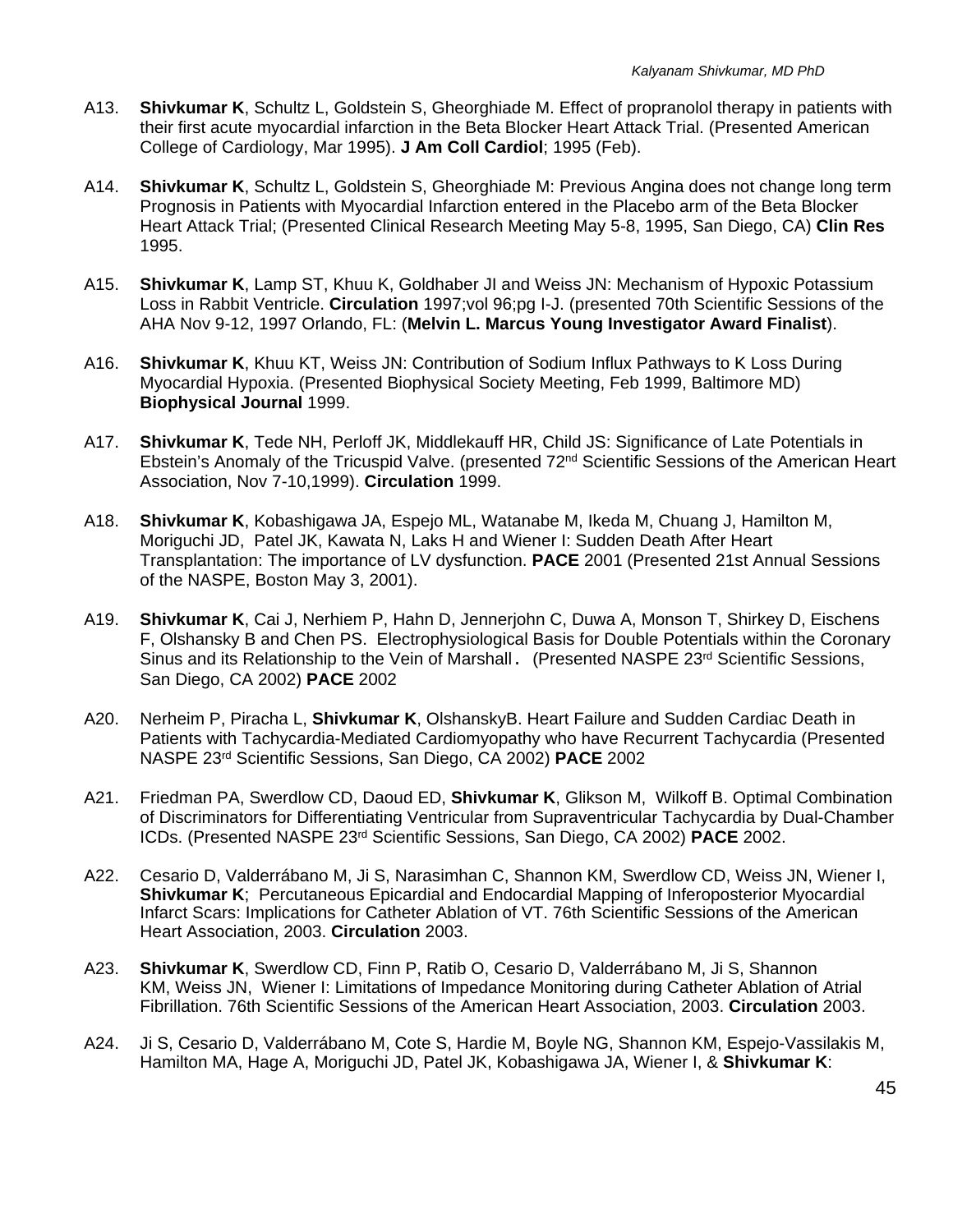A13. **Shivkumar K**, Schultz L, Goldstein S, Gheorghiade M. Effect of propranolol therapy in patients with their first acute myocardial infarction in the Beta Blocker Heart Attack Trial. (Presented American College of Cardiology, Mar 1995). **J Am Coll Cardiol**; 1995 (Feb).

A14. **Shivkumar K**, Schultz L, Goldstein S, Gheorghiade M: Previous Angina does not change long term Prognosis in Patients with Myocardial Infarction entered in the Placebo arm of the Beta Blocker Heart Attack Trial; (Presented Clinical Research Meeting May 5-8, 1995, San Diego, CA) **Clin Res** 1995.

A15. **Shivkumar K**, Lamp ST, Khuu K, Goldhaber JI and Weiss JN: Mechanism of Hypoxic Potassium Loss in Rabbit Ventricle. **Circulation** 1997;vol 96;pg I-J. (presented 70th Scientific Sessions of the AHA Nov 9-12, 1997 Orlando, FL: (**Melvin L. Marcus Young Investigator Award Finalist**).

A16. **Shivkumar K**, Khuu KT, Weiss JN: Contribution of Sodium Influx Pathways to K Loss During Myocardial Hypoxia. (Presented Biophysical Society Meeting, Feb 1999, Baltimore MD) **Biophysical Journal** 1999.

A17. **Shivkumar K**, Tede NH, Perloff JK, Middlekauff HR, Child JS: Significance of Late Potentials in Ebstein's Anomaly of the Tricuspid Valve. (presented 72nd Scientific Sessions of the American Heart Association, Nov 7-10,1999). **Circulation** 1999.

A18. **Shivkumar K**, Kobashigawa JA, Espejo ML, Watanabe M, Ikeda M, Chuang J, Hamilton M, Moriguchi JD, Patel JK, Kawata N, Laks H and Wiener I: Sudden Death After Heart Transplantation: The importance of LV dysfunction. **PACE** 2001 (Presented 21st Annual Sessions of the NASPE, Boston May 3, 2001).

A19. **Shivkumar K**, Cai J, Nerhiem P, Hahn D, Jennerjohn C, Duwa A, Monson T, Shirkey D, Eischens F, Olshansky B and Chen PS. Electrophysiological Basis for Double Potentials within the Coronary Sinus and its Relationship to the Vein of Marshall. (Presented NASPE 23rd Scientific Sessions, San Diego, CA 2002) **PACE** 2002

A20. Nerheim P, Piracha L, **Shivkumar K**, OlshanskyB. Heart Failure and Sudden Cardiac Death in Patients with Tachycardia-Mediated Cardiomyopathy who have Recurrent Tachycardia (Presented NASPE 23rd Scientific Sessions, San Diego, CA 2002) **PACE** 2002

A21. Friedman PA, Swerdlow CD, Daoud ED, **Shivkumar K**, Glikson M, Wilkoff B. Optimal Combination of Discriminators for Differentiating Ventricular from Supraventricular Tachycardia by Dual-Chamber ICDs. (Presented NASPE 23rd Scientific Sessions, San Diego, CA 2002) **PACE** 2002.

A22. Cesario D, Valderrábano M, Ji S, Narasimhan C, Shannon KM, Swerdlow CD, Weiss JN, Wiener I, **Shivkumar K**; Percutaneous Epicardial and Endocardial Mapping of Inferoposterior Myocardial Infarct Scars: Implications for Catheter Ablation of VT. 76th Scientific Sessions of the American Heart Association, 2003. **Circulation** 2003.

A23. **Shivkumar K**, Swerdlow CD, Finn P, Ratib O, Cesario D, Valderrábano M, Ji S, Shannon KM, Weiss JN, Wiener I: Limitations of Impedance Monitoring during Catheter Ablation of Atrial Fibrillation. 76th Scientific Sessions of the American Heart Association, 2003. **Circulation** 2003.

A24. Ji S, Cesario D, Valderrábano M, Cote S, Hardie M, Boyle NG, Shannon KM, Espejo-Vassilakis M, Hamilton MA, Hage A, Moriguchi JD, Patel JK, Kobashigawa JA, Wiener I, & **Shivkumar K**: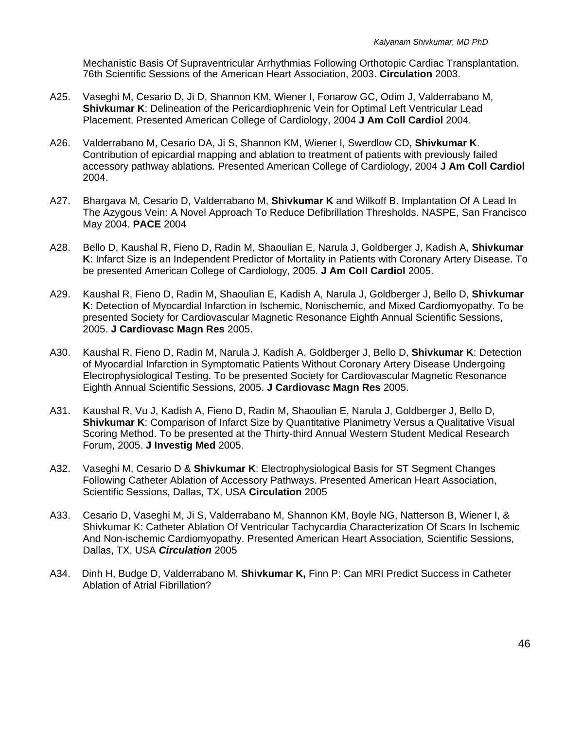Mechanistic Basis Of Supraventricular Arrhythmias Following Orthotopic Cardiac Transplantation. 76th Scientific Sessions of the American Heart Association, 2003. **Circulation** 2003.

A25. Vaseghi M, Cesario D, Ji D, Shannon KM, Wiener I, Fonarow GC, Odim J, Valderrabano M, **Shivkumar K**: Delineation of the Pericardiophrenic Vein for Optimal Left Ventricular Lead Placement. Presented American College of Cardiology, 2004 **J Am Coll Cardiol** 2004.

A26. Valderrabano M, Cesario DA, Ji S, Shannon KM, Wiener I, Swerdlow CD, **Shivkumar K**. Contribution of epicardial mapping and ablation to treatment of patients with previously failed accessory pathway ablations. Presented American College of Cardiology, 2004 **J Am Coll Cardiol** 2004.

A27. Bhargava M, Cesario D, Valderrabano M, **Shivkumar K** and Wilkoff B. Implantation Of A Lead In The Azygous Vein: A Novel Approach To Reduce Defibrillation Thresholds. NASPE, San Francisco May 2004. **PACE** 2004

A28. Bello D, Kaushal R, Fieno D, Radin M, Shaoulian E, Narula J, Goldberger J, Kadish A, **Shivkumar K**: Infarct Size is an Independent Predictor of Mortality in Patients with Coronary Artery Disease. To be presented American College of Cardiology, 2005. **J Am Coll Cardiol** 2005.

A29. Kaushal R, Fieno D, Radin M, Shaoulian E, Kadish A, Narula J, Goldberger J, Bello D, **Shivkumar K**: Detection of Myocardial Infarction in Ischemic, Nonischemic, and Mixed Cardiomyopathy. To be presented Society for Cardiovascular Magnetic Resonance Eighth Annual Scientific Sessions, 2005. **J Cardiovasc Magn Res** 2005.

A30. Kaushal R, Fieno D, Radin M, Narula J, Kadish A, Goldberger J, Bello D, **Shivkumar K**: Detection of Myocardial Infarction in Symptomatic Patients Without Coronary Artery Disease Undergoing Electrophysiological Testing. To be presented Society for Cardiovascular Magnetic Resonance Eighth Annual Scientific Sessions, 2005. **J Cardiovasc Magn Res** 2005.

A31. Kaushal R, Vu J, Kadish A, Fieno D, Radin M, Shaoulian E, Narula J, Goldberger J, Bello D, **Shivkumar K**: Comparison of Infarct Size by Quantitative Planimetry Versus a Qualitative Visual Scoring Method. To be presented at the Thirty-third Annual Western Student Medical Research Forum, 2005. **J Investig Med** 2005.

A32. Vaseghi M, Cesario D & **Shivkumar K**: Electrophysiological Basis for ST Segment Changes Following Catheter Ablation of Accessory Pathways. Presented American Heart Association, Scientific Sessions, Dallas, TX, USA **Circulation** 2005

A33. Cesario D, Vaseghi M, Ji S, Valderrabano M, Shannon KM, Boyle NG, Natterson B, Wiener I, & Shivkumar K: Catheter Ablation Of Ventricular Tachycardia Characterization Of Scars In Ischemic And Non-ischemic Cardiomyopathy. Presented American Heart Association, Scientific Sessions, Dallas, TX, USA ***Circulation*** 2005

A34. Dinh H, Budge D, Valderrabano M, **Shivkumar K,** Finn P: Can MRI Predict Success in Catheter Ablation of Atrial Fibrillation?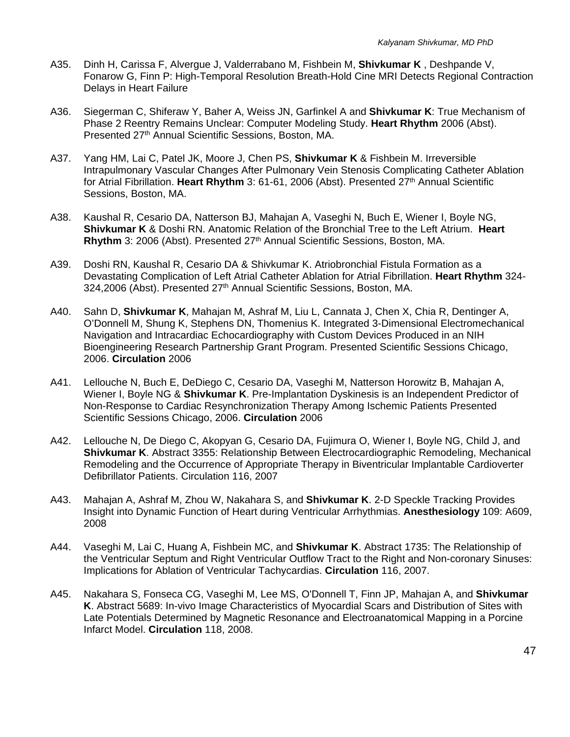A35. Dinh H, Carissa F, Alvergue J, Valderrabano M, Fishbein M, **Shivkumar K** , Deshpande V, Fonarow G, Finn P: High-Temporal Resolution Breath-Hold Cine MRI Detects Regional Contraction Delays in Heart Failure

A36. Siegerman C, Shiferaw Y, Baher A, Weiss JN, Garfinkel A and **Shivkumar K**: True Mechanism of Phase 2 Reentry Remains Unclear: Computer Modeling Study. **Heart Rhythm** 2006 (Abst). Presented 27th Annual Scientific Sessions, Boston, MA.

A37. Yang HM, Lai C, Patel JK, Moore J, Chen PS, **Shivkumar K** & Fishbein M. Irreversible Intrapulmonary Vascular Changes After Pulmonary Vein Stenosis Complicating Catheter Ablation for Atrial Fibrillation. **Heart Rhythm** 3: 61-61, 2006 (Abst). Presented 27th Annual Scientific Sessions, Boston, MA.

A38. Kaushal R, Cesario DA, Natterson BJ, Mahajan A, Vaseghi N, Buch E, Wiener I, Boyle NG, **Shivkumar K** & Doshi RN. Anatomic Relation of the Bronchial Tree to the Left Atrium. **Heart Rhythm** 3: 2006 (Abst). Presented 27th Annual Scientific Sessions, Boston, MA.

A39. Doshi RN, Kaushal R, Cesario DA & Shivkumar K. Atriobronchial Fistula Formation as a Devastating Complication of Left Atrial Catheter Ablation for Atrial Fibrillation. **Heart Rhythm** 324-324,2006 (Abst). Presented 27th Annual Scientific Sessions, Boston, MA.

A40. Sahn D, **Shivkumar K**, Mahajan M, Ashraf M, Liu L, Cannata J, Chen X, Chia R, Dentinger A, O'Donnell M, Shung K, Stephens DN, Thomenius K. Integrated 3-Dimensional Electromechanical Navigation and Intracardiac Echocardiography with Custom Devices Produced in an NIH Bioengineering Research Partnership Grant Program. Presented Scientific Sessions Chicago, 2006. **Circulation** 2006

A41. Lellouche N, Buch E, DeDiego C, Cesario DA, Vaseghi M, Natterson Horowitz B, Mahajan A, Wiener I, Boyle NG & **Shivkumar K**. Pre-Implantation Dyskinesis is an Independent Predictor of Non-Response to Cardiac Resynchronization Therapy Among Ischemic Patients Presented Scientific Sessions Chicago, 2006. **Circulation** 2006

A42. Lellouche N, De Diego C, Akopyan G, Cesario DA, Fujimura O, Wiener I, Boyle NG, Child J, and **Shivkumar K**. Abstract 3355: Relationship Between Electrocardiographic Remodeling, Mechanical Remodeling and the Occurrence of Appropriate Therapy in Biventricular Implantable Cardioverter Defibrillator Patients. Circulation 116, 2007

A43. Mahajan A, Ashraf M, Zhou W, Nakahara S, and **Shivkumar K**. 2-D Speckle Tracking Provides Insight into Dynamic Function of Heart during Ventricular Arrhythmias. **Anesthesiology** 109: A609, 2008

A44. Vaseghi M, Lai C, Huang A, Fishbein MC, and **Shivkumar K**. Abstract 1735: The Relationship of the Ventricular Septum and Right Ventricular Outflow Tract to the Right and Non-coronary Sinuses: Implications for Ablation of Ventricular Tachycardias. **Circulation** 116, 2007.

A45. Nakahara S, Fonseca CG, Vaseghi M, Lee MS, O'Donnell T, Finn JP, Mahajan A, and **Shivkumar K**. Abstract 5689: In-vivo Image Characteristics of Myocardial Scars and Distribution of Sites with Late Potentials Determined by Magnetic Resonance and Electroanatomical Mapping in a Porcine Infarct Model. **Circulation** 118, 2008.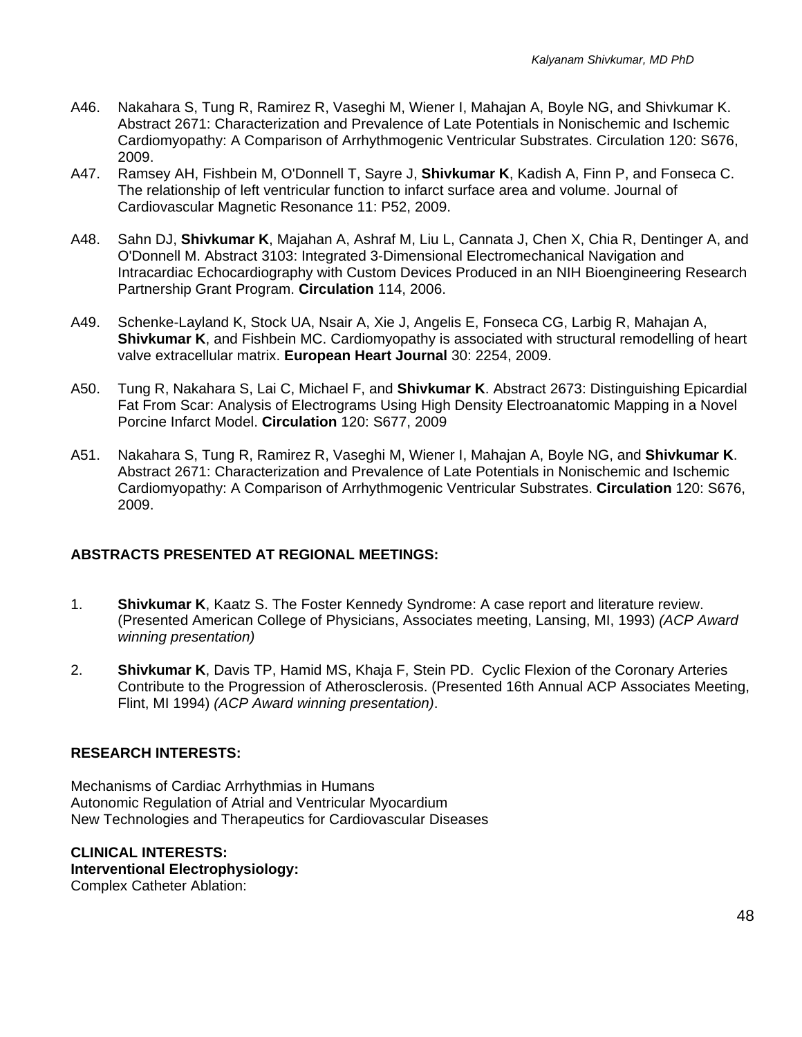A46. Nakahara S, Tung R, Ramirez R, Vaseghi M, Wiener I, Mahajan A, Boyle NG, and Shivkumar K. Abstract 2671: Characterization and Prevalence of Late Potentials in Nonischemic and Ischemic Cardiomyopathy: A Comparison of Arrhythmogenic Ventricular Substrates. Circulation 120: S676, 2009.

A47. Ramsey AH, Fishbein M, O'Donnell T, Sayre J, **Shivkumar K**, Kadish A, Finn P, and Fonseca C. The relationship of left ventricular function to infarct surface area and volume. Journal of Cardiovascular Magnetic Resonance 11: P52, 2009.

A48. Sahn DJ, **Shivkumar K**, Majahan A, Ashraf M, Liu L, Cannata J, Chen X, Chia R, Dentinger A, and O'Donnell M. Abstract 3103: Integrated 3-Dimensional Electromechanical Navigation and Intracardiac Echocardiography with Custom Devices Produced in an NIH Bioengineering Research Partnership Grant Program. **Circulation** 114, 2006.

A49. Schenke-Layland K, Stock UA, Nsair A, Xie J, Angelis E, Fonseca CG, Larbig R, Mahajan A, **Shivkumar K**, and Fishbein MC. Cardiomyopathy is associated with structural remodelling of heart valve extracellular matrix. **European Heart Journal** 30: 2254, 2009.

A50. Tung R, Nakahara S, Lai C, Michael F, and **Shivkumar K**. Abstract 2673: Distinguishing Epicardial Fat From Scar: Analysis of Electrograms Using High Density Electroanatomic Mapping in a Novel Porcine Infarct Model. **Circulation** 120: S677, 2009

A51. Nakahara S, Tung R, Ramirez R, Vaseghi M, Wiener I, Mahajan A, Boyle NG, and **Shivkumar K**. Abstract 2671: Characterization and Prevalence of Late Potentials in Nonischemic and Ischemic Cardiomyopathy: A Comparison of Arrhythmogenic Ventricular Substrates. **Circulation** 120: S676, 2009.

## ABSTRACTS PRESENTED AT REGIONAL MEETINGS:

1. **Shivkumar K**, Kaatz S. The Foster Kennedy Syndrome: A case report and literature review. (Presented American College of Physicians, Associates meeting, Lansing, MI, 1993) *(ACP Award winning presentation)*

2. **Shivkumar K**, Davis TP, Hamid MS, Khaja F, Stein PD. Cyclic Flexion of the Coronary Arteries Contribute to the Progression of Atherosclerosis. (Presented 16th Annual ACP Associates Meeting, Flint, MI 1994) *(ACP Award winning presentation)*.

## RESEARCH INTERESTS:

Mechanisms of Cardiac Arrhythmias in Humans
Autonomic Regulation of Atrial and Ventricular Myocardium
New Technologies and Therapeutics for Cardiovascular Diseases

## CLINICAL INTERESTS:

**Interventional Electrophysiology:**

Complex Catheter Ablation: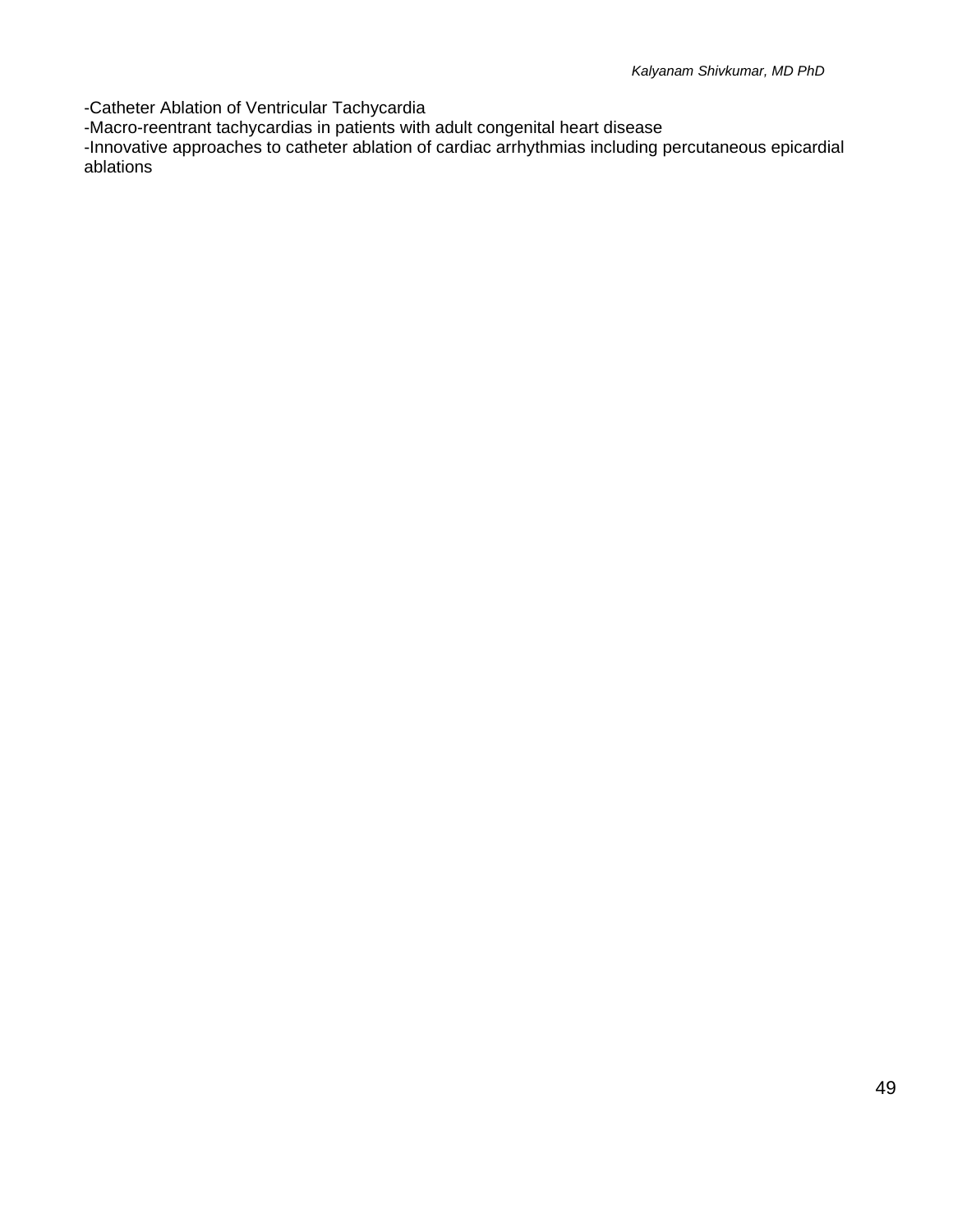-Catheter Ablation of Ventricular Tachycardia
-Macro-reentrant tachycardias in patients with adult congenital heart disease
-Innovative approaches to catheter ablation of cardiac arrhythmias including percutaneous epicardial ablations